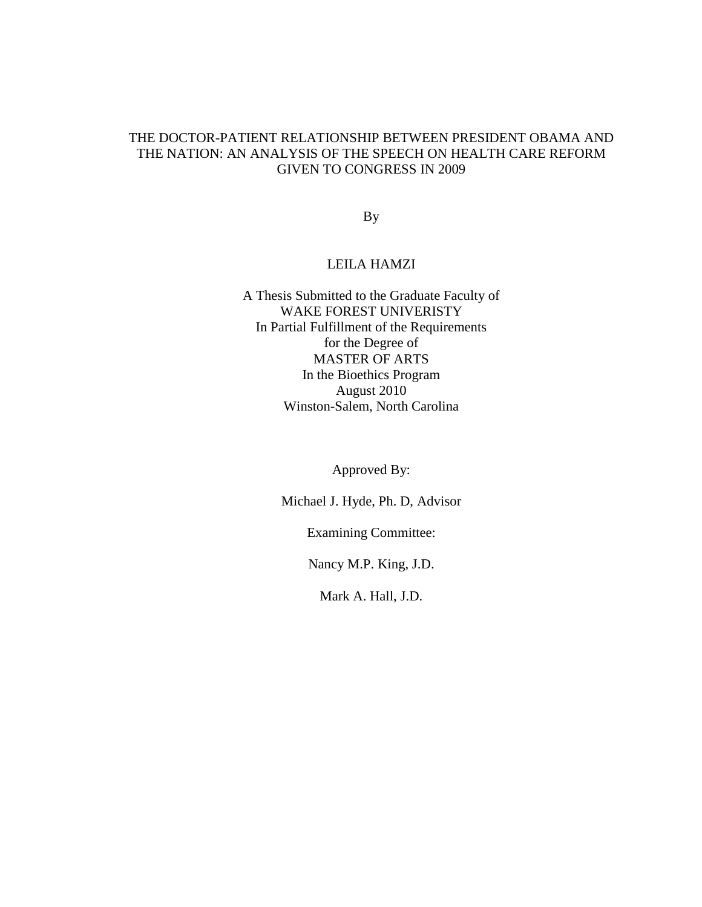# THE DOCTOR-PATIENT RELATIONSHIP BETWEEN PRESIDENT OBAMA AND THE NATION: AN ANALYSIS OF THE SPEECH ON HEALTH CARE REFORM GIVEN TO CONGRESS IN 2009

By

LEILA HAMZI

A Thesis Submitted to the Graduate Faculty of
WAKE FOREST UNIVERISTY
In Partial Fulfillment of the Requirements
for the Degree of
MASTER OF ARTS
In the Bioethics Program
August 2010
Winston-Salem, North Carolina

Approved By:

Michael J. Hyde, Ph. D, Advisor

Examining Committee:

Nancy M.P. King, J.D.

Mark A. Hall, J.D.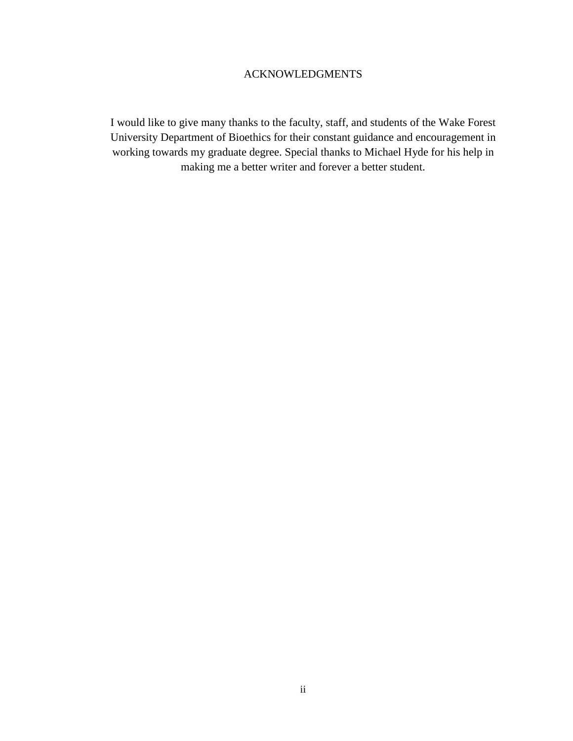# ACKNOWLEDGMENTS

I would like to give many thanks to the faculty, staff, and students of the Wake Forest University Department of Bioethics for their constant guidance and encouragement in working towards my graduate degree. Special thanks to Michael Hyde for his help in making me a better writer and forever a better student.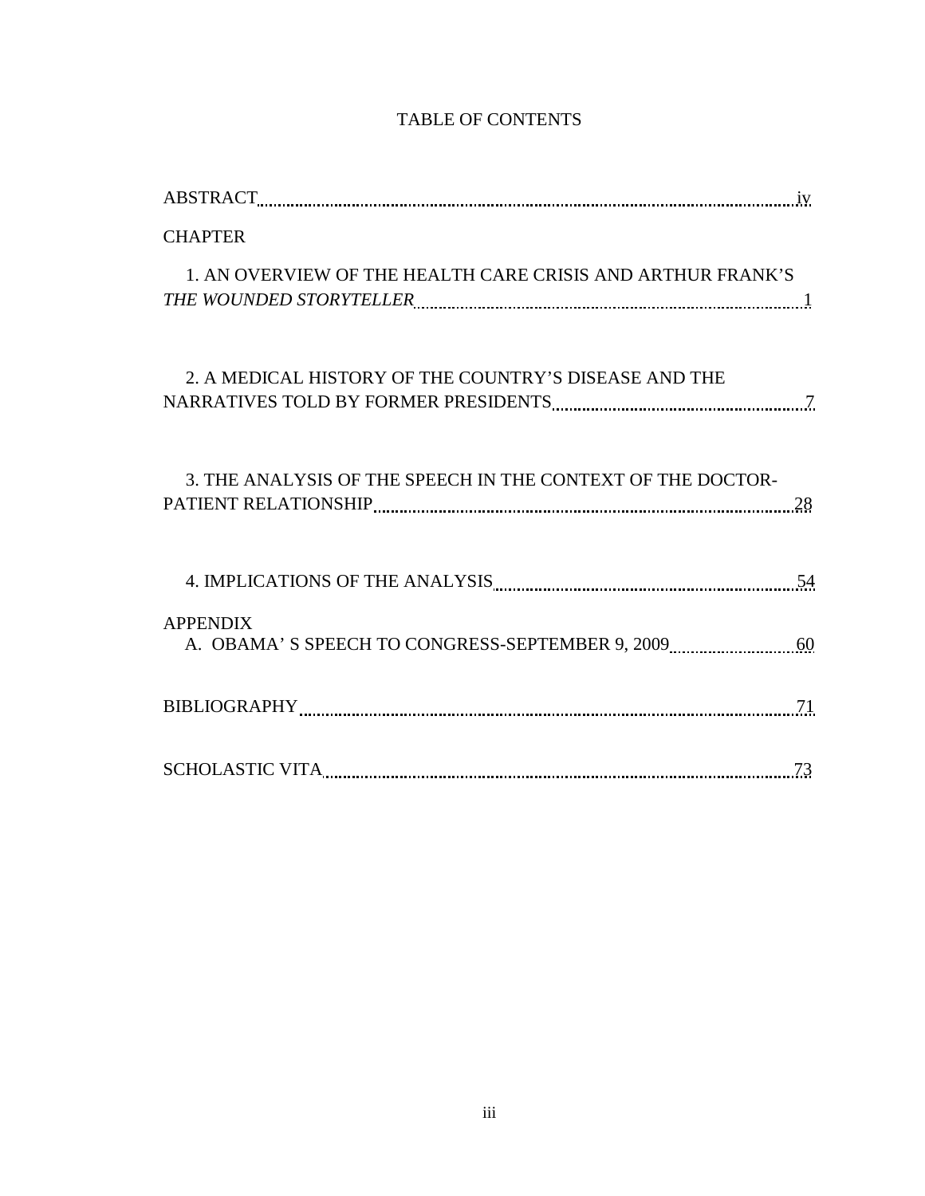# TABLE OF CONTENTS

ABSTRACT .......... iv

CHAPTER

1. AN OVERVIEW OF THE HEALTH CARE CRISIS AND ARTHUR FRANK'S *THE WOUNDED STORYTELLER* .......... 1

2. A MEDICAL HISTORY OF THE COUNTRY'S DISEASE AND THE NARRATIVES TOLD BY FORMER PRESIDENTS .......... 7

3. THE ANALYSIS OF THE SPEECH IN THE CONTEXT OF THE DOCTOR-PATIENT RELATIONSHIP .......... 28

4. IMPLICATIONS OF THE ANALYSIS .......... 54

APPENDIX

A. OBAMA' S SPEECH TO CONGRESS-SEPTEMBER 9, 2009 .......... 60

BIBLIOGRAPHY .......... 71

SCHOLASTIC VITA .......... 73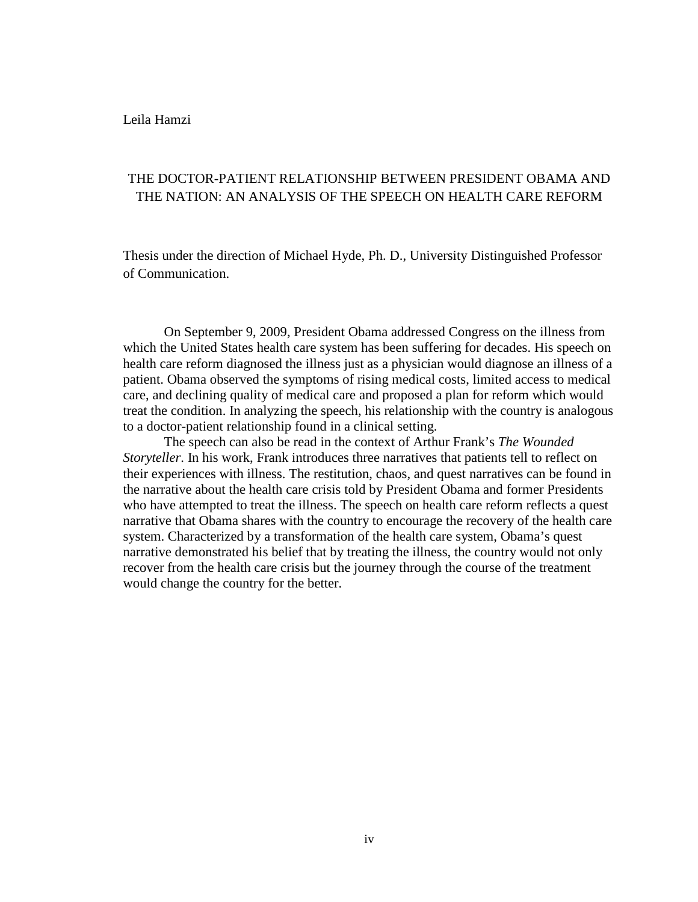Leila Hamzi

THE DOCTOR-PATIENT RELATIONSHIP BETWEEN PRESIDENT OBAMA AND THE NATION: AN ANALYSIS OF THE SPEECH ON HEALTH CARE REFORM

Thesis under the direction of Michael Hyde, Ph. D., University Distinguished Professor of Communication.

On September 9, 2009, President Obama addressed Congress on the illness from which the United States health care system has been suffering for decades. His speech on health care reform diagnosed the illness just as a physician would diagnose an illness of a patient. Obama observed the symptoms of rising medical costs, limited access to medical care, and declining quality of medical care and proposed a plan for reform which would treat the condition. In analyzing the speech, his relationship with the country is analogous to a doctor-patient relationship found in a clinical setting.

The speech can also be read in the context of Arthur Frank's *The Wounded Storyteller*. In his work, Frank introduces three narratives that patients tell to reflect on their experiences with illness. The restitution, chaos, and quest narratives can be found in the narrative about the health care crisis told by President Obama and former Presidents who have attempted to treat the illness. The speech on health care reform reflects a quest narrative that Obama shares with the country to encourage the recovery of the health care system. Characterized by a transformation of the health care system, Obama's quest narrative demonstrated his belief that by treating the illness, the country would not only recover from the health care crisis but the journey through the course of the treatment would change the country for the better.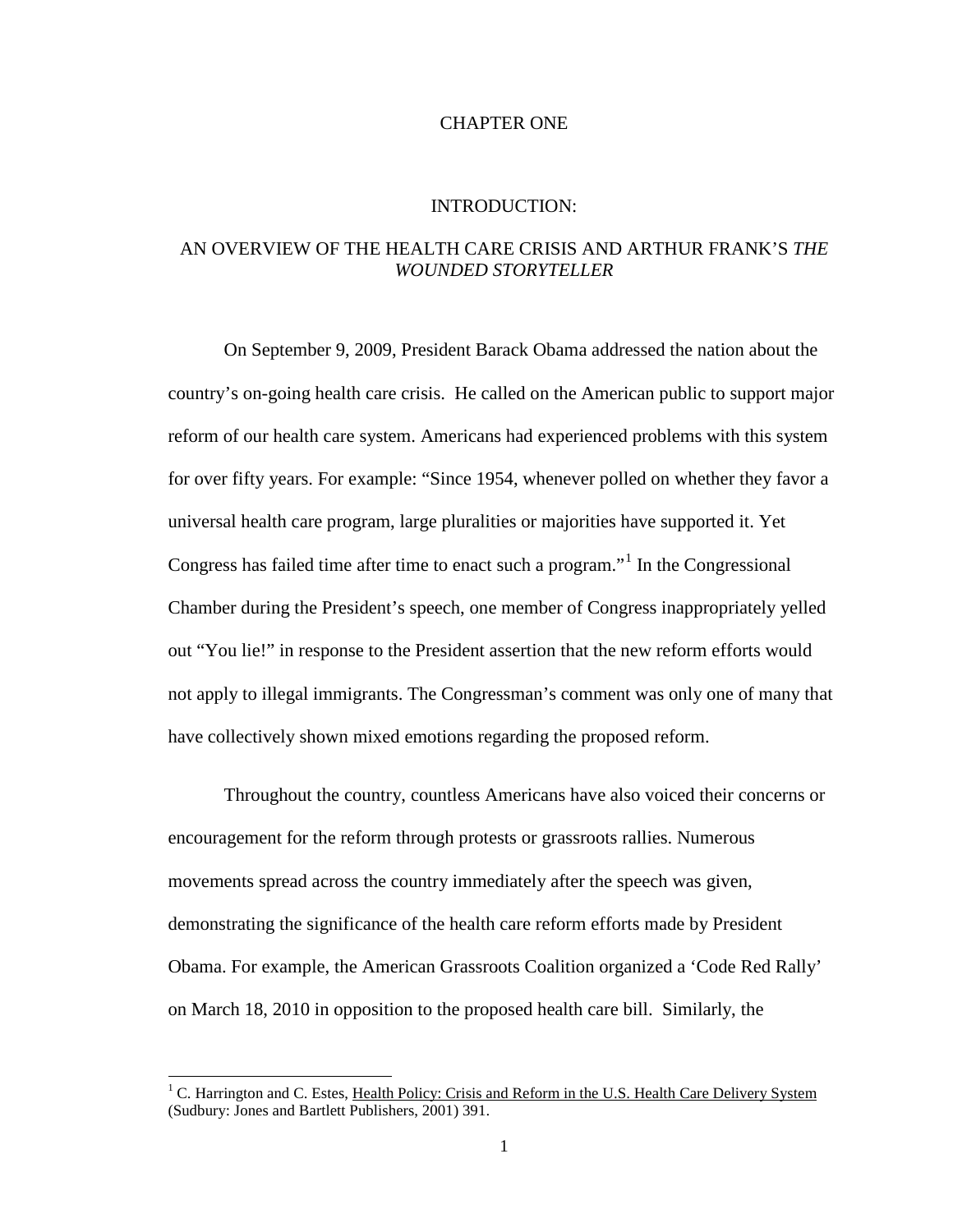# CHAPTER ONE

## INTRODUCTION:

## AN OVERVIEW OF THE HEALTH CARE CRISIS AND ARTHUR FRANK'S *THE WOUNDED STORYTELLER*

On September 9, 2009, President Barack Obama addressed the nation about the country's on-going health care crisis. He called on the American public to support major reform of our health care system. Americans had experienced problems with this system for over fifty years. For example: "Since 1954, whenever polled on whether they favor a universal health care program, large pluralities or majorities have supported it. Yet Congress has failed time after time to enact such a program."[1] In the Congressional Chamber during the President's speech, one member of Congress inappropriately yelled out "You lie!" in response to the President assertion that the new reform efforts would not apply to illegal immigrants. The Congressman's comment was only one of many that have collectively shown mixed emotions regarding the proposed reform.

Throughout the country, countless Americans have also voiced their concerns or encouragement for the reform through protests or grassroots rallies. Numerous movements spread across the country immediately after the speech was given, demonstrating the significance of the health care reform efforts made by President Obama. For example, the American Grassroots Coalition organized a 'Code Red Rally' on March 18, 2010 in opposition to the proposed health care bill. Similarly, the

---

[1] C. Harrington and C. Estes, Health Policy: Crisis and Reform in the U.S. Health Care Delivery System (Sudbury: Jones and Bartlett Publishers, 2001) 391.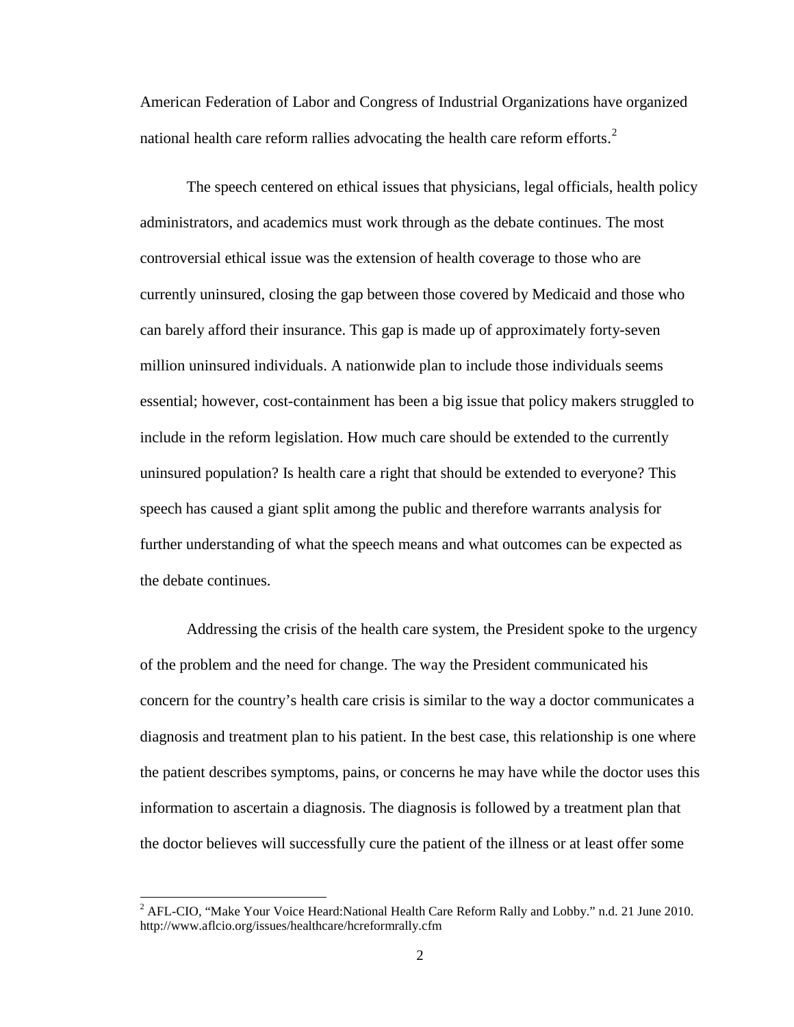American Federation of Labor and Congress of Industrial Organizations have organized national health care reform rallies advocating the health care reform efforts.[2]

The speech centered on ethical issues that physicians, legal officials, health policy administrators, and academics must work through as the debate continues. The most controversial ethical issue was the extension of health coverage to those who are currently uninsured, closing the gap between those covered by Medicaid and those who can barely afford their insurance. This gap is made up of approximately forty-seven million uninsured individuals. A nationwide plan to include those individuals seems essential; however, cost-containment has been a big issue that policy makers struggled to include in the reform legislation. How much care should be extended to the currently uninsured population? Is health care a right that should be extended to everyone? This speech has caused a giant split among the public and therefore warrants analysis for further understanding of what the speech means and what outcomes can be expected as the debate continues.

Addressing the crisis of the health care system, the President spoke to the urgency of the problem and the need for change. The way the President communicated his concern for the country's health care crisis is similar to the way a doctor communicates a diagnosis and treatment plan to his patient. In the best case, this relationship is one where the patient describes symptoms, pains, or concerns he may have while the doctor uses this information to ascertain a diagnosis. The diagnosis is followed by a treatment plan that the doctor believes will successfully cure the patient of the illness or at least offer some

---

[2] AFL-CIO, "Make Your Voice Heard:National Health Care Reform Rally and Lobby." n.d. 21 June 2010. http://www.aflcio.org/issues/healthcare/hcreformrally.cfm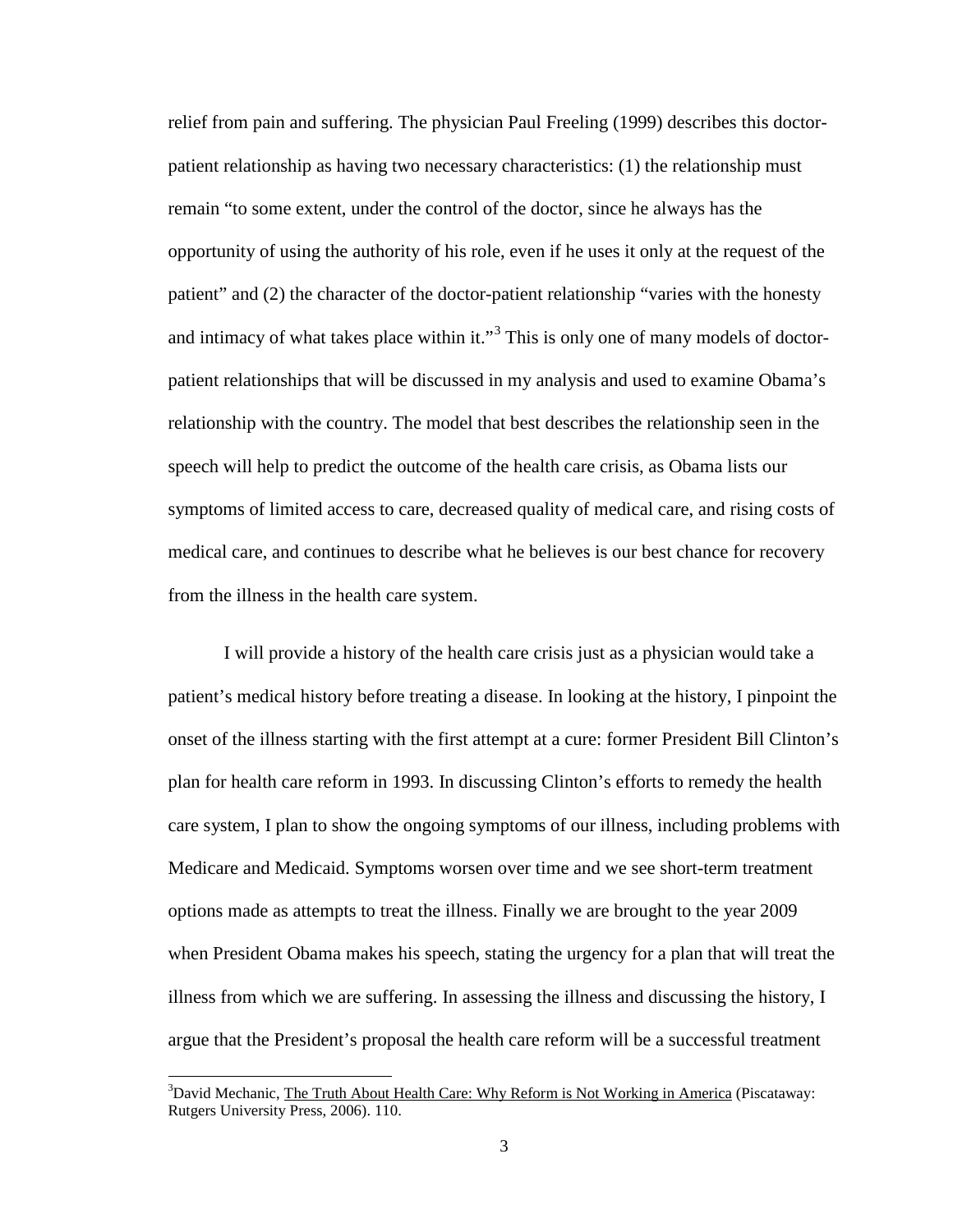relief from pain and suffering. The physician Paul Freeling (1999) describes this doctor-patient relationship as having two necessary characteristics: (1) the relationship must remain "to some extent, under the control of the doctor, since he always has the opportunity of using the authority of his role, even if he uses it only at the request of the patient" and (2) the character of the doctor-patient relationship "varies with the honesty and intimacy of what takes place within it."[3] This is only one of many models of doctor-patient relationships that will be discussed in my analysis and used to examine Obama's relationship with the country. The model that best describes the relationship seen in the speech will help to predict the outcome of the health care crisis, as Obama lists our symptoms of limited access to care, decreased quality of medical care, and rising costs of medical care, and continues to describe what he believes is our best chance for recovery from the illness in the health care system.

I will provide a history of the health care crisis just as a physician would take a patient's medical history before treating a disease. In looking at the history, I pinpoint the onset of the illness starting with the first attempt at a cure: former President Bill Clinton's plan for health care reform in 1993. In discussing Clinton's efforts to remedy the health care system, I plan to show the ongoing symptoms of our illness, including problems with Medicare and Medicaid. Symptoms worsen over time and we see short-term treatment options made as attempts to treat the illness. Finally we are brought to the year 2009 when President Obama makes his speech, stating the urgency for a plan that will treat the illness from which we are suffering. In assessing the illness and discussing the history, I argue that the President's proposal the health care reform will be a successful treatment

---

[3] David Mechanic, The Truth About Health Care: Why Reform is Not Working in America (Piscataway: Rutgers University Press, 2006). 110.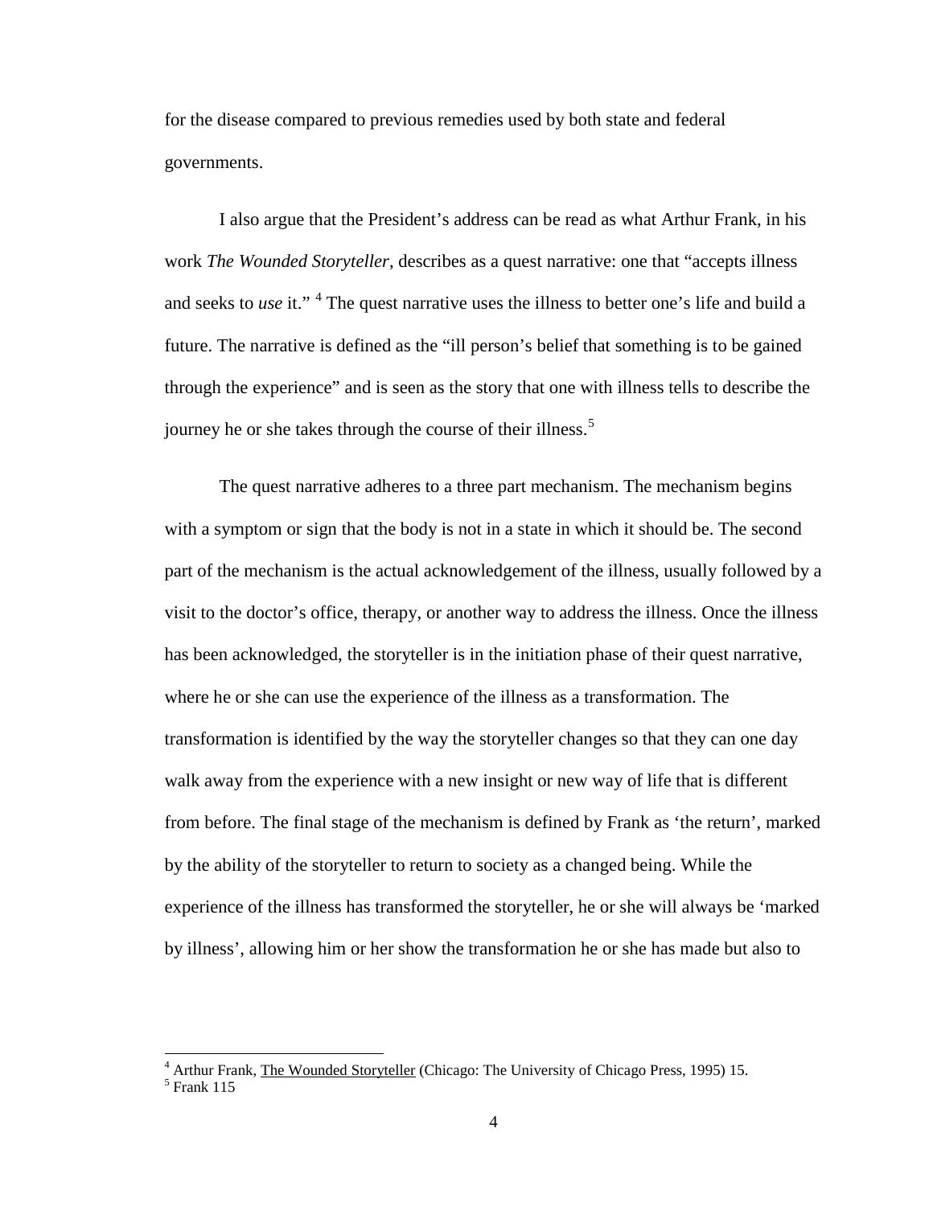for the disease compared to previous remedies used by both state and federal governments.

I also argue that the President's address can be read as what Arthur Frank, in his work *The Wounded Storyteller*, describes as a quest narrative: one that "accepts illness and seeks to *use* it." [4] The quest narrative uses the illness to better one's life and build a future. The narrative is defined as the "ill person's belief that something is to be gained through the experience" and is seen as the story that one with illness tells to describe the journey he or she takes through the course of their illness.[5]

The quest narrative adheres to a three part mechanism. The mechanism begins with a symptom or sign that the body is not in a state in which it should be. The second part of the mechanism is the actual acknowledgement of the illness, usually followed by a visit to the doctor's office, therapy, or another way to address the illness. Once the illness has been acknowledged, the storyteller is in the initiation phase of their quest narrative, where he or she can use the experience of the illness as a transformation. The transformation is identified by the way the storyteller changes so that they can one day walk away from the experience with a new insight or new way of life that is different from before. The final stage of the mechanism is defined by Frank as 'the return', marked by the ability of the storyteller to return to society as a changed being. While the experience of the illness has transformed the storyteller, he or she will always be 'marked by illness', allowing him or her show the transformation he or she has made but also to

---

[4] Arthur Frank, The Wounded Storyteller (Chicago: The University of Chicago Press, 1995) 15.

[5] Frank 115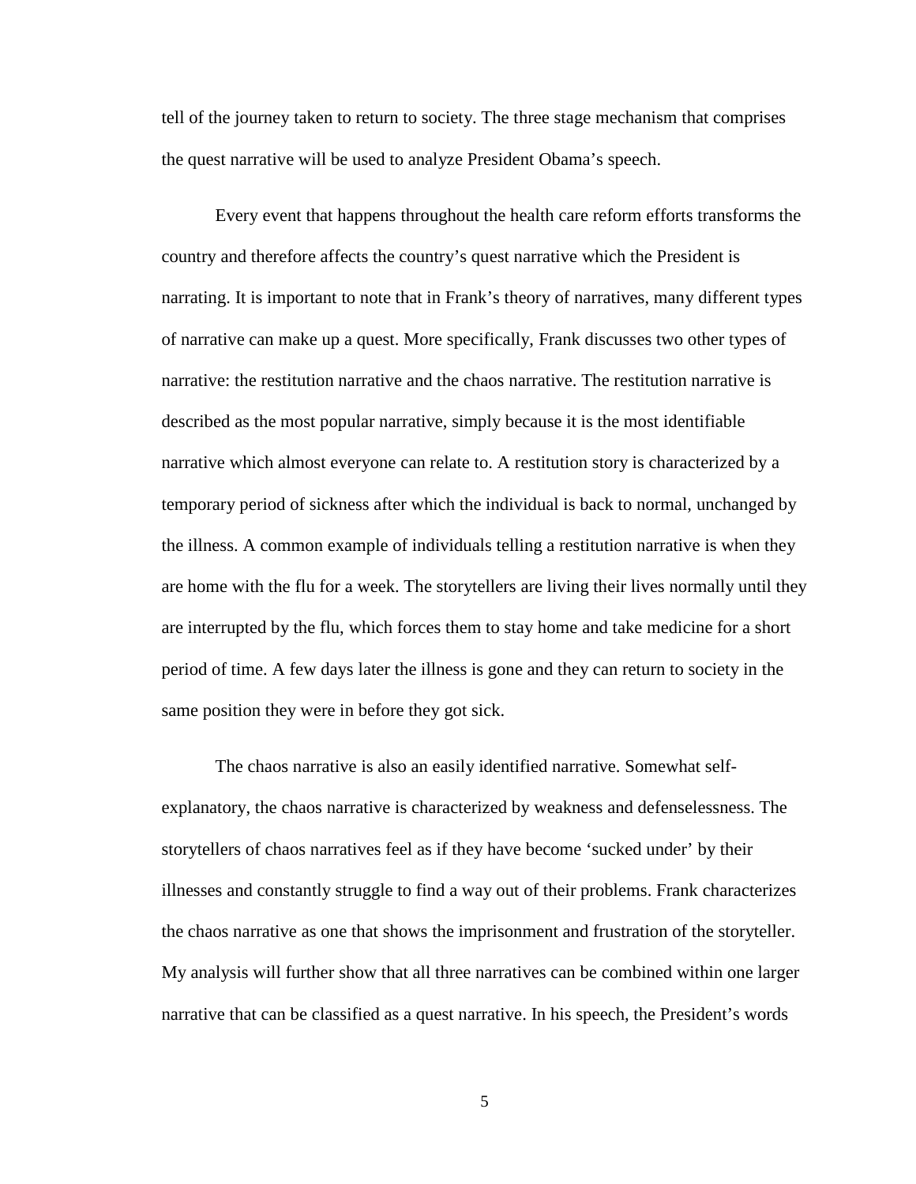tell of the journey taken to return to society. The three stage mechanism that comprises the quest narrative will be used to analyze President Obama's speech.

Every event that happens throughout the health care reform efforts transforms the country and therefore affects the country's quest narrative which the President is narrating. It is important to note that in Frank's theory of narratives, many different types of narrative can make up a quest. More specifically, Frank discusses two other types of narrative: the restitution narrative and the chaos narrative. The restitution narrative is described as the most popular narrative, simply because it is the most identifiable narrative which almost everyone can relate to. A restitution story is characterized by a temporary period of sickness after which the individual is back to normal, unchanged by the illness. A common example of individuals telling a restitution narrative is when they are home with the flu for a week. The storytellers are living their lives normally until they are interrupted by the flu, which forces them to stay home and take medicine for a short period of time. A few days later the illness is gone and they can return to society in the same position they were in before they got sick.

The chaos narrative is also an easily identified narrative. Somewhat self-explanatory, the chaos narrative is characterized by weakness and defenselessness. The storytellers of chaos narratives feel as if they have become 'sucked under' by their illnesses and constantly struggle to find a way out of their problems. Frank characterizes the chaos narrative as one that shows the imprisonment and frustration of the storyteller. My analysis will further show that all three narratives can be combined within one larger narrative that can be classified as a quest narrative. In his speech, the President's words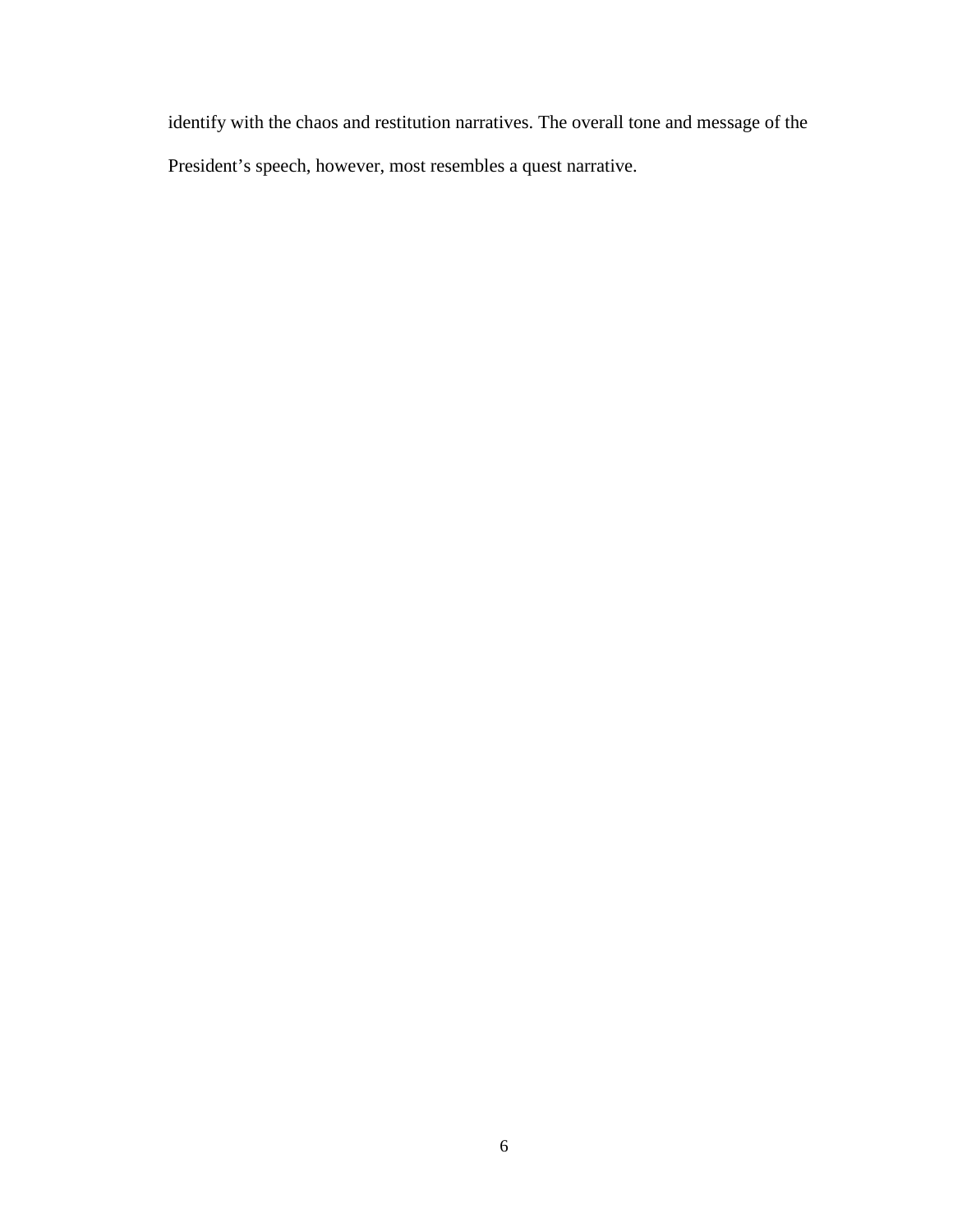identify with the chaos and restitution narratives. The overall tone and message of the President's speech, however, most resembles a quest narrative.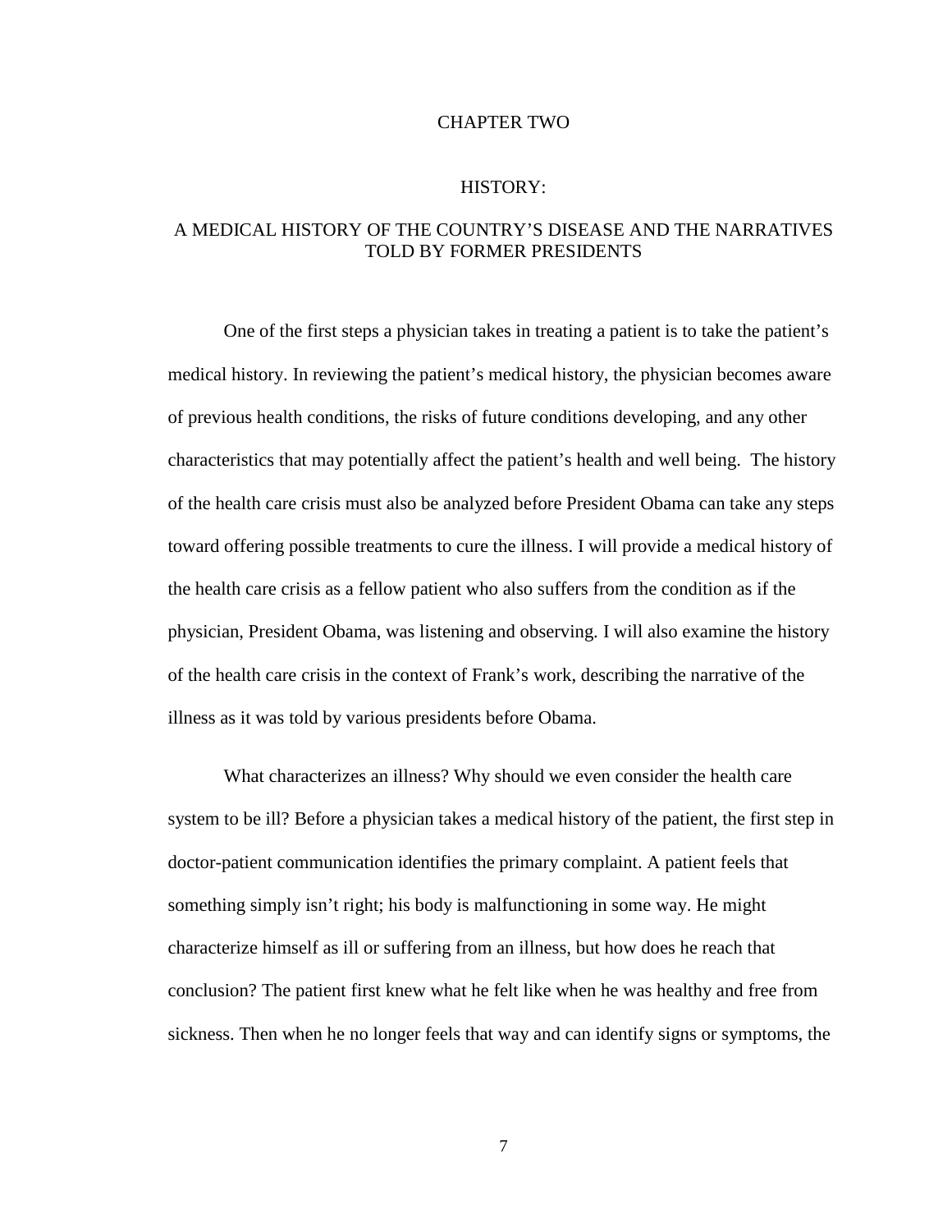# CHAPTER TWO

## HISTORY:

## A MEDICAL HISTORY OF THE COUNTRY'S DISEASE AND THE NARRATIVES TOLD BY FORMER PRESIDENTS

One of the first steps a physician takes in treating a patient is to take the patient's medical history. In reviewing the patient's medical history, the physician becomes aware of previous health conditions, the risks of future conditions developing, and any other characteristics that may potentially affect the patient's health and well being. The history of the health care crisis must also be analyzed before President Obama can take any steps toward offering possible treatments to cure the illness. I will provide a medical history of the health care crisis as a fellow patient who also suffers from the condition as if the physician, President Obama, was listening and observing. I will also examine the history of the health care crisis in the context of Frank's work, describing the narrative of the illness as it was told by various presidents before Obama.

What characterizes an illness? Why should we even consider the health care system to be ill? Before a physician takes a medical history of the patient, the first step in doctor-patient communication identifies the primary complaint. A patient feels that something simply isn't right; his body is malfunctioning in some way. He might characterize himself as ill or suffering from an illness, but how does he reach that conclusion? The patient first knew what he felt like when he was healthy and free from sickness. Then when he no longer feels that way and can identify signs or symptoms, the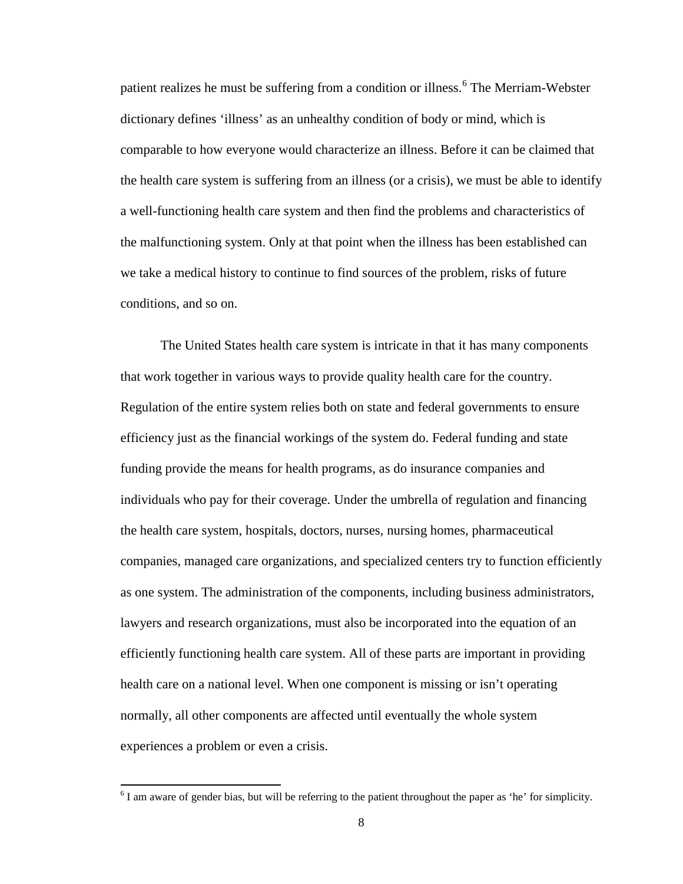patient realizes he must be suffering from a condition or illness.[6] The Merriam-Webster dictionary defines 'illness' as an unhealthy condition of body or mind, which is comparable to how everyone would characterize an illness. Before it can be claimed that the health care system is suffering from an illness (or a crisis), we must be able to identify a well-functioning health care system and then find the problems and characteristics of the malfunctioning system. Only at that point when the illness has been established can we take a medical history to continue to find sources of the problem, risks of future conditions, and so on.

The United States health care system is intricate in that it has many components that work together in various ways to provide quality health care for the country. Regulation of the entire system relies both on state and federal governments to ensure efficiency just as the financial workings of the system do. Federal funding and state funding provide the means for health programs, as do insurance companies and individuals who pay for their coverage. Under the umbrella of regulation and financing the health care system, hospitals, doctors, nurses, nursing homes, pharmaceutical companies, managed care organizations, and specialized centers try to function efficiently as one system. The administration of the components, including business administrators, lawyers and research organizations, must also be incorporated into the equation of an efficiently functioning health care system. All of these parts are important in providing health care on a national level. When one component is missing or isn't operating normally, all other components are affected until eventually the whole system experiences a problem or even a crisis.

[6] I am aware of gender bias, but will be referring to the patient throughout the paper as 'he' for simplicity.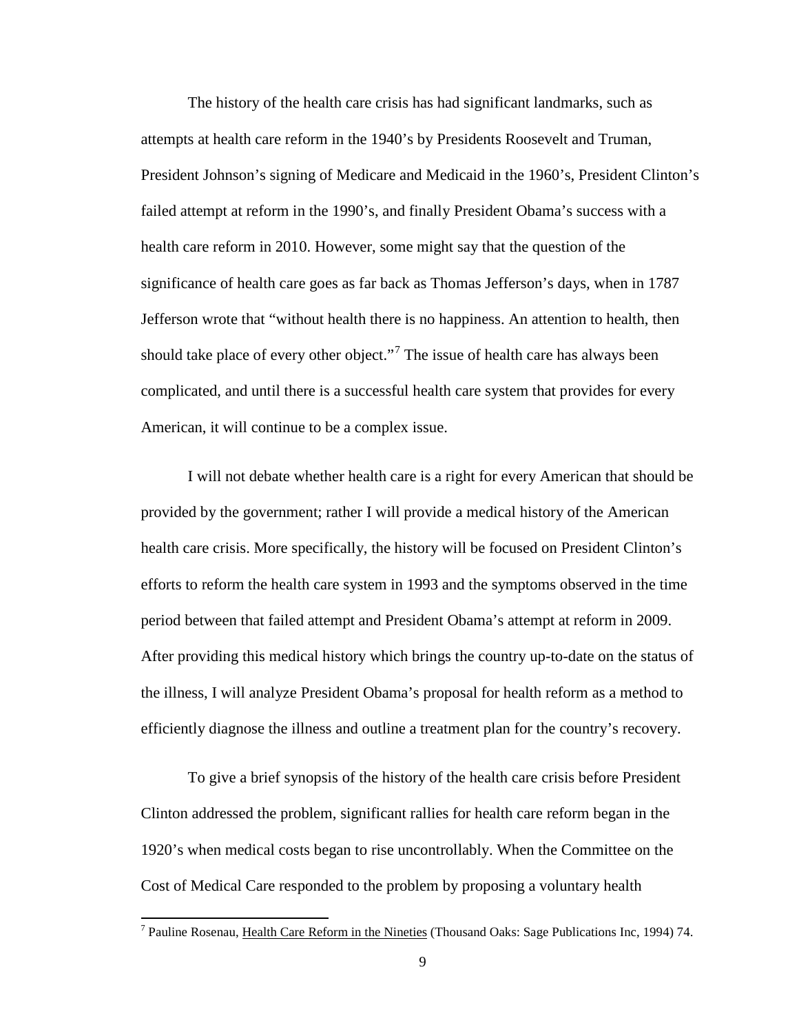The history of the health care crisis has had significant landmarks, such as attempts at health care reform in the 1940's by Presidents Roosevelt and Truman, President Johnson's signing of Medicare and Medicaid in the 1960's, President Clinton's failed attempt at reform in the 1990's, and finally President Obama's success with a health care reform in 2010. However, some might say that the question of the significance of health care goes as far back as Thomas Jefferson's days, when in 1787 Jefferson wrote that "without health there is no happiness. An attention to health, then should take place of every other object."[7] The issue of health care has always been complicated, and until there is a successful health care system that provides for every American, it will continue to be a complex issue.

I will not debate whether health care is a right for every American that should be provided by the government; rather I will provide a medical history of the American health care crisis. More specifically, the history will be focused on President Clinton's efforts to reform the health care system in 1993 and the symptoms observed in the time period between that failed attempt and President Obama's attempt at reform in 2009. After providing this medical history which brings the country up-to-date on the status of the illness, I will analyze President Obama's proposal for health reform as a method to efficiently diagnose the illness and outline a treatment plan for the country's recovery.

To give a brief synopsis of the history of the health care crisis before President Clinton addressed the problem, significant rallies for health care reform began in the 1920's when medical costs began to rise uncontrollably. When the Committee on the Cost of Medical Care responded to the problem by proposing a voluntary health

---

[7] Pauline Rosenau, Health Care Reform in the Nineties (Thousand Oaks: Sage Publications Inc, 1994) 74.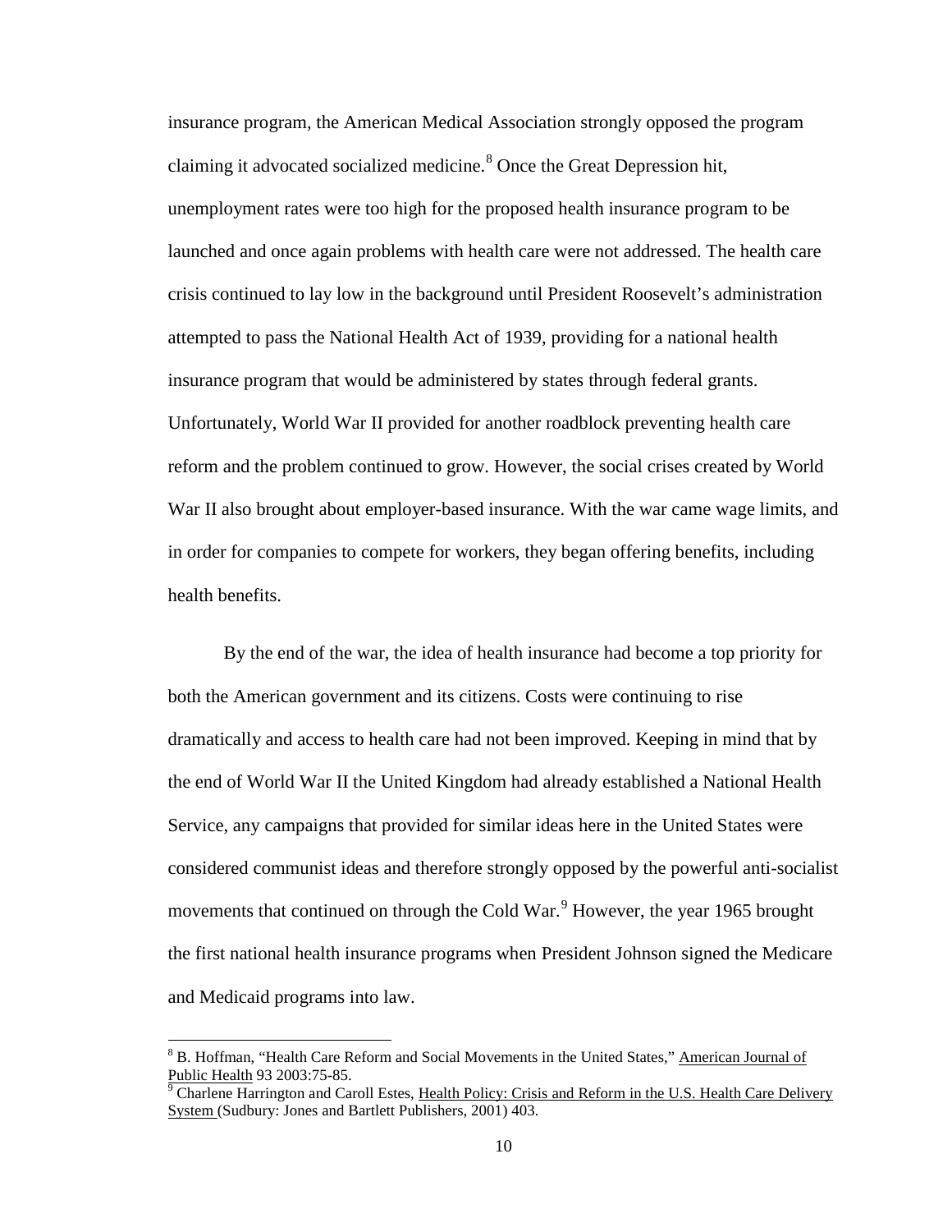insurance program, the American Medical Association strongly opposed the program claiming it advocated socialized medicine.[8] Once the Great Depression hit, unemployment rates were too high for the proposed health insurance program to be launched and once again problems with health care were not addressed. The health care crisis continued to lay low in the background until President Roosevelt's administration attempted to pass the National Health Act of 1939, providing for a national health insurance program that would be administered by states through federal grants. Unfortunately, World War II provided for another roadblock preventing health care reform and the problem continued to grow. However, the social crises created by World War II also brought about employer-based insurance. With the war came wage limits, and in order for companies to compete for workers, they began offering benefits, including health benefits.

By the end of the war, the idea of health insurance had become a top priority for both the American government and its citizens. Costs were continuing to rise dramatically and access to health care had not been improved. Keeping in mind that by the end of World War II the United Kingdom had already established a National Health Service, any campaigns that provided for similar ideas here in the United States were considered communist ideas and therefore strongly opposed by the powerful anti-socialist movements that continued on through the Cold War.[9] However, the year 1965 brought the first national health insurance programs when President Johnson signed the Medicare and Medicaid programs into law.

---

[8] B. Hoffman, "Health Care Reform and Social Movements in the United States," American Journal of Public Health 93 2003:75-85.

[9] Charlene Harrington and Caroll Estes, Health Policy: Crisis and Reform in the U.S. Health Care Delivery System (Sudbury: Jones and Bartlett Publishers, 2001) 403.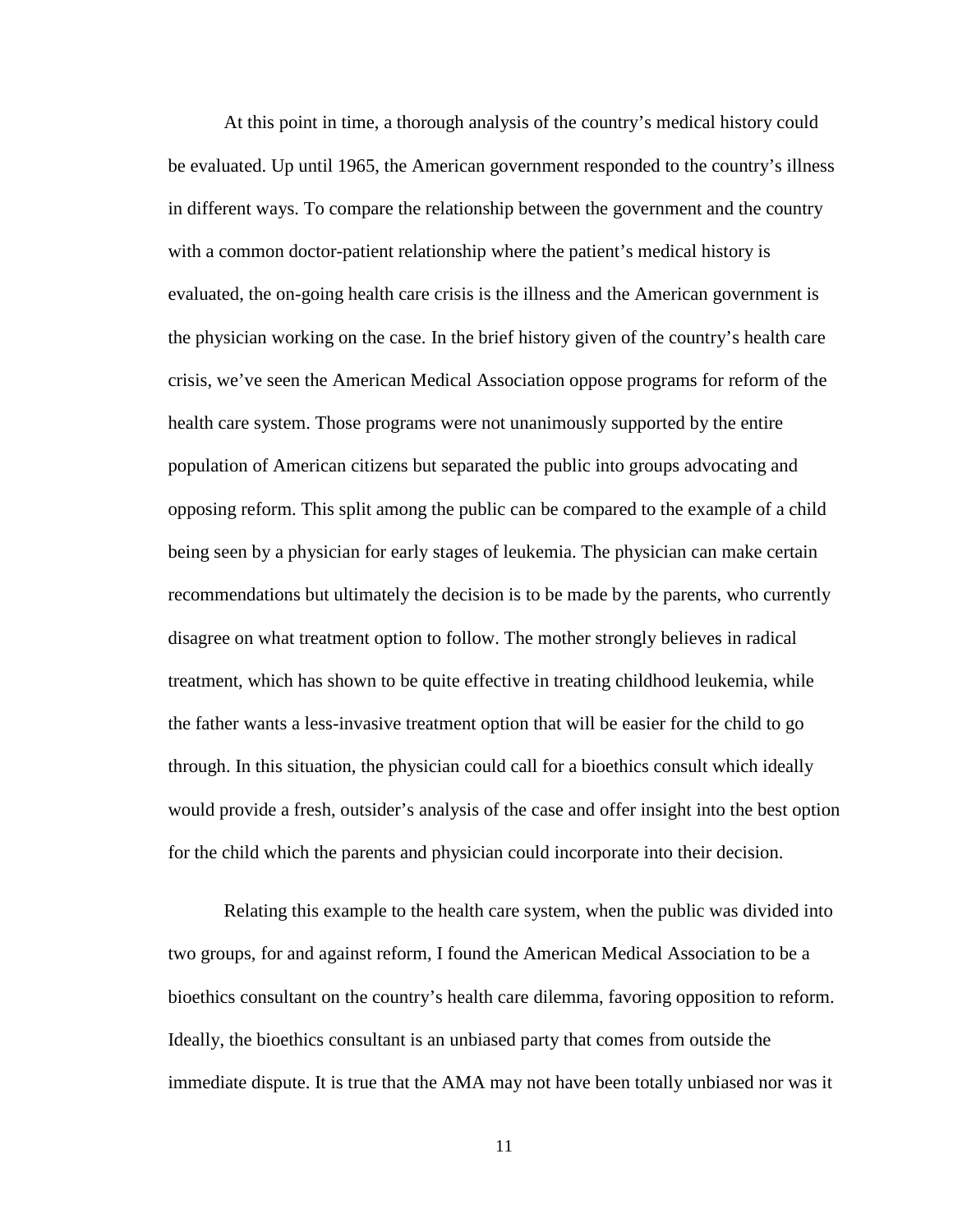At this point in time, a thorough analysis of the country's medical history could be evaluated. Up until 1965, the American government responded to the country's illness in different ways. To compare the relationship between the government and the country with a common doctor-patient relationship where the patient's medical history is evaluated, the on-going health care crisis is the illness and the American government is the physician working on the case. In the brief history given of the country's health care crisis, we've seen the American Medical Association oppose programs for reform of the health care system. Those programs were not unanimously supported by the entire population of American citizens but separated the public into groups advocating and opposing reform. This split among the public can be compared to the example of a child being seen by a physician for early stages of leukemia. The physician can make certain recommendations but ultimately the decision is to be made by the parents, who currently disagree on what treatment option to follow. The mother strongly believes in radical treatment, which has shown to be quite effective in treating childhood leukemia, while the father wants a less-invasive treatment option that will be easier for the child to go through. In this situation, the physician could call for a bioethics consult which ideally would provide a fresh, outsider's analysis of the case and offer insight into the best option for the child which the parents and physician could incorporate into their decision.

Relating this example to the health care system, when the public was divided into two groups, for and against reform, I found the American Medical Association to be a bioethics consultant on the country's health care dilemma, favoring opposition to reform. Ideally, the bioethics consultant is an unbiased party that comes from outside the immediate dispute. It is true that the AMA may not have been totally unbiased nor was it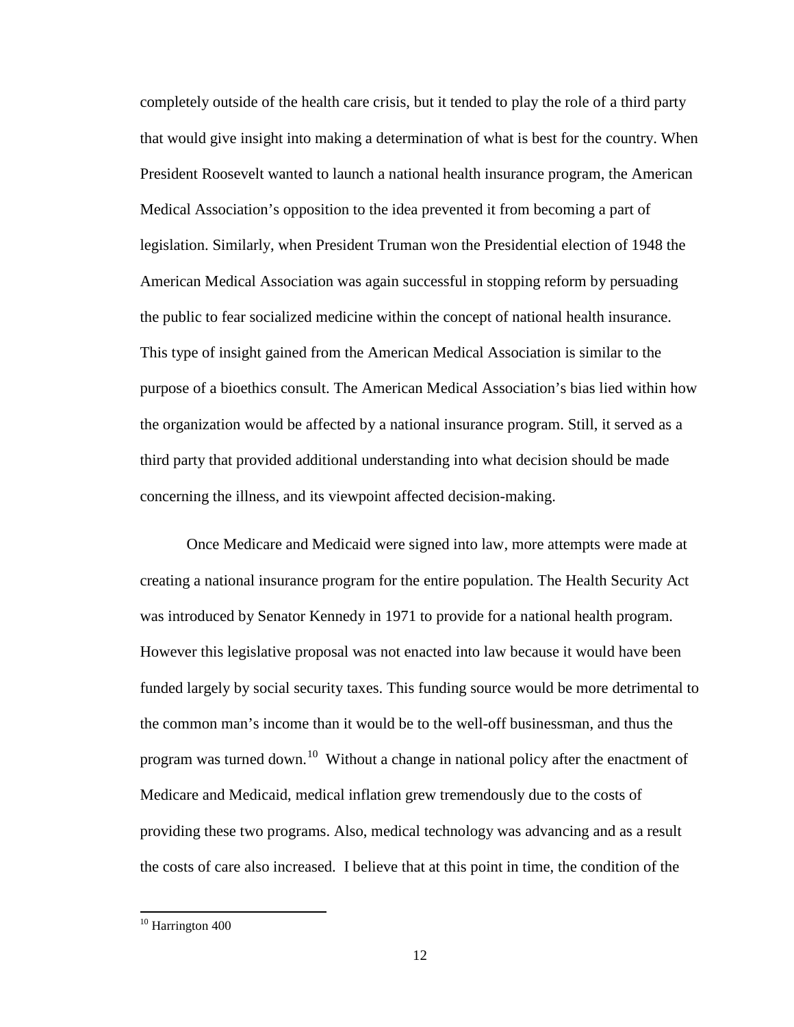completely outside of the health care crisis, but it tended to play the role of a third party that would give insight into making a determination of what is best for the country. When President Roosevelt wanted to launch a national health insurance program, the American Medical Association's opposition to the idea prevented it from becoming a part of legislation. Similarly, when President Truman won the Presidential election of 1948 the American Medical Association was again successful in stopping reform by persuading the public to fear socialized medicine within the concept of national health insurance. This type of insight gained from the American Medical Association is similar to the purpose of a bioethics consult. The American Medical Association's bias lied within how the organization would be affected by a national insurance program. Still, it served as a third party that provided additional understanding into what decision should be made concerning the illness, and its viewpoint affected decision-making.

Once Medicare and Medicaid were signed into law, more attempts were made at creating a national insurance program for the entire population. The Health Security Act was introduced by Senator Kennedy in 1971 to provide for a national health program. However this legislative proposal was not enacted into law because it would have been funded largely by social security taxes. This funding source would be more detrimental to the common man's income than it would be to the well-off businessman, and thus the program was turned down.[10] Without a change in national policy after the enactment of Medicare and Medicaid, medical inflation grew tremendously due to the costs of providing these two programs. Also, medical technology was advancing and as a result the costs of care also increased. I believe that at this point in time, the condition of the

[10] Harrington 400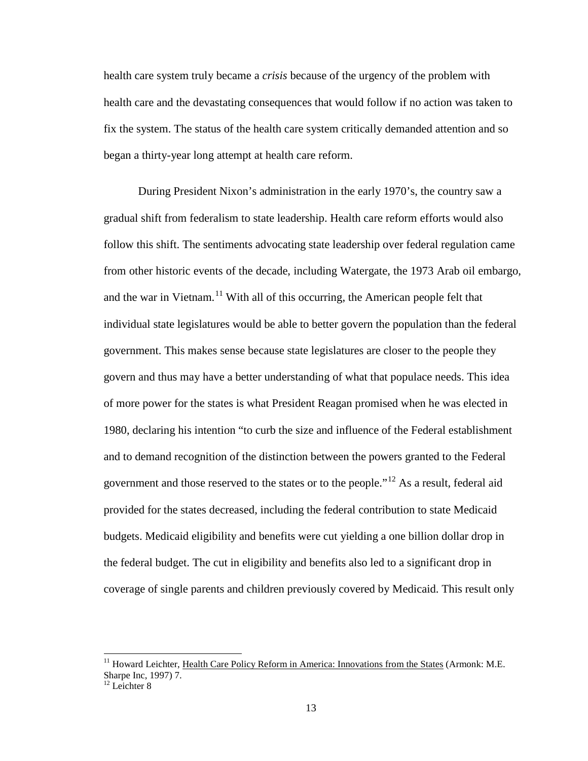health care system truly became a *crisis* because of the urgency of the problem with health care and the devastating consequences that would follow if no action was taken to fix the system. The status of the health care system critically demanded attention and so began a thirty-year long attempt at health care reform.

During President Nixon's administration in the early 1970's, the country saw a gradual shift from federalism to state leadership. Health care reform efforts would also follow this shift. The sentiments advocating state leadership over federal regulation came from other historic events of the decade, including Watergate, the 1973 Arab oil embargo, and the war in Vietnam.[11] With all of this occurring, the American people felt that individual state legislatures would be able to better govern the population than the federal government. This makes sense because state legislatures are closer to the people they govern and thus may have a better understanding of what that populace needs. This idea of more power for the states is what President Reagan promised when he was elected in 1980, declaring his intention "to curb the size and influence of the Federal establishment and to demand recognition of the distinction between the powers granted to the Federal government and those reserved to the states or to the people."[12] As a result, federal aid provided for the states decreased, including the federal contribution to state Medicaid budgets. Medicaid eligibility and benefits were cut yielding a one billion dollar drop in the federal budget. The cut in eligibility and benefits also led to a significant drop in coverage of single parents and children previously covered by Medicaid. This result only

---

[11] Howard Leichter, Health Care Policy Reform in America: Innovations from the States (Armonk: M.E. Sharpe Inc, 1997) 7.

[12] Leichter 8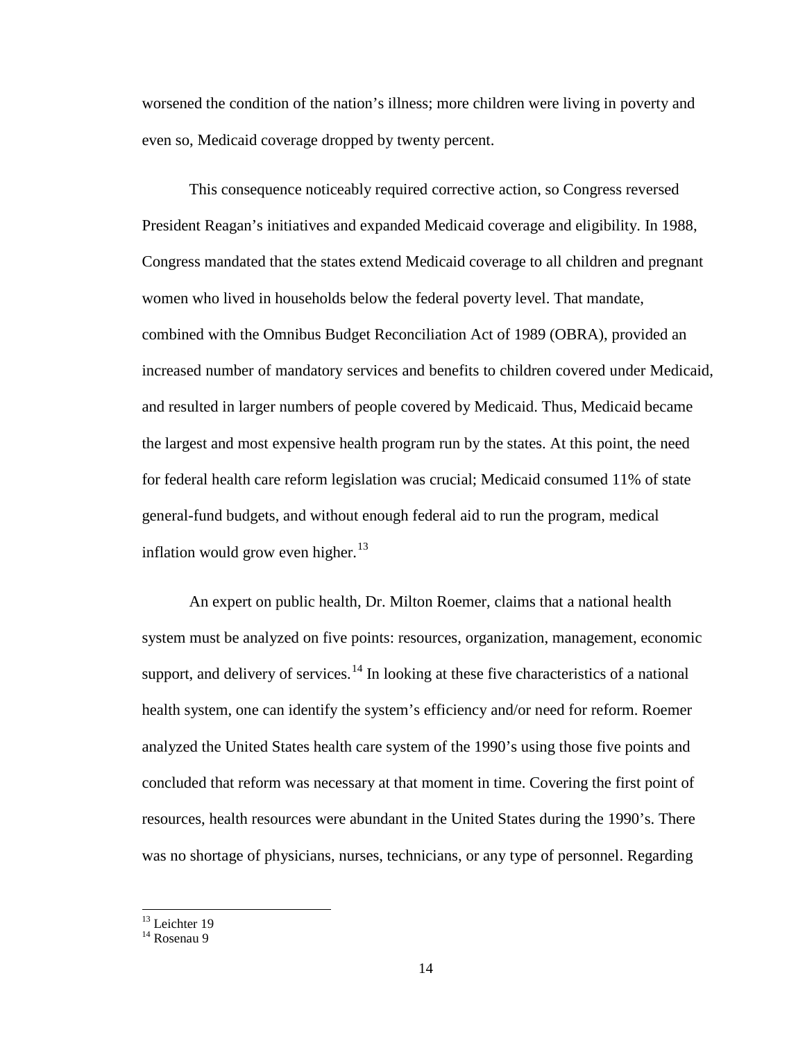worsened the condition of the nation's illness; more children were living in poverty and even so, Medicaid coverage dropped by twenty percent.

This consequence noticeably required corrective action, so Congress reversed President Reagan's initiatives and expanded Medicaid coverage and eligibility. In 1988, Congress mandated that the states extend Medicaid coverage to all children and pregnant women who lived in households below the federal poverty level. That mandate, combined with the Omnibus Budget Reconciliation Act of 1989 (OBRA), provided an increased number of mandatory services and benefits to children covered under Medicaid, and resulted in larger numbers of people covered by Medicaid. Thus, Medicaid became the largest and most expensive health program run by the states. At this point, the need for federal health care reform legislation was crucial; Medicaid consumed 11% of state general-fund budgets, and without enough federal aid to run the program, medical inflation would grow even higher.[13]

An expert on public health, Dr. Milton Roemer, claims that a national health system must be analyzed on five points: resources, organization, management, economic support, and delivery of services.[14] In looking at these five characteristics of a national health system, one can identify the system's efficiency and/or need for reform. Roemer analyzed the United States health care system of the 1990's using those five points and concluded that reform was necessary at that moment in time. Covering the first point of resources, health resources were abundant in the United States during the 1990's. There was no shortage of physicians, nurses, technicians, or any type of personnel. Regarding

---

[13] Leichter 19

[14] Rosenau 9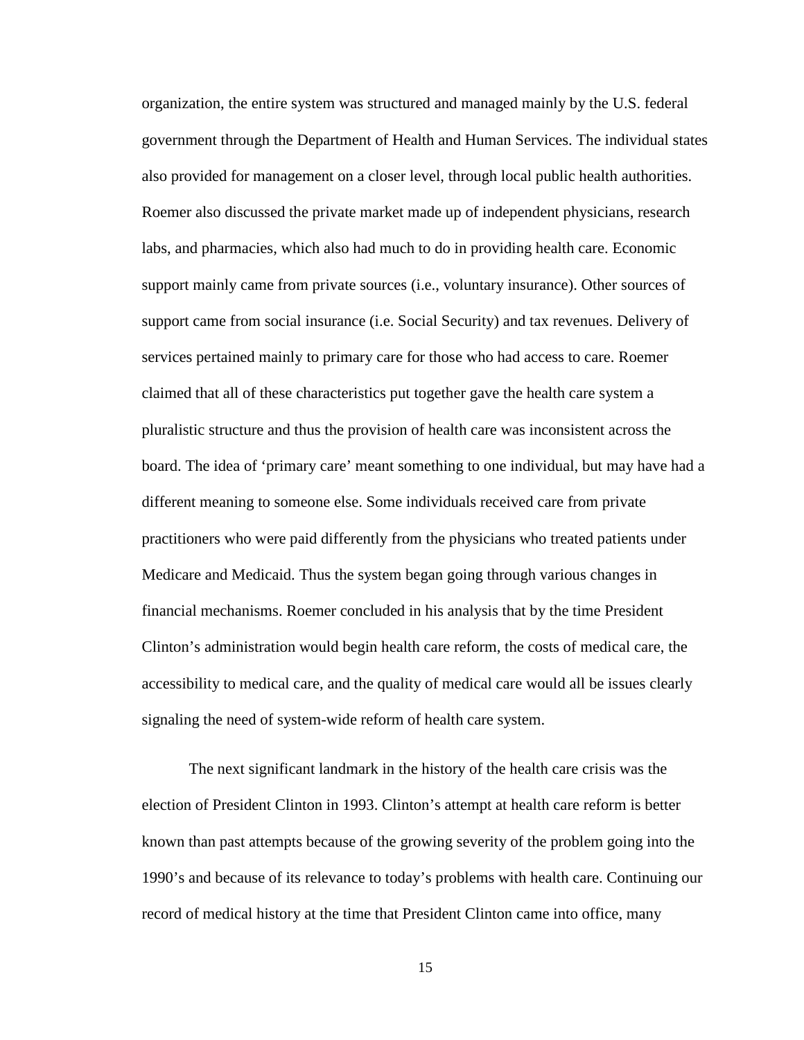organization, the entire system was structured and managed mainly by the U.S. federal government through the Department of Health and Human Services. The individual states also provided for management on a closer level, through local public health authorities. Roemer also discussed the private market made up of independent physicians, research labs, and pharmacies, which also had much to do in providing health care. Economic support mainly came from private sources (i.e., voluntary insurance). Other sources of support came from social insurance (i.e. Social Security) and tax revenues. Delivery of services pertained mainly to primary care for those who had access to care. Roemer claimed that all of these characteristics put together gave the health care system a pluralistic structure and thus the provision of health care was inconsistent across the board. The idea of 'primary care' meant something to one individual, but may have had a different meaning to someone else. Some individuals received care from private practitioners who were paid differently from the physicians who treated patients under Medicare and Medicaid. Thus the system began going through various changes in financial mechanisms. Roemer concluded in his analysis that by the time President Clinton's administration would begin health care reform, the costs of medical care, the accessibility to medical care, and the quality of medical care would all be issues clearly signaling the need of system-wide reform of health care system.

The next significant landmark in the history of the health care crisis was the election of President Clinton in 1993. Clinton's attempt at health care reform is better known than past attempts because of the growing severity of the problem going into the 1990's and because of its relevance to today's problems with health care. Continuing our record of medical history at the time that President Clinton came into office, many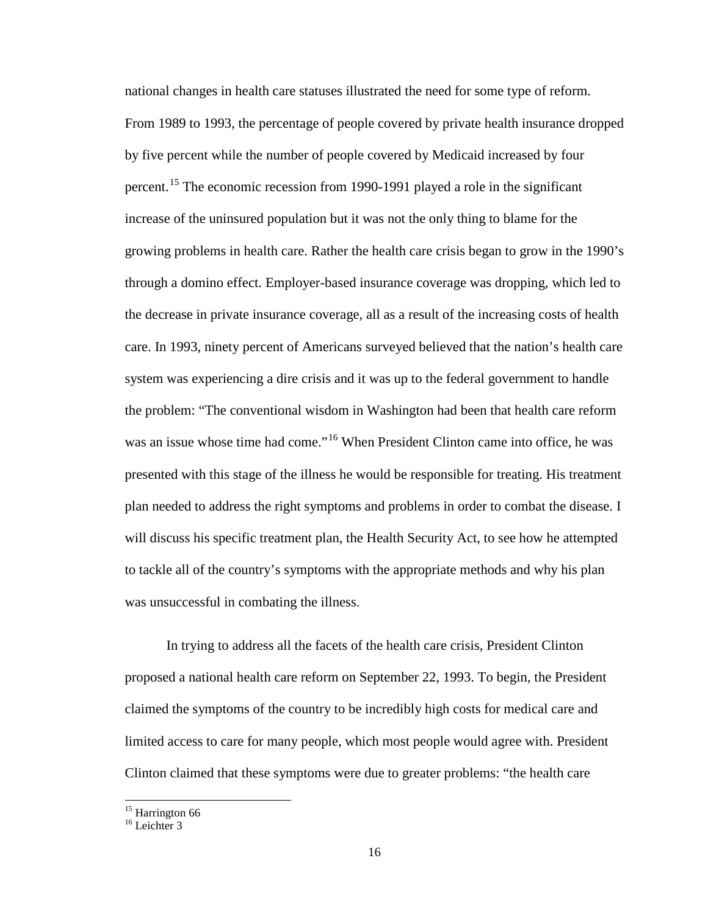national changes in health care statuses illustrated the need for some type of reform. From 1989 to 1993, the percentage of people covered by private health insurance dropped by five percent while the number of people covered by Medicaid increased by four percent.[15] The economic recession from 1990-1991 played a role in the significant increase of the uninsured population but it was not the only thing to blame for the growing problems in health care. Rather the health care crisis began to grow in the 1990's through a domino effect. Employer-based insurance coverage was dropping, which led to the decrease in private insurance coverage, all as a result of the increasing costs of health care. In 1993, ninety percent of Americans surveyed believed that the nation's health care system was experiencing a dire crisis and it was up to the federal government to handle the problem: "The conventional wisdom in Washington had been that health care reform was an issue whose time had come."[16] When President Clinton came into office, he was presented with this stage of the illness he would be responsible for treating. His treatment plan needed to address the right symptoms and problems in order to combat the disease. I will discuss his specific treatment plan, the Health Security Act, to see how he attempted to tackle all of the country's symptoms with the appropriate methods and why his plan was unsuccessful in combating the illness.

In trying to address all the facets of the health care crisis, President Clinton proposed a national health care reform on September 22, 1993. To begin, the President claimed the symptoms of the country to be incredibly high costs for medical care and limited access to care for many people, which most people would agree with. President Clinton claimed that these symptoms were due to greater problems: "the health care

---

[15] Harrington 66

[16] Leichter 3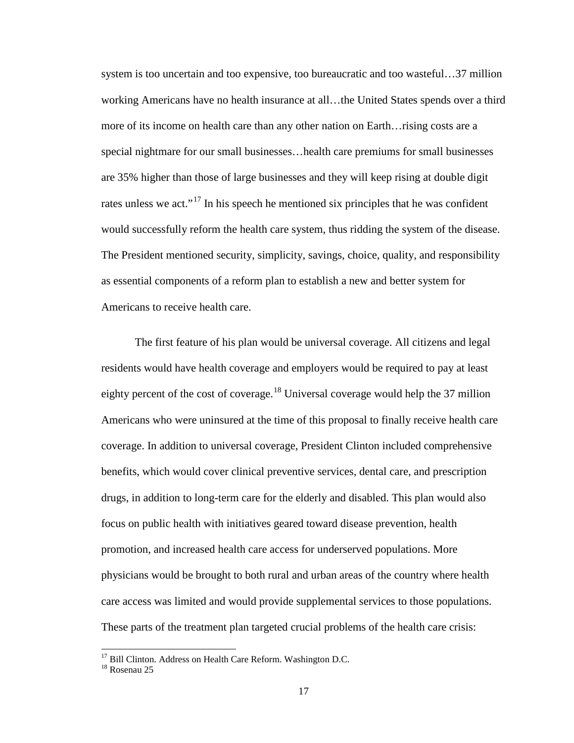system is too uncertain and too expensive, too bureaucratic and too wasteful…37 million working Americans have no health insurance at all…the United States spends over a third more of its income on health care than any other nation on Earth…rising costs are a special nightmare for our small businesses…health care premiums for small businesses are 35% higher than those of large businesses and they will keep rising at double digit rates unless we act."[17] In his speech he mentioned six principles that he was confident would successfully reform the health care system, thus ridding the system of the disease. The President mentioned security, simplicity, savings, choice, quality, and responsibility as essential components of a reform plan to establish a new and better system for Americans to receive health care.

The first feature of his plan would be universal coverage. All citizens and legal residents would have health coverage and employers would be required to pay at least eighty percent of the cost of coverage.[18] Universal coverage would help the 37 million Americans who were uninsured at the time of this proposal to finally receive health care coverage. In addition to universal coverage, President Clinton included comprehensive benefits, which would cover clinical preventive services, dental care, and prescription drugs, in addition to long-term care for the elderly and disabled. This plan would also focus on public health with initiatives geared toward disease prevention, health promotion, and increased health care access for underserved populations. More physicians would be brought to both rural and urban areas of the country where health care access was limited and would provide supplemental services to those populations. These parts of the treatment plan targeted crucial problems of the health care crisis:

---

[17] Bill Clinton. Address on Health Care Reform. Washington D.C.

[18] Rosenau 25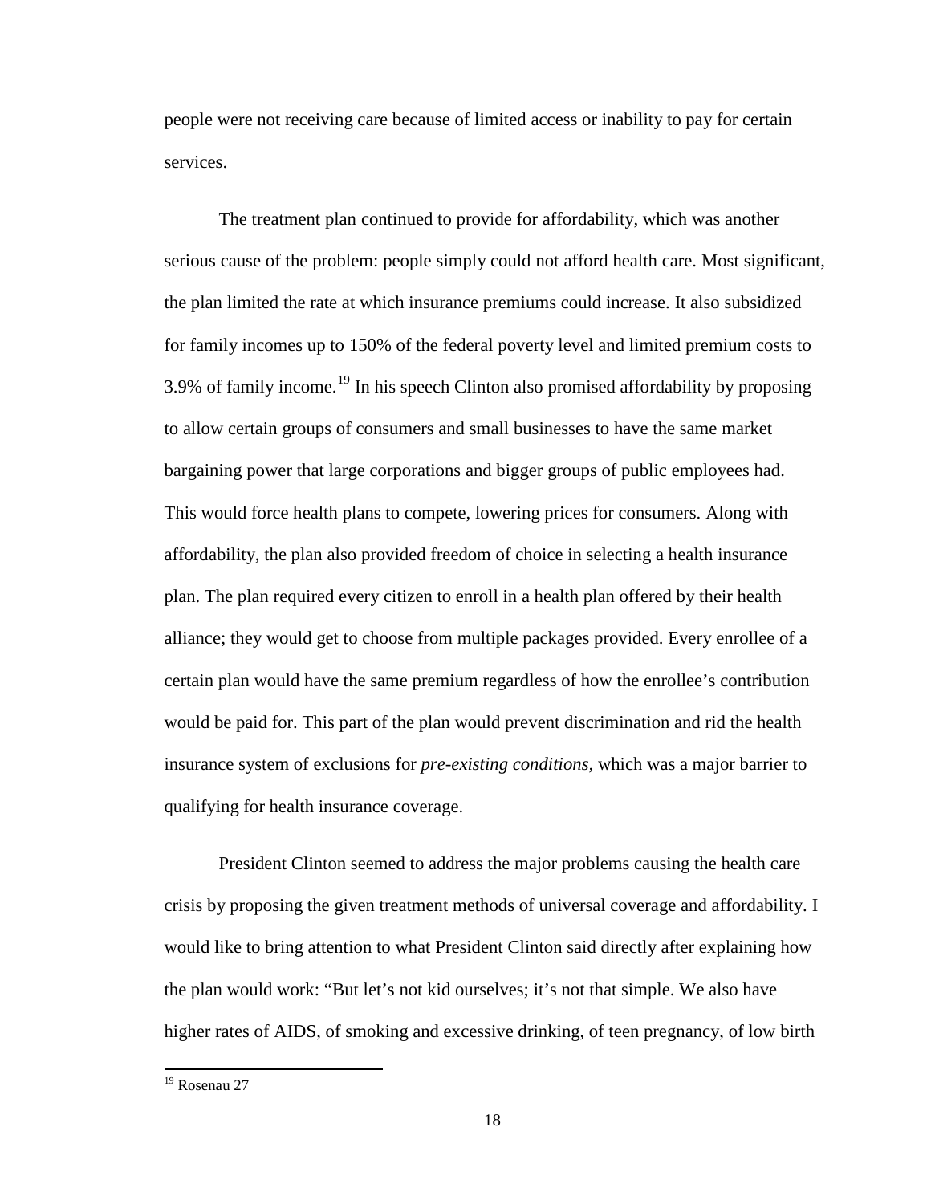people were not receiving care because of limited access or inability to pay for certain services.

The treatment plan continued to provide for affordability, which was another serious cause of the problem: people simply could not afford health care. Most significant, the plan limited the rate at which insurance premiums could increase. It also subsidized for family incomes up to 150% of the federal poverty level and limited premium costs to 3.9% of family income.[19] In his speech Clinton also promised affordability by proposing to allow certain groups of consumers and small businesses to have the same market bargaining power that large corporations and bigger groups of public employees had. This would force health plans to compete, lowering prices for consumers. Along with affordability, the plan also provided freedom of choice in selecting a health insurance plan. The plan required every citizen to enroll in a health plan offered by their health alliance; they would get to choose from multiple packages provided. Every enrollee of a certain plan would have the same premium regardless of how the enrollee's contribution would be paid for. This part of the plan would prevent discrimination and rid the health insurance system of exclusions for *pre-existing conditions*, which was a major barrier to qualifying for health insurance coverage.

President Clinton seemed to address the major problems causing the health care crisis by proposing the given treatment methods of universal coverage and affordability. I would like to bring attention to what President Clinton said directly after explaining how the plan would work: "But let's not kid ourselves; it's not that simple. We also have higher rates of AIDS, of smoking and excessive drinking, of teen pregnancy, of low birth

[19] Rosenau 27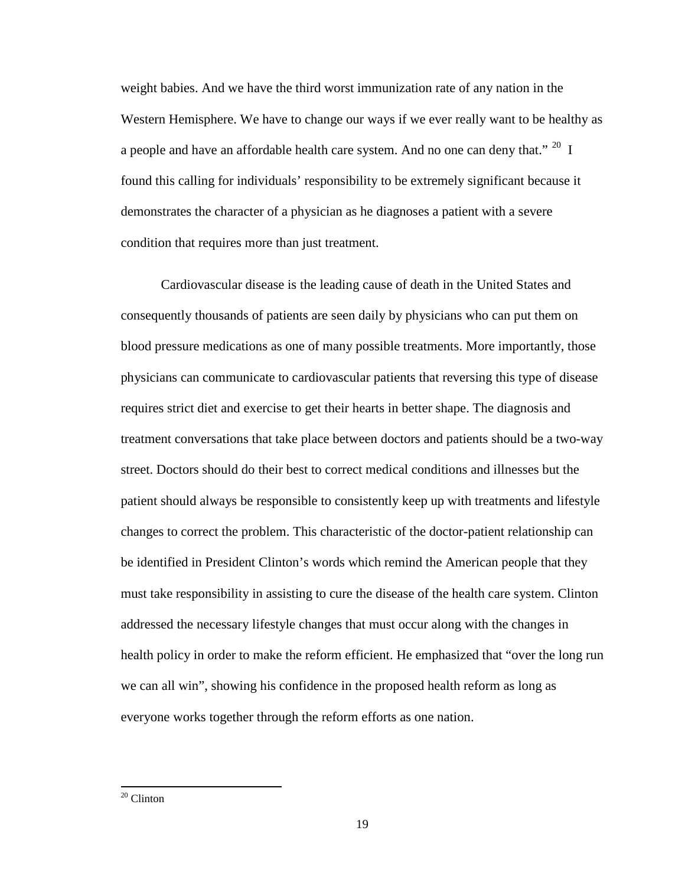weight babies. And we have the third worst immunization rate of any nation in the Western Hemisphere. We have to change our ways if we ever really want to be healthy as a people and have an affordable health care system. And no one can deny that." [20] I found this calling for individuals' responsibility to be extremely significant because it demonstrates the character of a physician as he diagnoses a patient with a severe condition that requires more than just treatment.

Cardiovascular disease is the leading cause of death in the United States and consequently thousands of patients are seen daily by physicians who can put them on blood pressure medications as one of many possible treatments. More importantly, those physicians can communicate to cardiovascular patients that reversing this type of disease requires strict diet and exercise to get their hearts in better shape. The diagnosis and treatment conversations that take place between doctors and patients should be a two-way street. Doctors should do their best to correct medical conditions and illnesses but the patient should always be responsible to consistently keep up with treatments and lifestyle changes to correct the problem. This characteristic of the doctor-patient relationship can be identified in President Clinton's words which remind the American people that they must take responsibility in assisting to cure the disease of the health care system. Clinton addressed the necessary lifestyle changes that must occur along with the changes in health policy in order to make the reform efficient. He emphasized that "over the long run we can all win", showing his confidence in the proposed health reform as long as everyone works together through the reform efforts as one nation.

---

[20] Clinton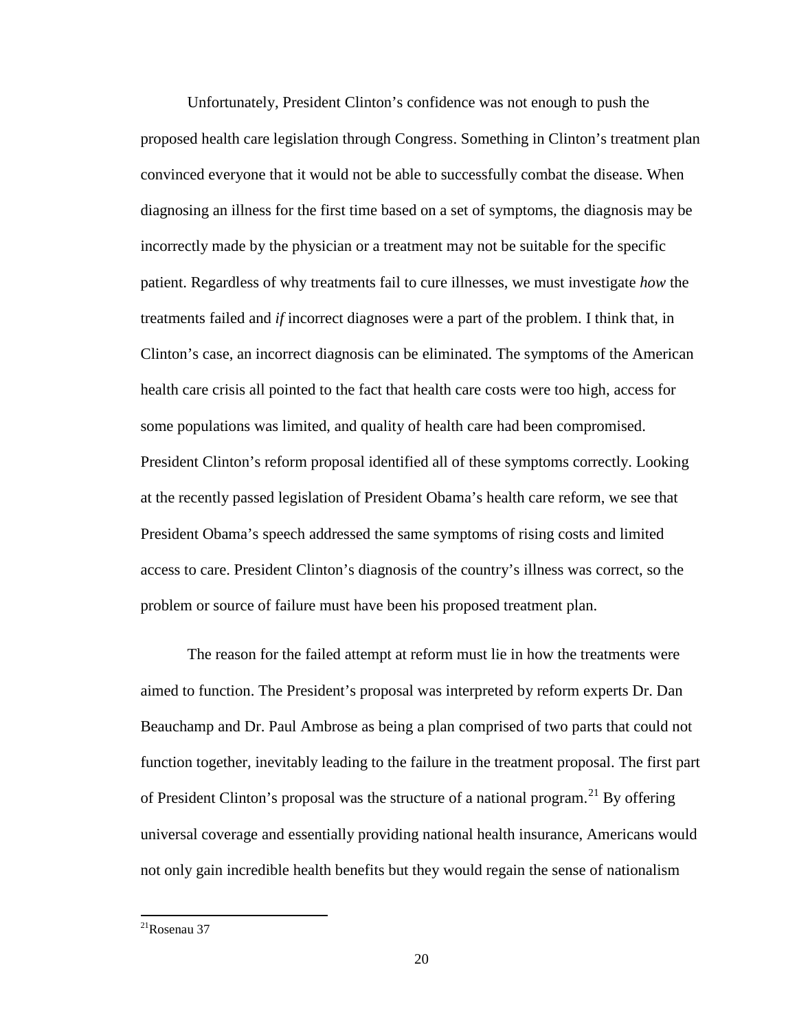Unfortunately, President Clinton's confidence was not enough to push the proposed health care legislation through Congress. Something in Clinton's treatment plan convinced everyone that it would not be able to successfully combat the disease. When diagnosing an illness for the first time based on a set of symptoms, the diagnosis may be incorrectly made by the physician or a treatment may not be suitable for the specific patient. Regardless of why treatments fail to cure illnesses, we must investigate *how* the treatments failed and *if* incorrect diagnoses were a part of the problem. I think that, in Clinton's case, an incorrect diagnosis can be eliminated. The symptoms of the American health care crisis all pointed to the fact that health care costs were too high, access for some populations was limited, and quality of health care had been compromised. President Clinton's reform proposal identified all of these symptoms correctly. Looking at the recently passed legislation of President Obama's health care reform, we see that President Obama's speech addressed the same symptoms of rising costs and limited access to care. President Clinton's diagnosis of the country's illness was correct, so the problem or source of failure must have been his proposed treatment plan.

The reason for the failed attempt at reform must lie in how the treatments were aimed to function. The President's proposal was interpreted by reform experts Dr. Dan Beauchamp and Dr. Paul Ambrose as being a plan comprised of two parts that could not function together, inevitably leading to the failure in the treatment proposal. The first part of President Clinton's proposal was the structure of a national program.[21] By offering universal coverage and essentially providing national health insurance, Americans would not only gain incredible health benefits but they would regain the sense of nationalism

---

[21] Rosenau 37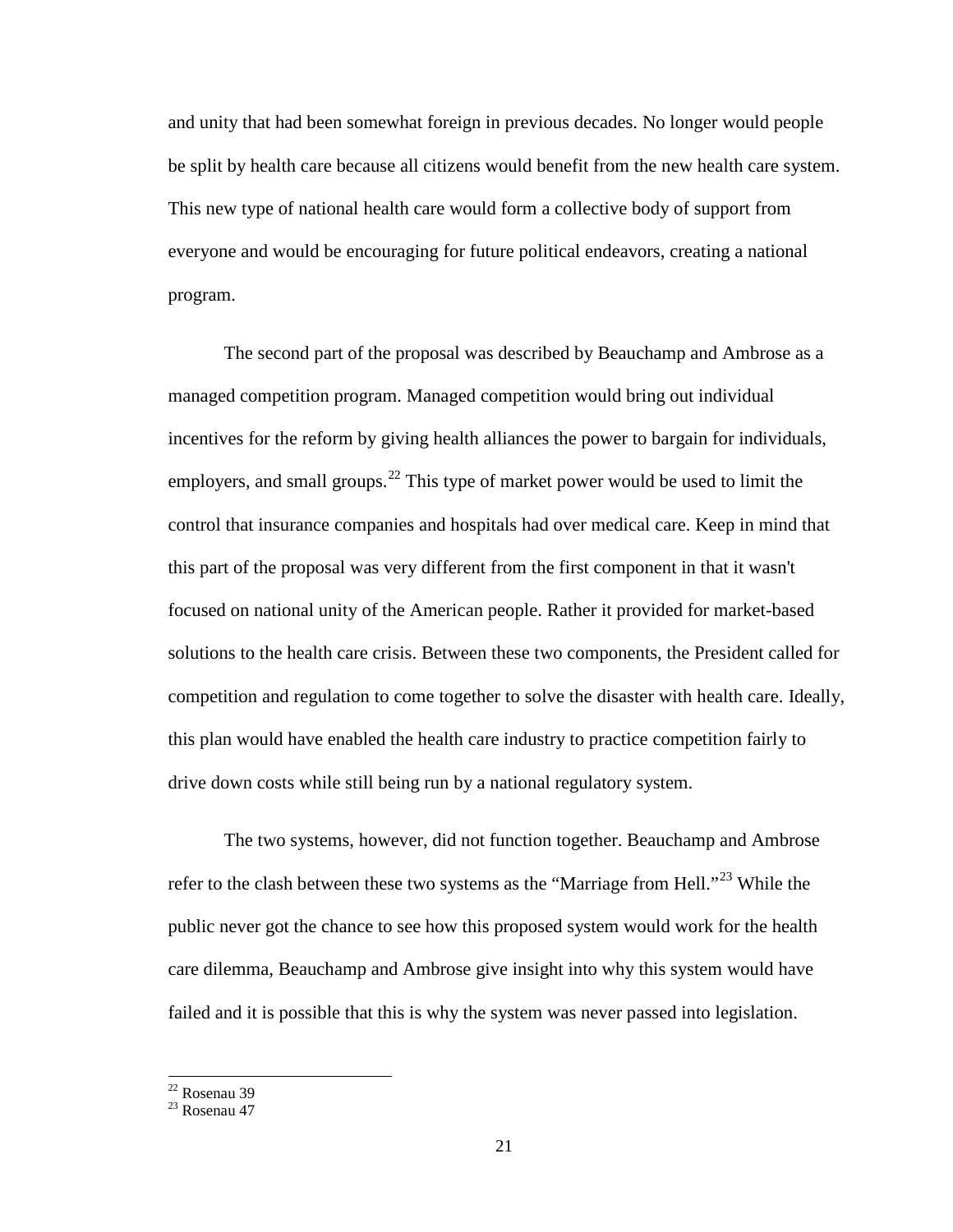and unity that had been somewhat foreign in previous decades. No longer would people be split by health care because all citizens would benefit from the new health care system. This new type of national health care would form a collective body of support from everyone and would be encouraging for future political endeavors, creating a national program.

The second part of the proposal was described by Beauchamp and Ambrose as a managed competition program. Managed competition would bring out individual incentives for the reform by giving health alliances the power to bargain for individuals, employers, and small groups.[22] This type of market power would be used to limit the control that insurance companies and hospitals had over medical care. Keep in mind that this part of the proposal was very different from the first component in that it wasn't focused on national unity of the American people. Rather it provided for market-based solutions to the health care crisis. Between these two components, the President called for competition and regulation to come together to solve the disaster with health care. Ideally, this plan would have enabled the health care industry to practice competition fairly to drive down costs while still being run by a national regulatory system.

The two systems, however, did not function together. Beauchamp and Ambrose refer to the clash between these two systems as the "Marriage from Hell."[23] While the public never got the chance to see how this proposed system would work for the health care dilemma, Beauchamp and Ambrose give insight into why this system would have failed and it is possible that this is why the system was never passed into legislation.

---

[22] Rosenau 39

[23] Rosenau 47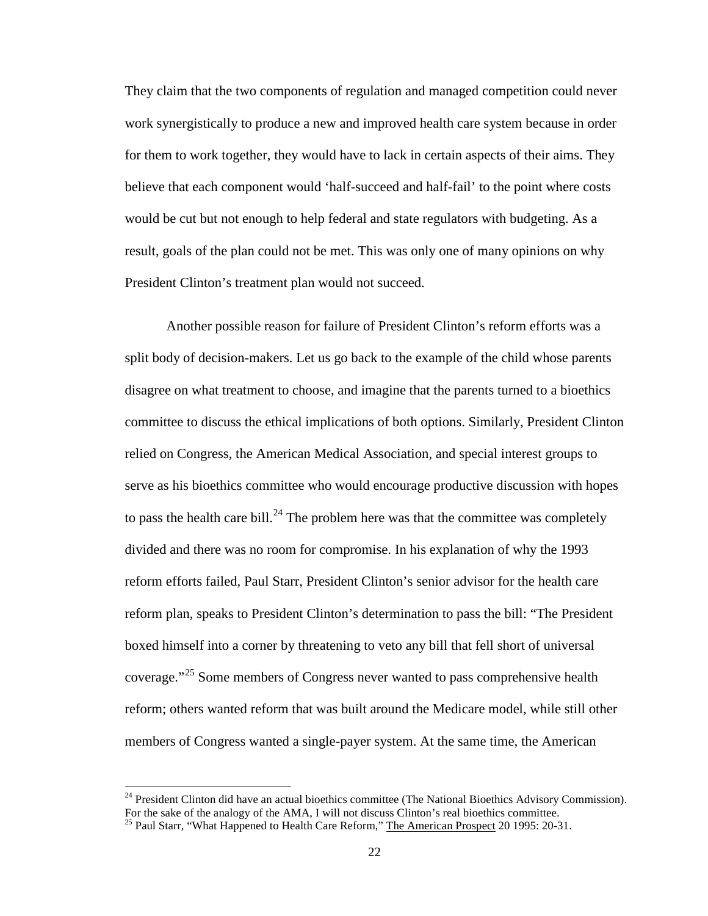They claim that the two components of regulation and managed competition could never work synergistically to produce a new and improved health care system because in order for them to work together, they would have to lack in certain aspects of their aims. They believe that each component would 'half-succeed and half-fail' to the point where costs would be cut but not enough to help federal and state regulators with budgeting. As a result, goals of the plan could not be met. This was only one of many opinions on why President Clinton's treatment plan would not succeed.

Another possible reason for failure of President Clinton's reform efforts was a split body of decision-makers. Let us go back to the example of the child whose parents disagree on what treatment to choose, and imagine that the parents turned to a bioethics committee to discuss the ethical implications of both options. Similarly, President Clinton relied on Congress, the American Medical Association, and special interest groups to serve as his bioethics committee who would encourage productive discussion with hopes to pass the health care bill.[24] The problem here was that the committee was completely divided and there was no room for compromise. In his explanation of why the 1993 reform efforts failed, Paul Starr, President Clinton's senior advisor for the health care reform plan, speaks to President Clinton's determination to pass the bill: "The President boxed himself into a corner by threatening to veto any bill that fell short of universal coverage."[25] Some members of Congress never wanted to pass comprehensive health reform; others wanted reform that was built around the Medicare model, while still other members of Congress wanted a single-payer system. At the same time, the American

---

[24] President Clinton did have an actual bioethics committee (The National Bioethics Advisory Commission). For the sake of the analogy of the AMA, I will not discuss Clinton's real bioethics committee.

[25] Paul Starr, "What Happened to Health Care Reform," The American Prospect 20 1995: 20-31.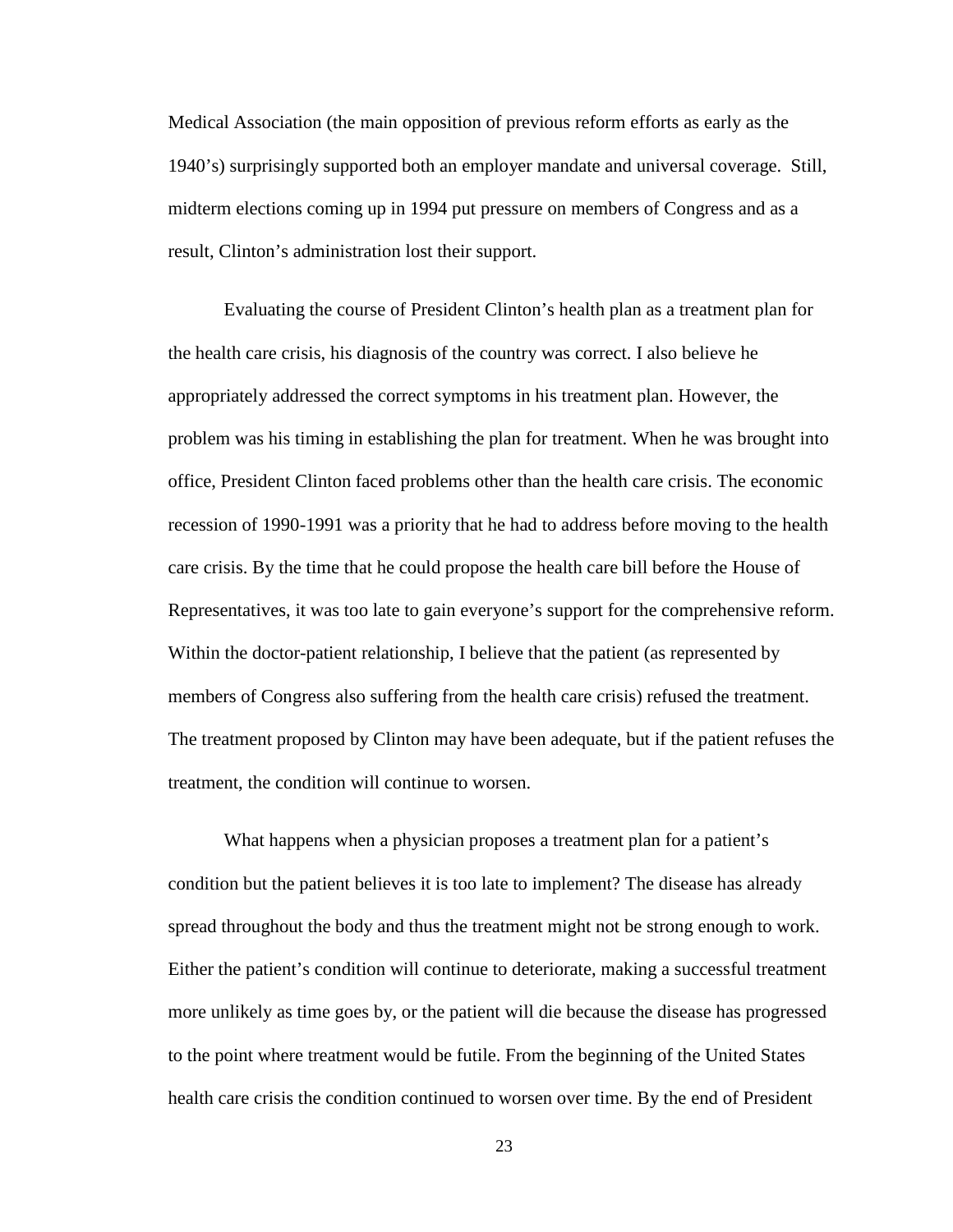Medical Association (the main opposition of previous reform efforts as early as the 1940's) surprisingly supported both an employer mandate and universal coverage. Still, midterm elections coming up in 1994 put pressure on members of Congress and as a result, Clinton's administration lost their support.

Evaluating the course of President Clinton's health plan as a treatment plan for the health care crisis, his diagnosis of the country was correct. I also believe he appropriately addressed the correct symptoms in his treatment plan. However, the problem was his timing in establishing the plan for treatment. When he was brought into office, President Clinton faced problems other than the health care crisis. The economic recession of 1990-1991 was a priority that he had to address before moving to the health care crisis. By the time that he could propose the health care bill before the House of Representatives, it was too late to gain everyone's support for the comprehensive reform. Within the doctor-patient relationship, I believe that the patient (as represented by members of Congress also suffering from the health care crisis) refused the treatment. The treatment proposed by Clinton may have been adequate, but if the patient refuses the treatment, the condition will continue to worsen.

What happens when a physician proposes a treatment plan for a patient's condition but the patient believes it is too late to implement? The disease has already spread throughout the body and thus the treatment might not be strong enough to work. Either the patient's condition will continue to deteriorate, making a successful treatment more unlikely as time goes by, or the patient will die because the disease has progressed to the point where treatment would be futile. From the beginning of the United States health care crisis the condition continued to worsen over time. By the end of President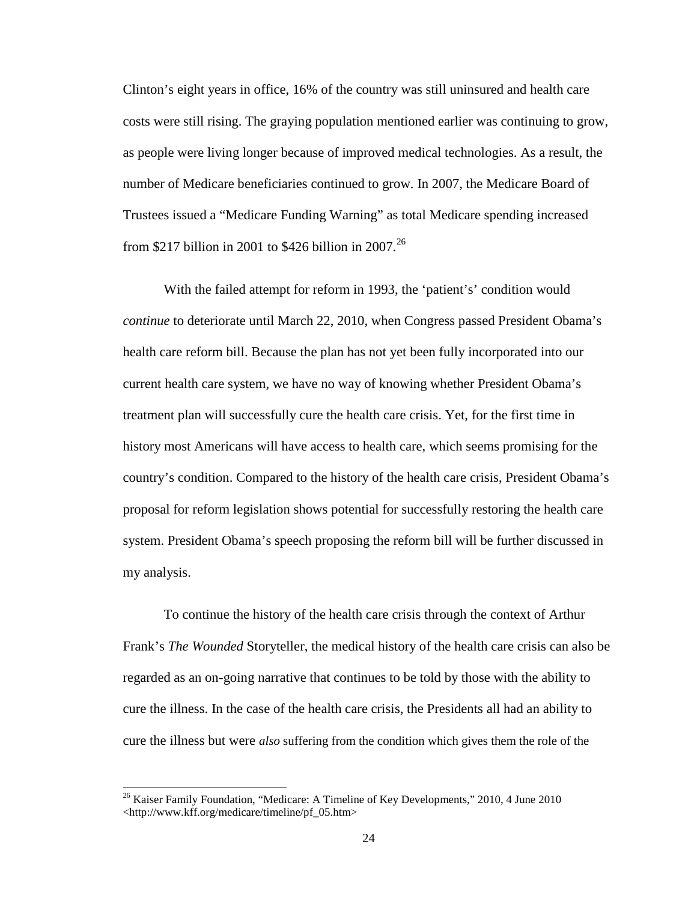Clinton's eight years in office, 16% of the country was still uninsured and health care costs were still rising. The graying population mentioned earlier was continuing to grow, as people were living longer because of improved medical technologies. As a result, the number of Medicare beneficiaries continued to grow. In 2007, the Medicare Board of Trustees issued a "Medicare Funding Warning" as total Medicare spending increased from $217 billion in 2001 to $426 billion in 2007.[26]

With the failed attempt for reform in 1993, the 'patient's' condition would *continue* to deteriorate until March 22, 2010, when Congress passed President Obama's health care reform bill. Because the plan has not yet been fully incorporated into our current health care system, we have no way of knowing whether President Obama's treatment plan will successfully cure the health care crisis. Yet, for the first time in history most Americans will have access to health care, which seems promising for the country's condition. Compared to the history of the health care crisis, President Obama's proposal for reform legislation shows potential for successfully restoring the health care system. President Obama's speech proposing the reform bill will be further discussed in my analysis.

To continue the history of the health care crisis through the context of Arthur Frank's *The Wounded* Storyteller, the medical history of the health care crisis can also be regarded as an on-going narrative that continues to be told by those with the ability to cure the illness. In the case of the health care crisis, the Presidents all had an ability to cure the illness but were *also* suffering from the condition which gives them the role of the

[26] Kaiser Family Foundation, "Medicare: A Timeline of Key Developments," 2010, 4 June 2010 <http://www.kff.org/medicare/timeline/pf_05.htm>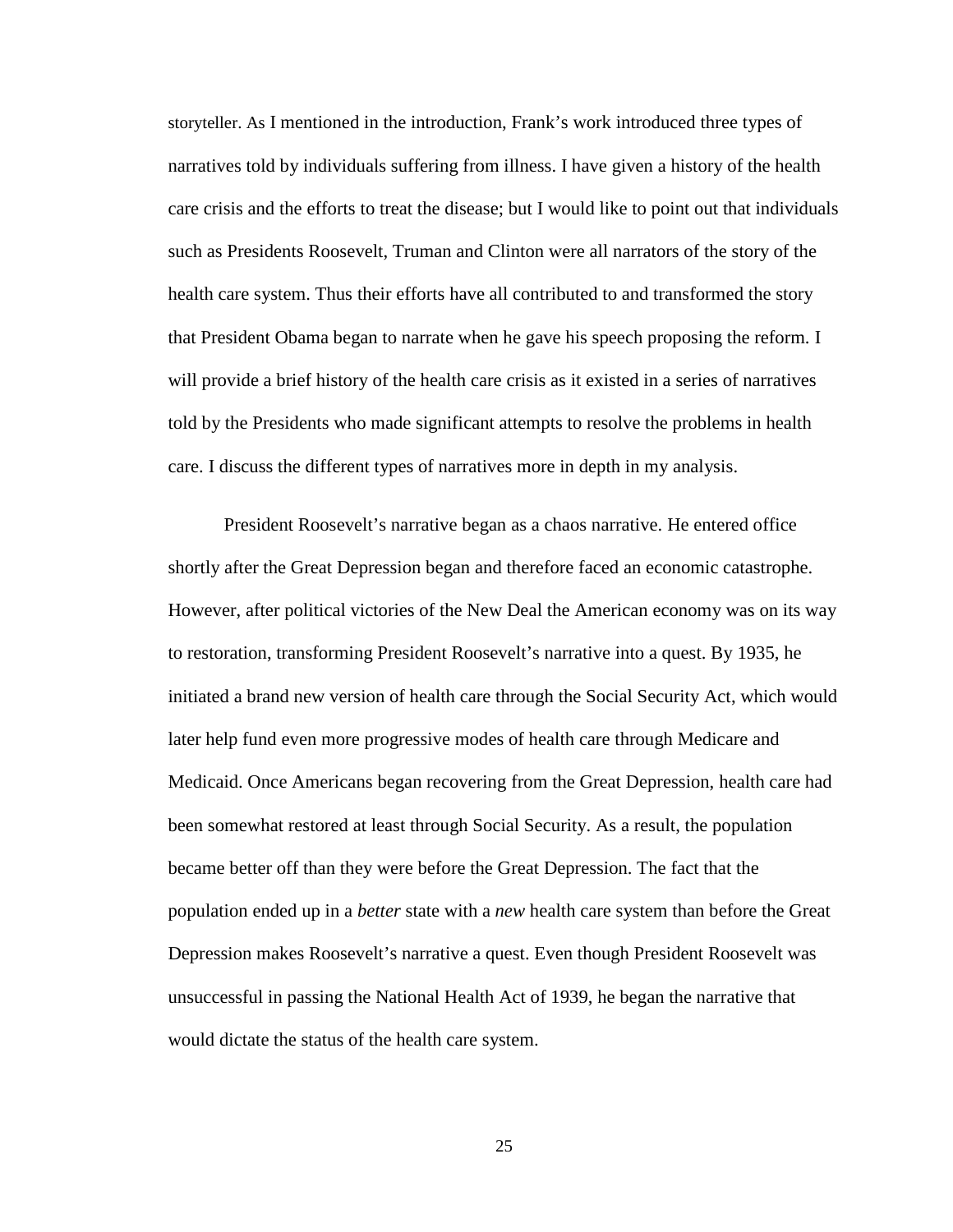storyteller. As I mentioned in the introduction, Frank's work introduced three types of narratives told by individuals suffering from illness. I have given a history of the health care crisis and the efforts to treat the disease; but I would like to point out that individuals such as Presidents Roosevelt, Truman and Clinton were all narrators of the story of the health care system. Thus their efforts have all contributed to and transformed the story that President Obama began to narrate when he gave his speech proposing the reform. I will provide a brief history of the health care crisis as it existed in a series of narratives told by the Presidents who made significant attempts to resolve the problems in health care. I discuss the different types of narratives more in depth in my analysis.

President Roosevelt's narrative began as a chaos narrative. He entered office shortly after the Great Depression began and therefore faced an economic catastrophe. However, after political victories of the New Deal the American economy was on its way to restoration, transforming President Roosevelt's narrative into a quest. By 1935, he initiated a brand new version of health care through the Social Security Act, which would later help fund even more progressive modes of health care through Medicare and Medicaid. Once Americans began recovering from the Great Depression, health care had been somewhat restored at least through Social Security. As a result, the population became better off than they were before the Great Depression. The fact that the population ended up in a *better* state with a *new* health care system than before the Great Depression makes Roosevelt's narrative a quest. Even though President Roosevelt was unsuccessful in passing the National Health Act of 1939, he began the narrative that would dictate the status of the health care system.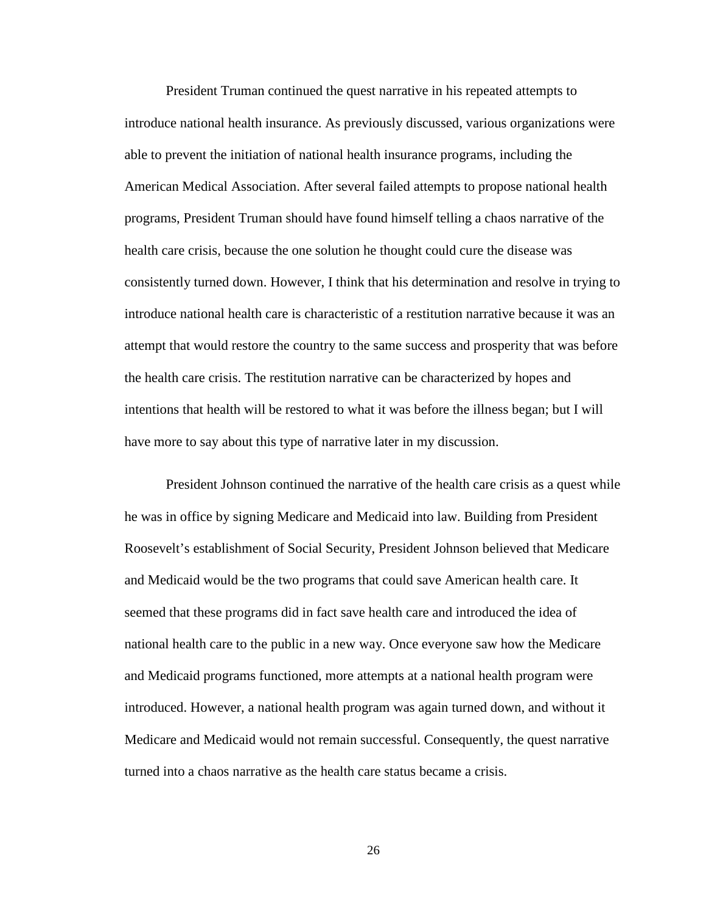President Truman continued the quest narrative in his repeated attempts to introduce national health insurance. As previously discussed, various organizations were able to prevent the initiation of national health insurance programs, including the American Medical Association. After several failed attempts to propose national health programs, President Truman should have found himself telling a chaos narrative of the health care crisis, because the one solution he thought could cure the disease was consistently turned down. However, I think that his determination and resolve in trying to introduce national health care is characteristic of a restitution narrative because it was an attempt that would restore the country to the same success and prosperity that was before the health care crisis. The restitution narrative can be characterized by hopes and intentions that health will be restored to what it was before the illness began; but I will have more to say about this type of narrative later in my discussion.

President Johnson continued the narrative of the health care crisis as a quest while he was in office by signing Medicare and Medicaid into law. Building from President Roosevelt's establishment of Social Security, President Johnson believed that Medicare and Medicaid would be the two programs that could save American health care. It seemed that these programs did in fact save health care and introduced the idea of national health care to the public in a new way. Once everyone saw how the Medicare and Medicaid programs functioned, more attempts at a national health program were introduced. However, a national health program was again turned down, and without it Medicare and Medicaid would not remain successful. Consequently, the quest narrative turned into a chaos narrative as the health care status became a crisis.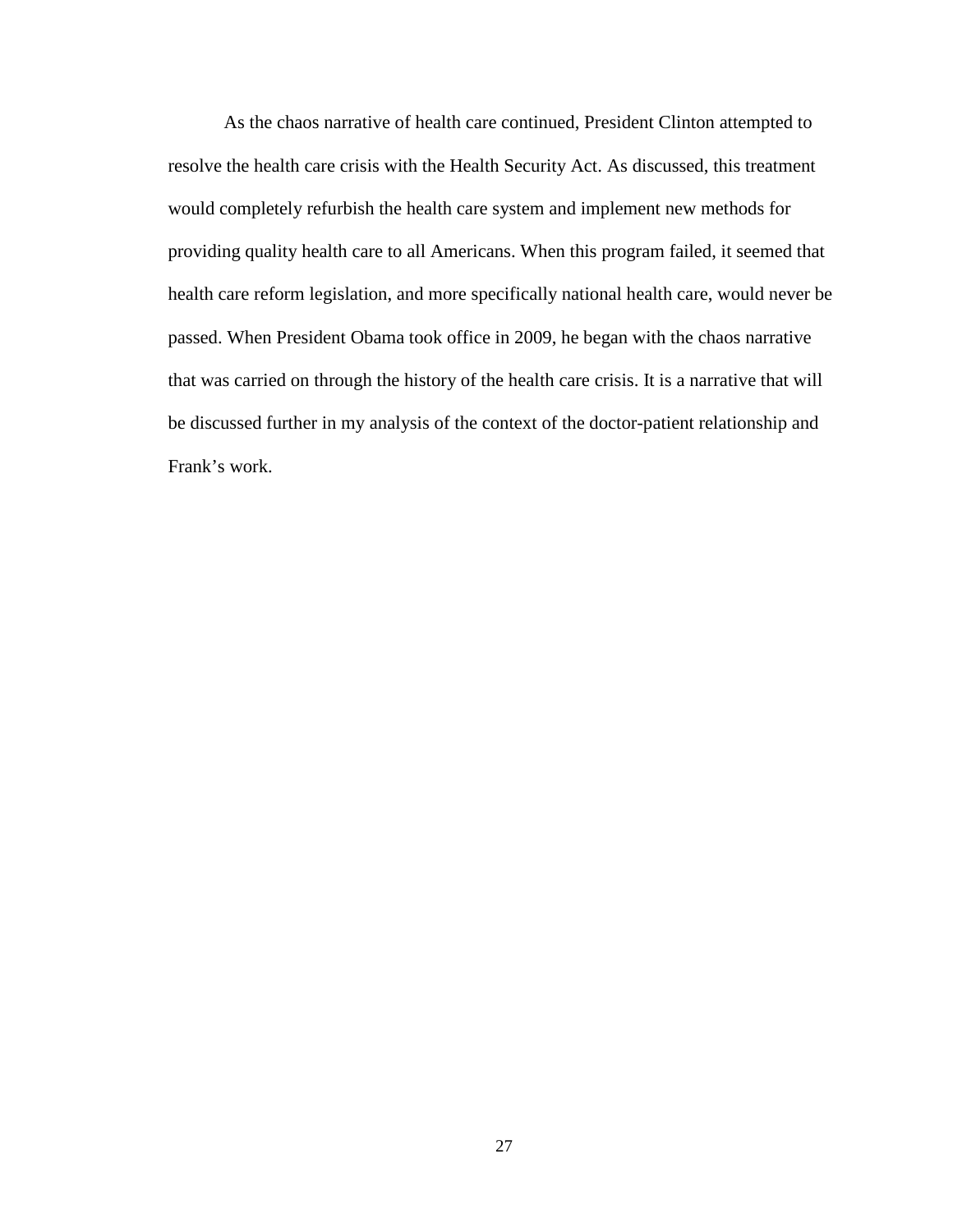As the chaos narrative of health care continued, President Clinton attempted to resolve the health care crisis with the Health Security Act. As discussed, this treatment would completely refurbish the health care system and implement new methods for providing quality health care to all Americans. When this program failed, it seemed that health care reform legislation, and more specifically national health care, would never be passed. When President Obama took office in 2009, he began with the chaos narrative that was carried on through the history of the health care crisis. It is a narrative that will be discussed further in my analysis of the context of the doctor-patient relationship and Frank's work.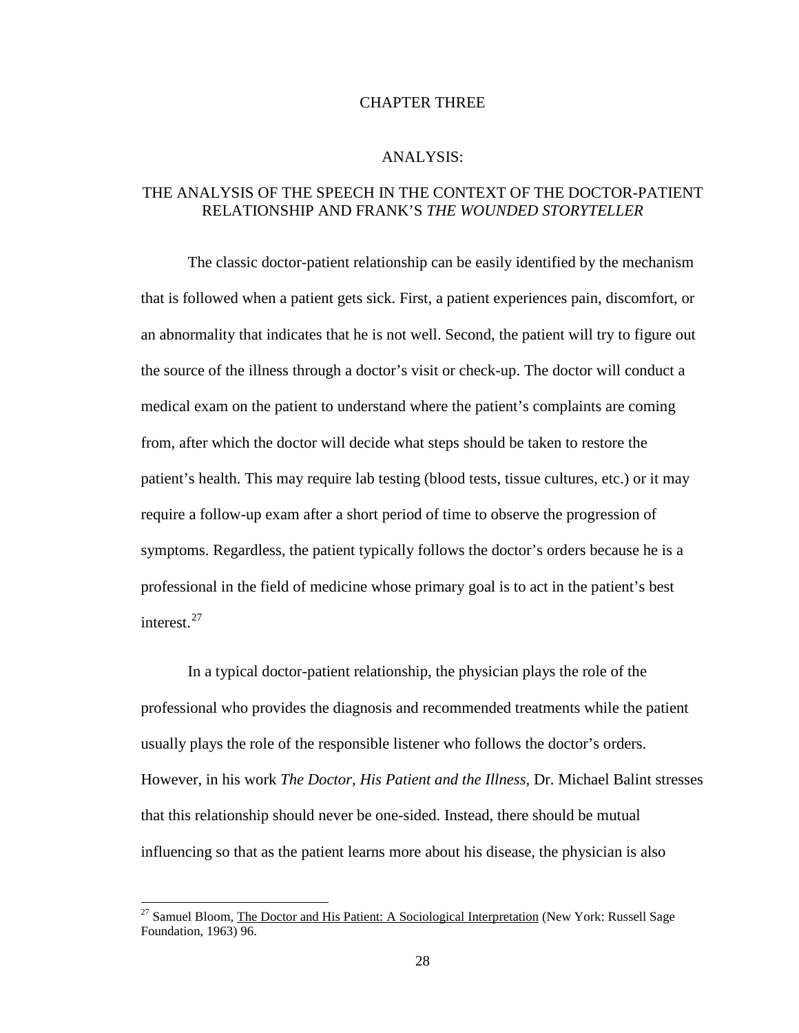# CHAPTER THREE

## ANALYSIS:

## THE ANALYSIS OF THE SPEECH IN THE CONTEXT OF THE DOCTOR-PATIENT RELATIONSHIP AND FRANK'S *THE WOUNDED STORYTELLER*

The classic doctor-patient relationship can be easily identified by the mechanism that is followed when a patient gets sick. First, a patient experiences pain, discomfort, or an abnormality that indicates that he is not well. Second, the patient will try to figure out the source of the illness through a doctor's visit or check-up. The doctor will conduct a medical exam on the patient to understand where the patient's complaints are coming from, after which the doctor will decide what steps should be taken to restore the patient's health. This may require lab testing (blood tests, tissue cultures, etc.) or it may require a follow-up exam after a short period of time to observe the progression of symptoms. Regardless, the patient typically follows the doctor's orders because he is a professional in the field of medicine whose primary goal is to act in the patient's best interest.[27]

In a typical doctor-patient relationship, the physician plays the role of the professional who provides the diagnosis and recommended treatments while the patient usually plays the role of the responsible listener who follows the doctor's orders. However, in his work *The Doctor, His Patient and the Illness,* Dr. Michael Balint stresses that this relationship should never be one-sided. Instead, there should be mutual influencing so that as the patient learns more about his disease, the physician is also

---

[27] Samuel Bloom, The Doctor and His Patient: A Sociological Interpretation (New York: Russell Sage Foundation, 1963) 96.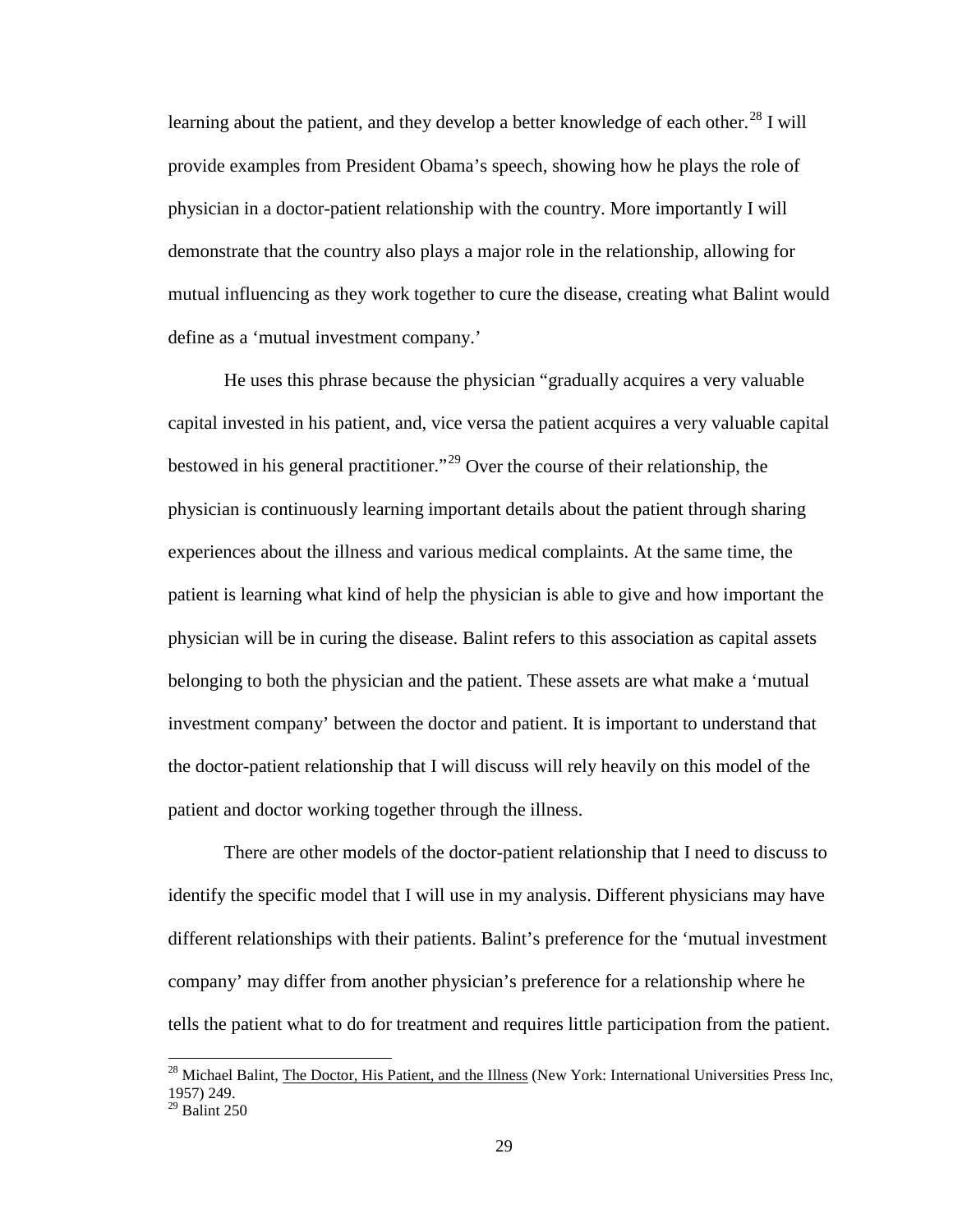learning about the patient, and they develop a better knowledge of each other.[28] I will provide examples from President Obama's speech, showing how he plays the role of physician in a doctor-patient relationship with the country. More importantly I will demonstrate that the country also plays a major role in the relationship, allowing for mutual influencing as they work together to cure the disease, creating what Balint would define as a 'mutual investment company.'

He uses this phrase because the physician "gradually acquires a very valuable capital invested in his patient, and, vice versa the patient acquires a very valuable capital bestowed in his general practitioner."[29] Over the course of their relationship, the physician is continuously learning important details about the patient through sharing experiences about the illness and various medical complaints. At the same time, the patient is learning what kind of help the physician is able to give and how important the physician will be in curing the disease. Balint refers to this association as capital assets belonging to both the physician and the patient. These assets are what make a 'mutual investment company' between the doctor and patient. It is important to understand that the doctor-patient relationship that I will discuss will rely heavily on this model of the patient and doctor working together through the illness.

There are other models of the doctor-patient relationship that I need to discuss to identify the specific model that I will use in my analysis. Different physicians may have different relationships with their patients. Balint's preference for the 'mutual investment company' may differ from another physician's preference for a relationship where he tells the patient what to do for treatment and requires little participation from the patient.

---

[28] Michael Balint, The Doctor, His Patient, and the Illness (New York: International Universities Press Inc, 1957) 249.

[29] Balint 250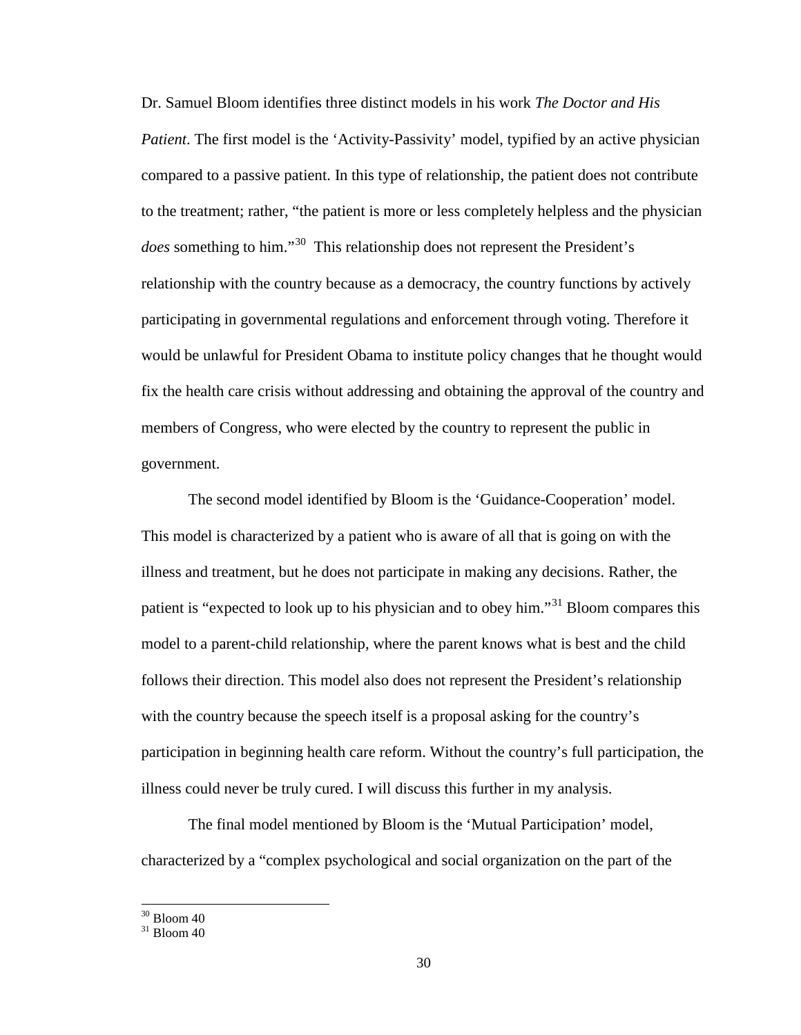Dr. Samuel Bloom identifies three distinct models in his work *The Doctor and His Patient*. The first model is the 'Activity-Passivity' model, typified by an active physician compared to a passive patient. In this type of relationship, the patient does not contribute to the treatment; rather, "the patient is more or less completely helpless and the physician *does* something to him."[30] This relationship does not represent the President's relationship with the country because as a democracy, the country functions by actively participating in governmental regulations and enforcement through voting. Therefore it would be unlawful for President Obama to institute policy changes that he thought would fix the health care crisis without addressing and obtaining the approval of the country and members of Congress, who were elected by the country to represent the public in government.

The second model identified by Bloom is the 'Guidance-Cooperation' model. This model is characterized by a patient who is aware of all that is going on with the illness and treatment, but he does not participate in making any decisions. Rather, the patient is "expected to look up to his physician and to obey him."[31] Bloom compares this model to a parent-child relationship, where the parent knows what is best and the child follows their direction. This model also does not represent the President's relationship with the country because the speech itself is a proposal asking for the country's participation in beginning health care reform. Without the country's full participation, the illness could never be truly cured. I will discuss this further in my analysis.

The final model mentioned by Bloom is the 'Mutual Participation' model, characterized by a "complex psychological and social organization on the part of the

[30] Bloom 40

[31] Bloom 40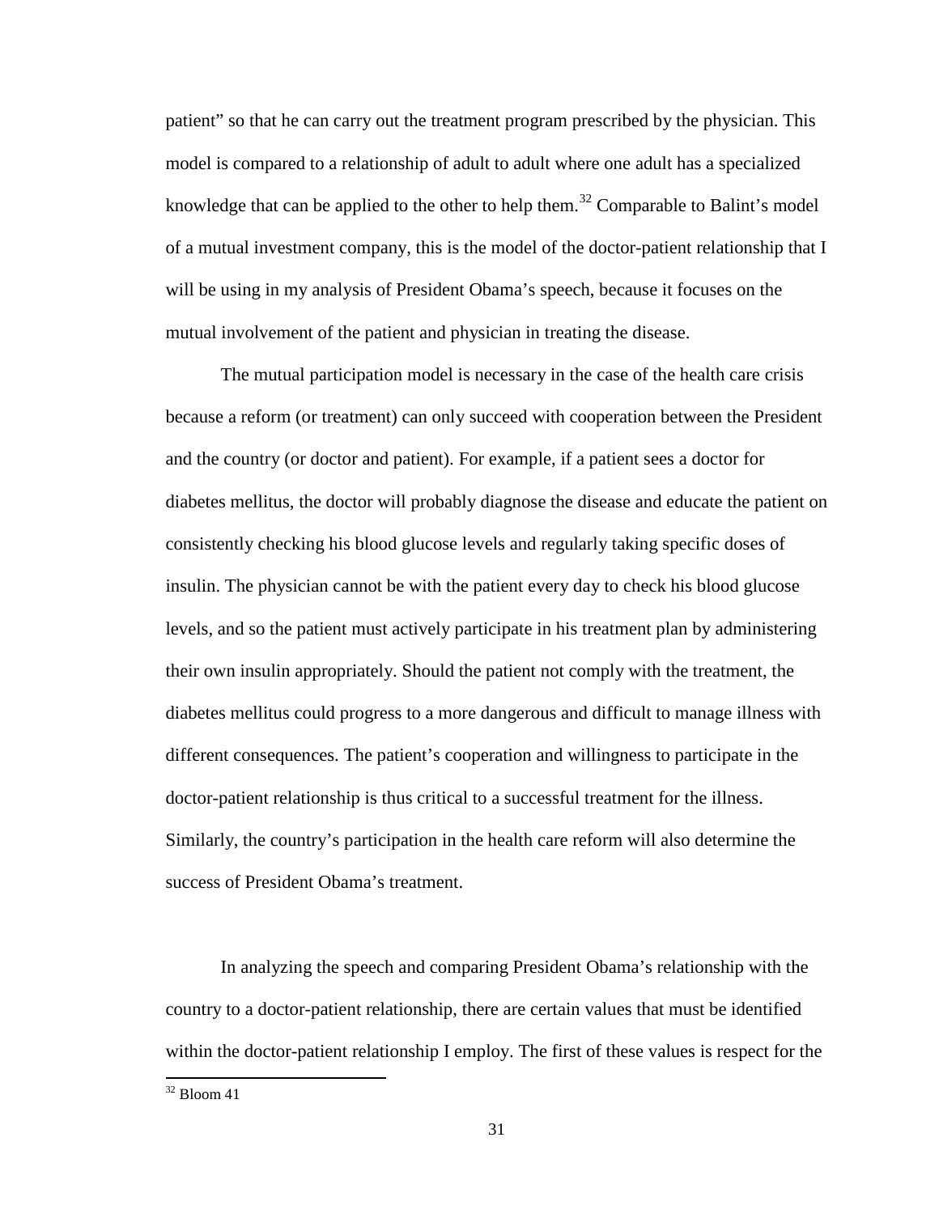patient" so that he can carry out the treatment program prescribed by the physician. This model is compared to a relationship of adult to adult where one adult has a specialized knowledge that can be applied to the other to help them.[32] Comparable to Balint's model of a mutual investment company, this is the model of the doctor-patient relationship that I will be using in my analysis of President Obama's speech, because it focuses on the mutual involvement of the patient and physician in treating the disease.

The mutual participation model is necessary in the case of the health care crisis because a reform (or treatment) can only succeed with cooperation between the President and the country (or doctor and patient). For example, if a patient sees a doctor for diabetes mellitus, the doctor will probably diagnose the disease and educate the patient on consistently checking his blood glucose levels and regularly taking specific doses of insulin. The physician cannot be with the patient every day to check his blood glucose levels, and so the patient must actively participate in his treatment plan by administering their own insulin appropriately. Should the patient not comply with the treatment, the diabetes mellitus could progress to a more dangerous and difficult to manage illness with different consequences. The patient's cooperation and willingness to participate in the doctor-patient relationship is thus critical to a successful treatment for the illness. Similarly, the country's participation in the health care reform will also determine the success of President Obama's treatment.

In analyzing the speech and comparing President Obama's relationship with the country to a doctor-patient relationship, there are certain values that must be identified within the doctor-patient relationship I employ. The first of these values is respect for the

[32] Bloom 41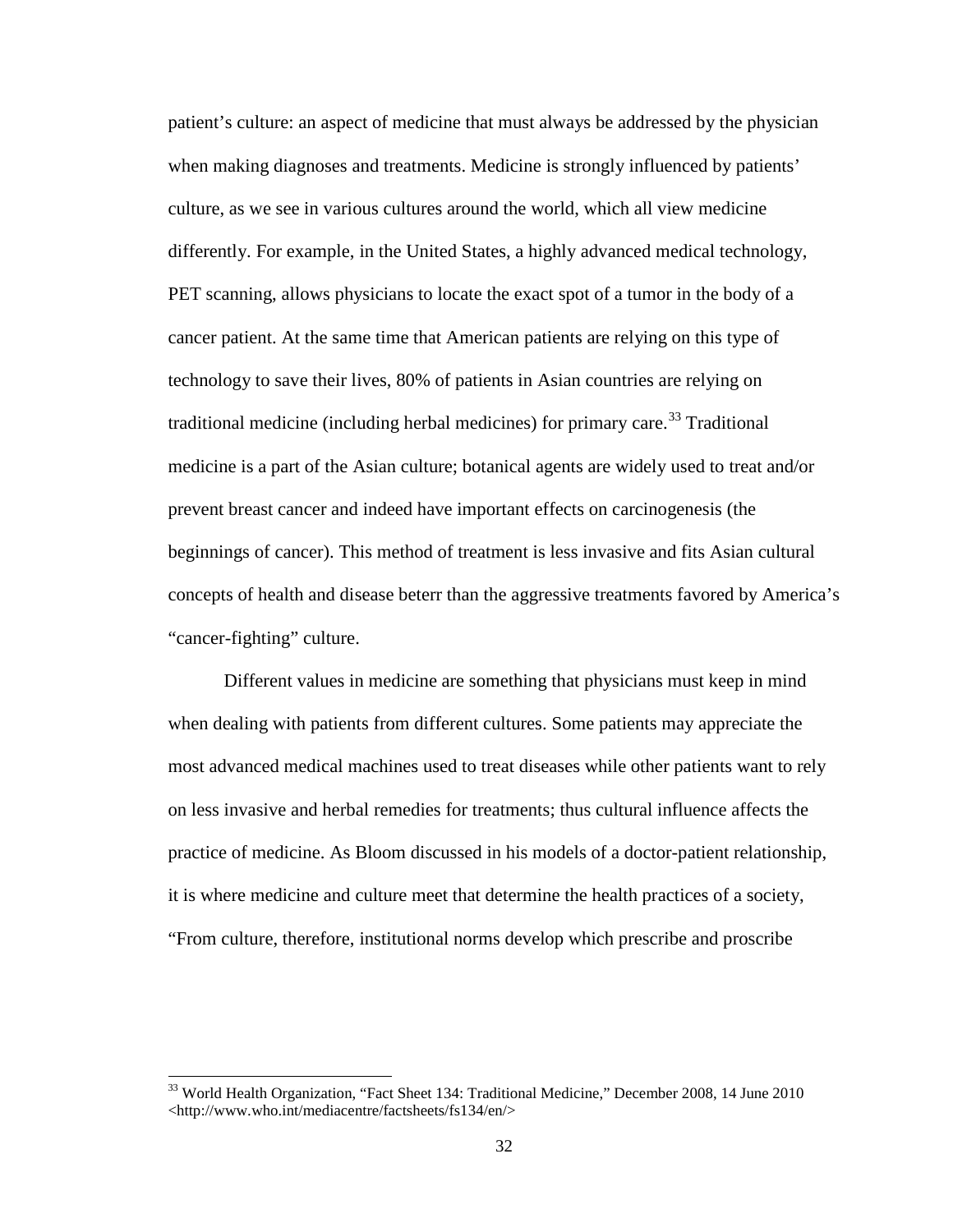patient's culture: an aspect of medicine that must always be addressed by the physician when making diagnoses and treatments. Medicine is strongly influenced by patients' culture, as we see in various cultures around the world, which all view medicine differently. For example, in the United States, a highly advanced medical technology, PET scanning, allows physicians to locate the exact spot of a tumor in the body of a cancer patient. At the same time that American patients are relying on this type of technology to save their lives, 80% of patients in Asian countries are relying on traditional medicine (including herbal medicines) for primary care.[33] Traditional medicine is a part of the Asian culture; botanical agents are widely used to treat and/or prevent breast cancer and indeed have important effects on carcinogenesis (the beginnings of cancer). This method of treatment is less invasive and fits Asian cultural concepts of health and disease beterr than the aggressive treatments favored by America's "cancer-fighting" culture.

Different values in medicine are something that physicians must keep in mind when dealing with patients from different cultures. Some patients may appreciate the most advanced medical machines used to treat diseases while other patients want to rely on less invasive and herbal remedies for treatments; thus cultural influence affects the practice of medicine. As Bloom discussed in his models of a doctor-patient relationship, it is where medicine and culture meet that determine the health practices of a society, "From culture, therefore, institutional norms develop which prescribe and proscribe

[33] World Health Organization, "Fact Sheet 134: Traditional Medicine," December 2008, 14 June 2010 <http://www.who.int/mediacentre/factsheets/fs134/en/>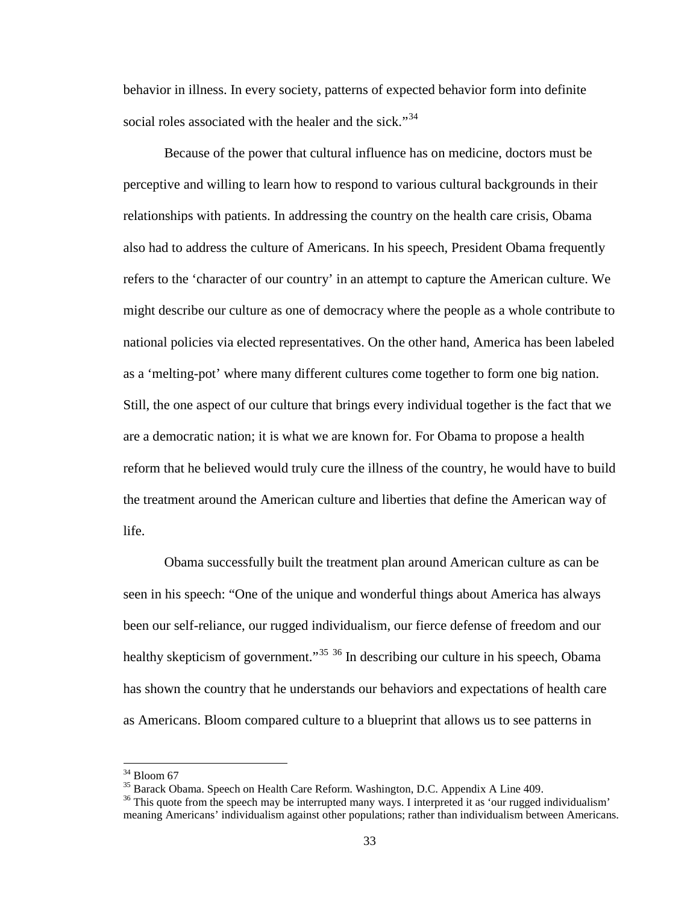behavior in illness. In every society, patterns of expected behavior form into definite social roles associated with the healer and the sick."[34]

Because of the power that cultural influence has on medicine, doctors must be perceptive and willing to learn how to respond to various cultural backgrounds in their relationships with patients. In addressing the country on the health care crisis, Obama also had to address the culture of Americans. In his speech, President Obama frequently refers to the 'character of our country' in an attempt to capture the American culture. We might describe our culture as one of democracy where the people as a whole contribute to national policies via elected representatives. On the other hand, America has been labeled as a 'melting-pot' where many different cultures come together to form one big nation. Still, the one aspect of our culture that brings every individual together is the fact that we are a democratic nation; it is what we are known for. For Obama to propose a health reform that he believed would truly cure the illness of the country, he would have to build the treatment around the American culture and liberties that define the American way of life.

Obama successfully built the treatment plan around American culture as can be seen in his speech: "One of the unique and wonderful things about America has always been our self-reliance, our rugged individualism, our fierce defense of freedom and our healthy skepticism of government."[35] [36] In describing our culture in his speech, Obama has shown the country that he understands our behaviors and expectations of health care as Americans. Bloom compared culture to a blueprint that allows us to see patterns in

---

[34] Bloom 67

[35] Barack Obama. Speech on Health Care Reform. Washington, D.C. Appendix A Line 409.

[36] This quote from the speech may be interrupted many ways. I interpreted it as 'our rugged individualism' meaning Americans' individualism against other populations; rather than individualism between Americans.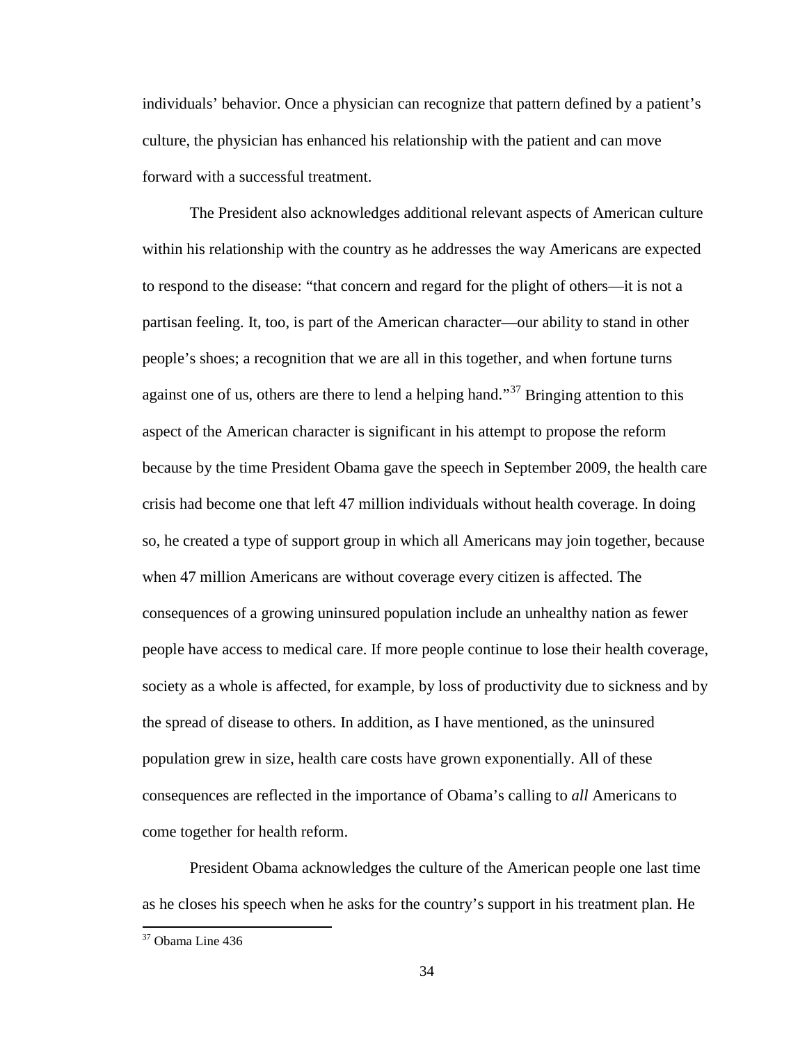individuals' behavior. Once a physician can recognize that pattern defined by a patient's culture, the physician has enhanced his relationship with the patient and can move forward with a successful treatment.

The President also acknowledges additional relevant aspects of American culture within his relationship with the country as he addresses the way Americans are expected to respond to the disease: "that concern and regard for the plight of others—it is not a partisan feeling. It, too, is part of the American character—our ability to stand in other people's shoes; a recognition that we are all in this together, and when fortune turns against one of us, others are there to lend a helping hand."[37] Bringing attention to this aspect of the American character is significant in his attempt to propose the reform because by the time President Obama gave the speech in September 2009, the health care crisis had become one that left 47 million individuals without health coverage. In doing so, he created a type of support group in which all Americans may join together, because when 47 million Americans are without coverage every citizen is affected. The consequences of a growing uninsured population include an unhealthy nation as fewer people have access to medical care. If more people continue to lose their health coverage, society as a whole is affected, for example, by loss of productivity due to sickness and by the spread of disease to others. In addition, as I have mentioned, as the uninsured population grew in size, health care costs have grown exponentially. All of these consequences are reflected in the importance of Obama's calling to *all* Americans to come together for health reform.

President Obama acknowledges the culture of the American people one last time as he closes his speech when he asks for the country's support in his treatment plan. He

[37] Obama Line 436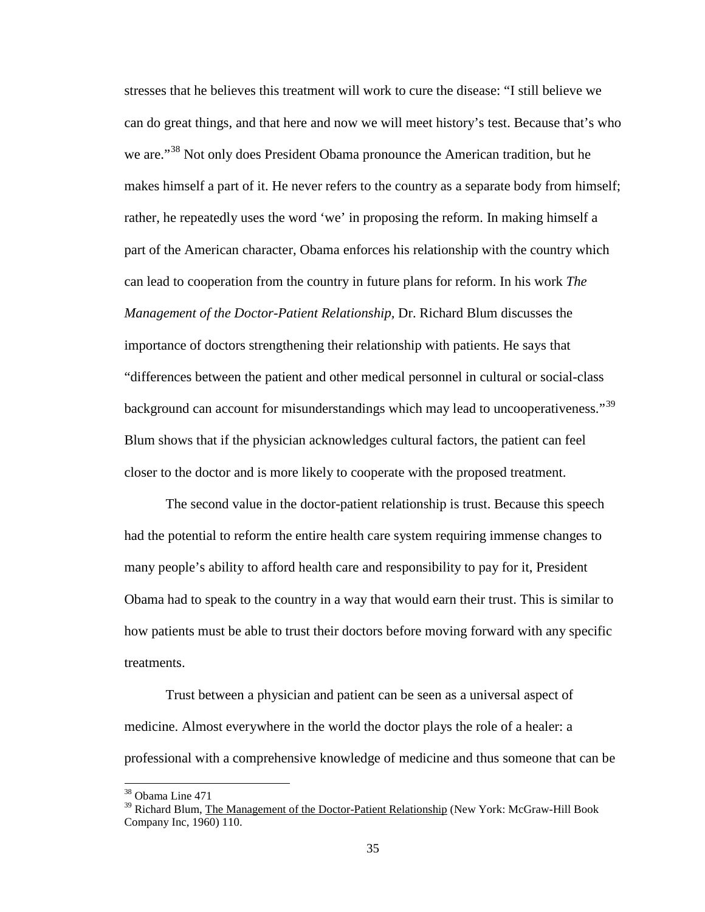stresses that he believes this treatment will work to cure the disease: "I still believe we can do great things, and that here and now we will meet history's test. Because that's who we are."[38] Not only does President Obama pronounce the American tradition, but he makes himself a part of it. He never refers to the country as a separate body from himself; rather, he repeatedly uses the word 'we' in proposing the reform. In making himself a part of the American character, Obama enforces his relationship with the country which can lead to cooperation from the country in future plans for reform. In his work *The Management of the Doctor-Patient Relationship,* Dr. Richard Blum discusses the importance of doctors strengthening their relationship with patients. He says that "differences between the patient and other medical personnel in cultural or social-class background can account for misunderstandings which may lead to uncooperativeness."[39] Blum shows that if the physician acknowledges cultural factors, the patient can feel closer to the doctor and is more likely to cooperate with the proposed treatment.

The second value in the doctor-patient relationship is trust. Because this speech had the potential to reform the entire health care system requiring immense changes to many people's ability to afford health care and responsibility to pay for it, President Obama had to speak to the country in a way that would earn their trust. This is similar to how patients must be able to trust their doctors before moving forward with any specific treatments.

Trust between a physician and patient can be seen as a universal aspect of medicine. Almost everywhere in the world the doctor plays the role of a healer: a professional with a comprehensive knowledge of medicine and thus someone that can be

---

[38] Obama Line 471

[39] Richard Blum, The Management of the Doctor-Patient Relationship (New York: McGraw-Hill Book Company Inc, 1960) 110.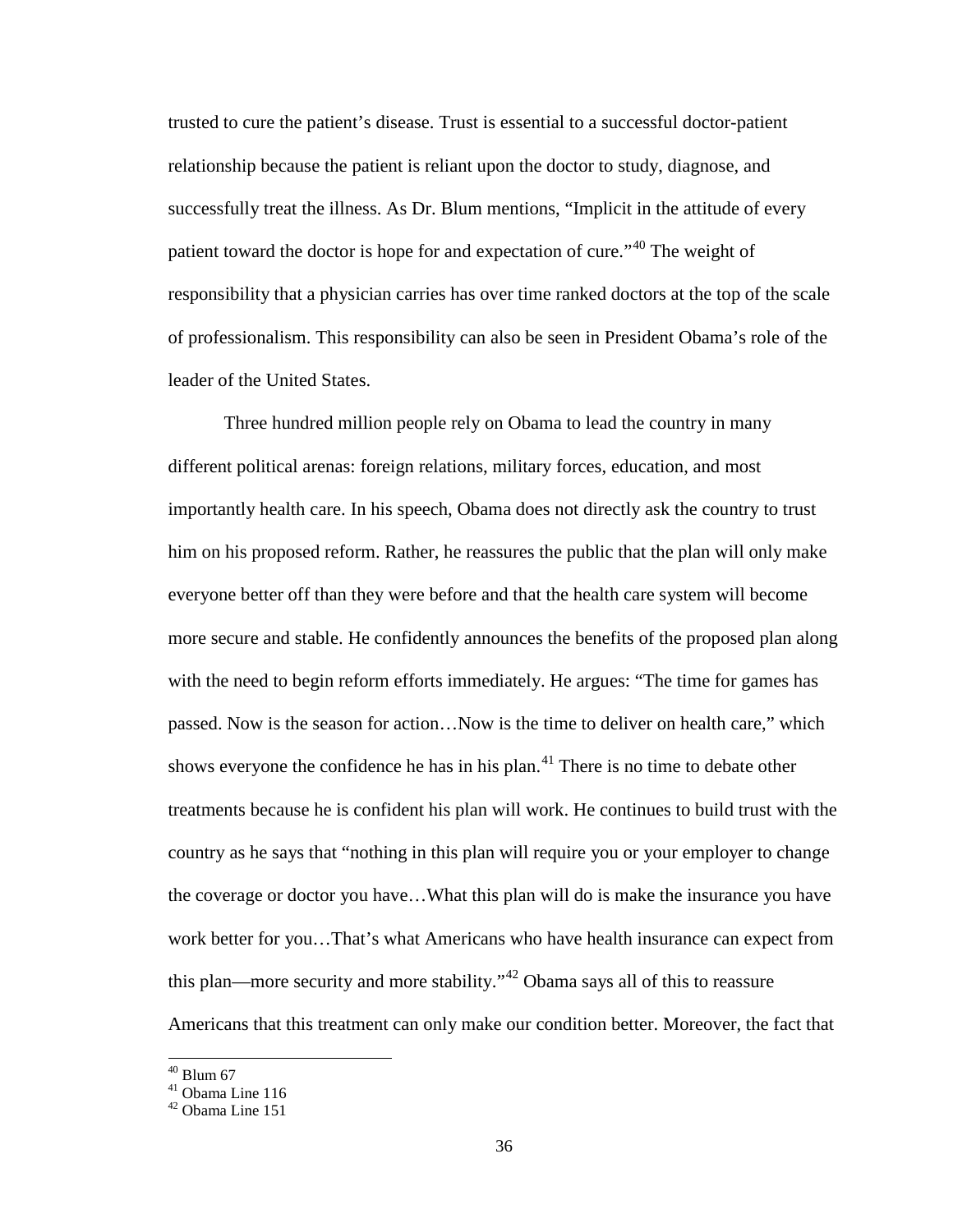trusted to cure the patient's disease. Trust is essential to a successful doctor-patient relationship because the patient is reliant upon the doctor to study, diagnose, and successfully treat the illness. As Dr. Blum mentions, "Implicit in the attitude of every patient toward the doctor is hope for and expectation of cure."[40] The weight of responsibility that a physician carries has over time ranked doctors at the top of the scale of professionalism. This responsibility can also be seen in President Obama's role of the leader of the United States.

Three hundred million people rely on Obama to lead the country in many different political arenas: foreign relations, military forces, education, and most importantly health care. In his speech, Obama does not directly ask the country to trust him on his proposed reform. Rather, he reassures the public that the plan will only make everyone better off than they were before and that the health care system will become more secure and stable. He confidently announces the benefits of the proposed plan along with the need to begin reform efforts immediately. He argues: "The time for games has passed. Now is the season for action…Now is the time to deliver on health care," which shows everyone the confidence he has in his plan.[41] There is no time to debate other treatments because he is confident his plan will work. He continues to build trust with the country as he says that "nothing in this plan will require you or your employer to change the coverage or doctor you have…What this plan will do is make the insurance you have work better for you…That's what Americans who have health insurance can expect from this plan—more security and more stability."[42] Obama says all of this to reassure Americans that this treatment can only make our condition better. Moreover, the fact that

---

[40] Blum 67

[41] Obama Line 116

[42] Obama Line 151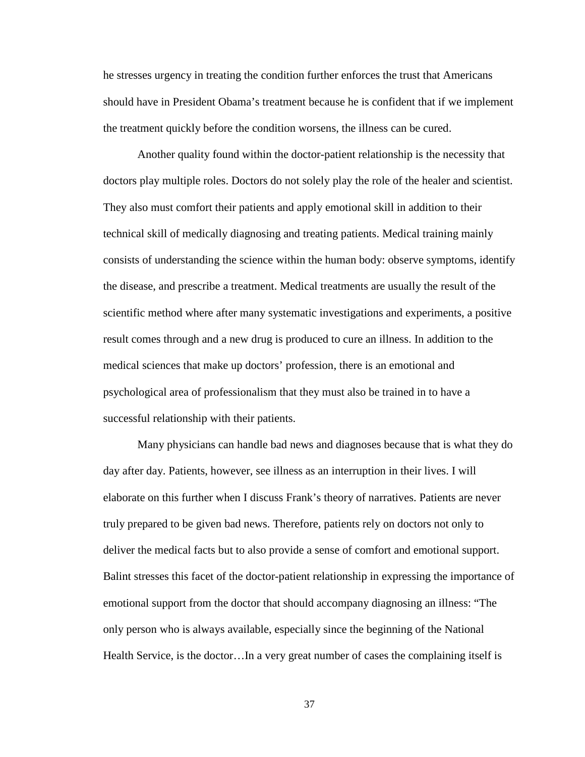he stresses urgency in treating the condition further enforces the trust that Americans should have in President Obama's treatment because he is confident that if we implement the treatment quickly before the condition worsens, the illness can be cured.

Another quality found within the doctor-patient relationship is the necessity that doctors play multiple roles. Doctors do not solely play the role of the healer and scientist. They also must comfort their patients and apply emotional skill in addition to their technical skill of medically diagnosing and treating patients. Medical training mainly consists of understanding the science within the human body: observe symptoms, identify the disease, and prescribe a treatment. Medical treatments are usually the result of the scientific method where after many systematic investigations and experiments, a positive result comes through and a new drug is produced to cure an illness. In addition to the medical sciences that make up doctors' profession, there is an emotional and psychological area of professionalism that they must also be trained in to have a successful relationship with their patients.

Many physicians can handle bad news and diagnoses because that is what they do day after day. Patients, however, see illness as an interruption in their lives. I will elaborate on this further when I discuss Frank's theory of narratives. Patients are never truly prepared to be given bad news. Therefore, patients rely on doctors not only to deliver the medical facts but to also provide a sense of comfort and emotional support. Balint stresses this facet of the doctor-patient relationship in expressing the importance of emotional support from the doctor that should accompany diagnosing an illness: "The only person who is always available, especially since the beginning of the National Health Service, is the doctor…In a very great number of cases the complaining itself is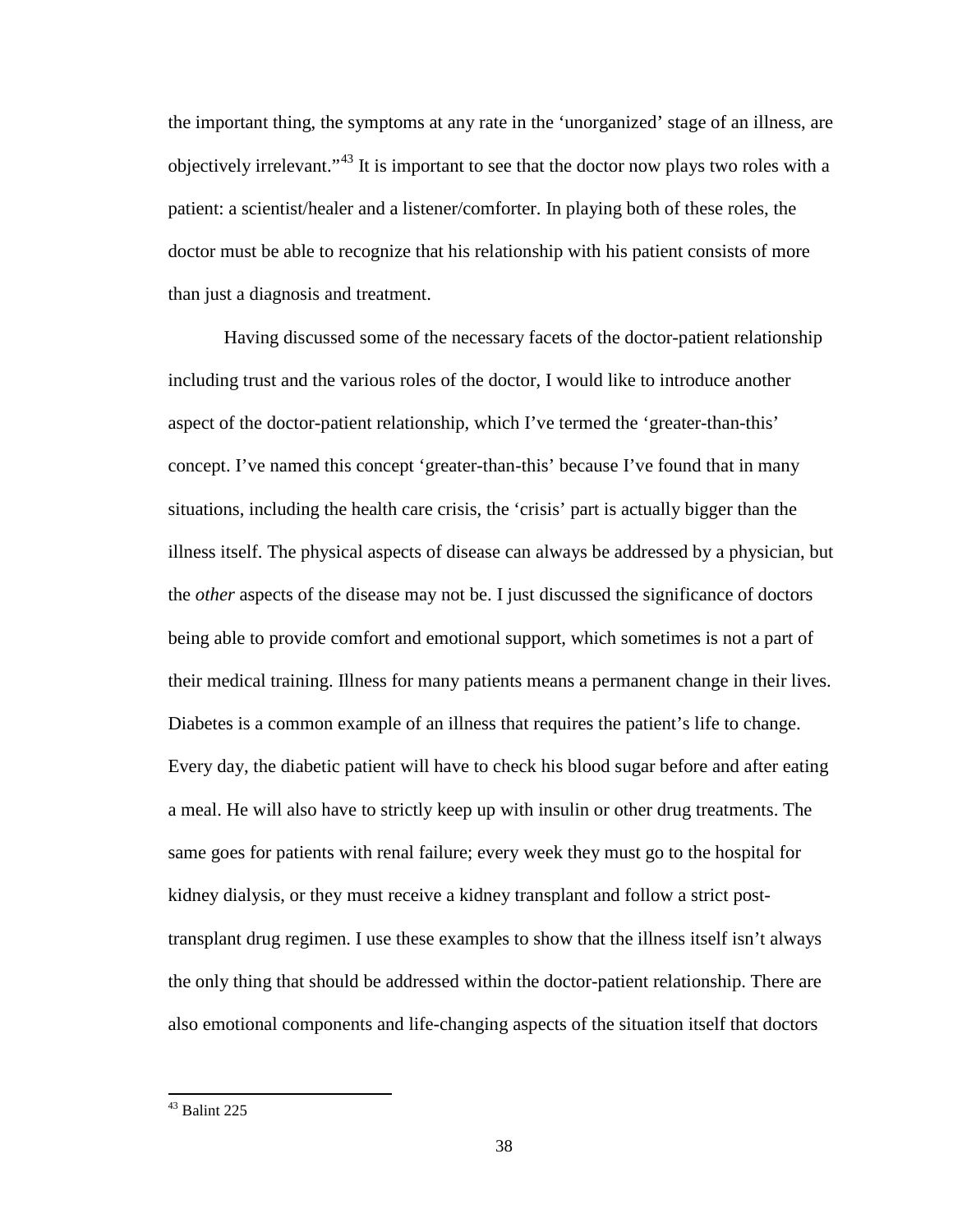the important thing, the symptoms at any rate in the 'unorganized' stage of an illness, are objectively irrelevant."[43] It is important to see that the doctor now plays two roles with a patient: a scientist/healer and a listener/comforter. In playing both of these roles, the doctor must be able to recognize that his relationship with his patient consists of more than just a diagnosis and treatment.

Having discussed some of the necessary facets of the doctor-patient relationship including trust and the various roles of the doctor, I would like to introduce another aspect of the doctor-patient relationship, which I've termed the 'greater-than-this' concept. I've named this concept 'greater-than-this' because I've found that in many situations, including the health care crisis, the 'crisis' part is actually bigger than the illness itself. The physical aspects of disease can always be addressed by a physician, but the *other* aspects of the disease may not be. I just discussed the significance of doctors being able to provide comfort and emotional support, which sometimes is not a part of their medical training. Illness for many patients means a permanent change in their lives. Diabetes is a common example of an illness that requires the patient's life to change. Every day, the diabetic patient will have to check his blood sugar before and after eating a meal. He will also have to strictly keep up with insulin or other drug treatments. The same goes for patients with renal failure; every week they must go to the hospital for kidney dialysis, or they must receive a kidney transplant and follow a strict post-transplant drug regimen. I use these examples to show that the illness itself isn't always the only thing that should be addressed within the doctor-patient relationship. There are also emotional components and life-changing aspects of the situation itself that doctors

[43] Balint 225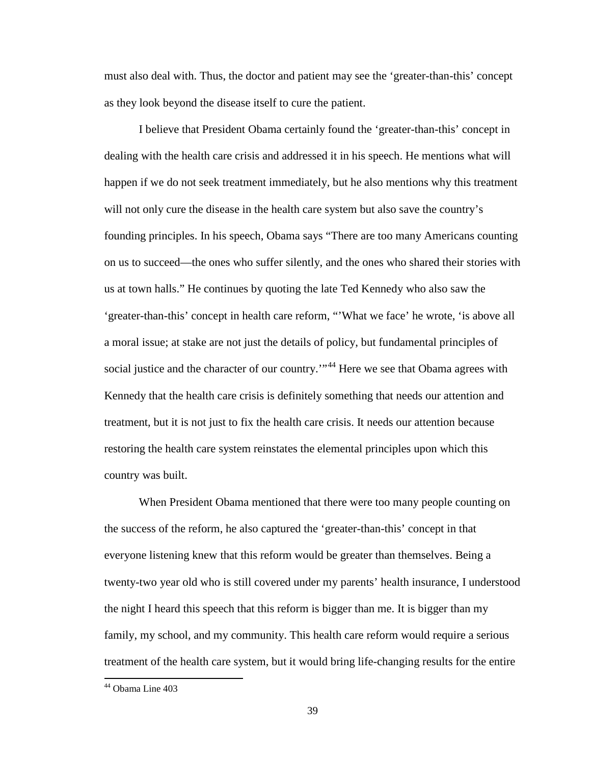must also deal with. Thus, the doctor and patient may see the 'greater-than-this' concept as they look beyond the disease itself to cure the patient.

I believe that President Obama certainly found the 'greater-than-this' concept in dealing with the health care crisis and addressed it in his speech. He mentions what will happen if we do not seek treatment immediately, but he also mentions why this treatment will not only cure the disease in the health care system but also save the country's founding principles. In his speech, Obama says "There are too many Americans counting on us to succeed—the ones who suffer silently, and the ones who shared their stories with us at town halls." He continues by quoting the late Ted Kennedy who also saw the 'greater-than-this' concept in health care reform, "'What we face' he wrote, 'is above all a moral issue; at stake are not just the details of policy, but fundamental principles of social justice and the character of our country.'"[44] Here we see that Obama agrees with Kennedy that the health care crisis is definitely something that needs our attention and treatment, but it is not just to fix the health care crisis. It needs our attention because restoring the health care system reinstates the elemental principles upon which this country was built.

When President Obama mentioned that there were too many people counting on the success of the reform, he also captured the 'greater-than-this' concept in that everyone listening knew that this reform would be greater than themselves. Being a twenty-two year old who is still covered under my parents' health insurance, I understood the night I heard this speech that this reform is bigger than me. It is bigger than my family, my school, and my community. This health care reform would require a serious treatment of the health care system, but it would bring life-changing results for the entire

[44] Obama Line 403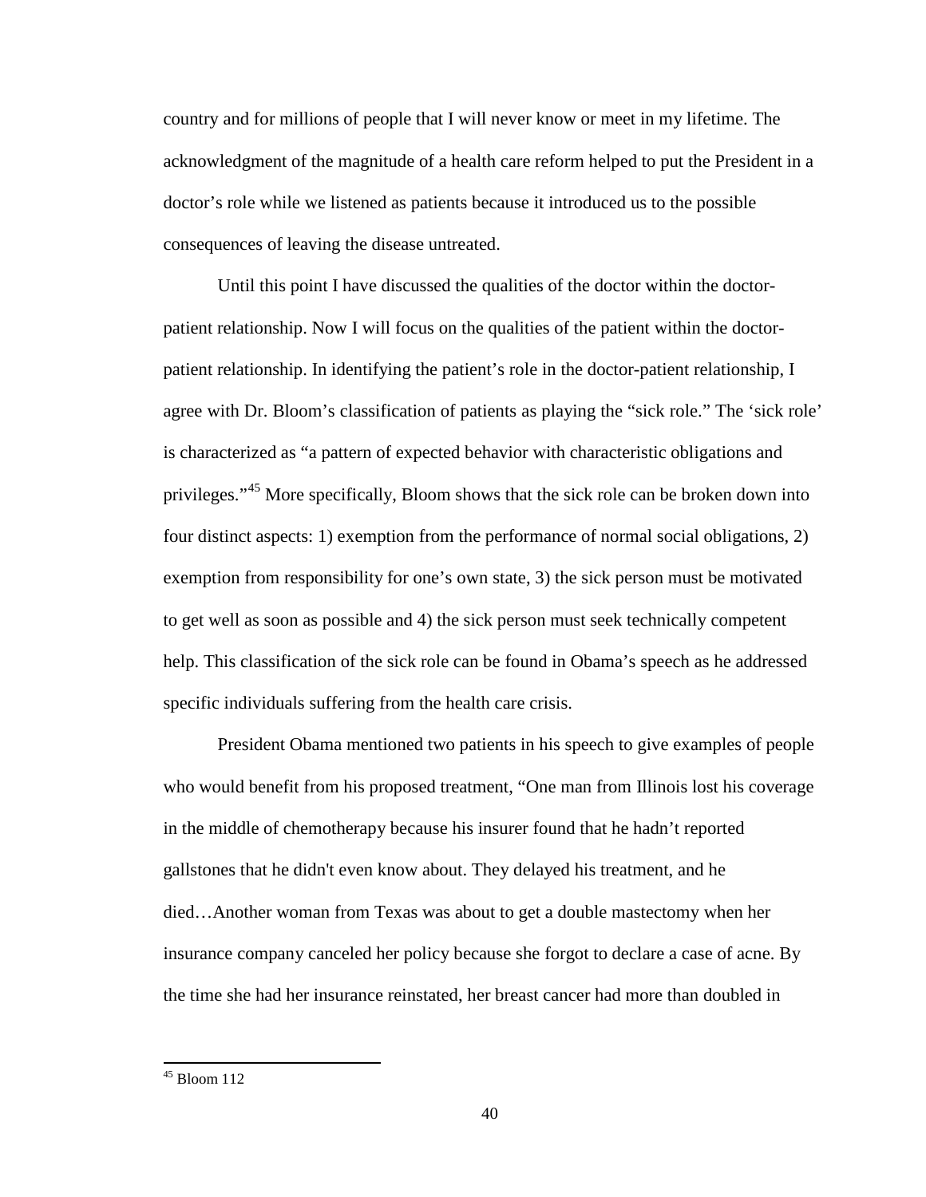country and for millions of people that I will never know or meet in my lifetime. The acknowledgment of the magnitude of a health care reform helped to put the President in a doctor's role while we listened as patients because it introduced us to the possible consequences of leaving the disease untreated.

Until this point I have discussed the qualities of the doctor within the doctor-patient relationship. Now I will focus on the qualities of the patient within the doctor-patient relationship. In identifying the patient's role in the doctor-patient relationship, I agree with Dr. Bloom's classification of patients as playing the "sick role." The 'sick role' is characterized as "a pattern of expected behavior with characteristic obligations and privileges."[45] More specifically, Bloom shows that the sick role can be broken down into four distinct aspects: 1) exemption from the performance of normal social obligations, 2) exemption from responsibility for one's own state, 3) the sick person must be motivated to get well as soon as possible and 4) the sick person must seek technically competent help. This classification of the sick role can be found in Obama's speech as he addressed specific individuals suffering from the health care crisis.

President Obama mentioned two patients in his speech to give examples of people who would benefit from his proposed treatment, "One man from Illinois lost his coverage in the middle of chemotherapy because his insurer found that he hadn't reported gallstones that he didn't even know about. They delayed his treatment, and he died…Another woman from Texas was about to get a double mastectomy when her insurance company canceled her policy because she forgot to declare a case of acne. By the time she had her insurance reinstated, her breast cancer had more than doubled in

---

[45] Bloom 112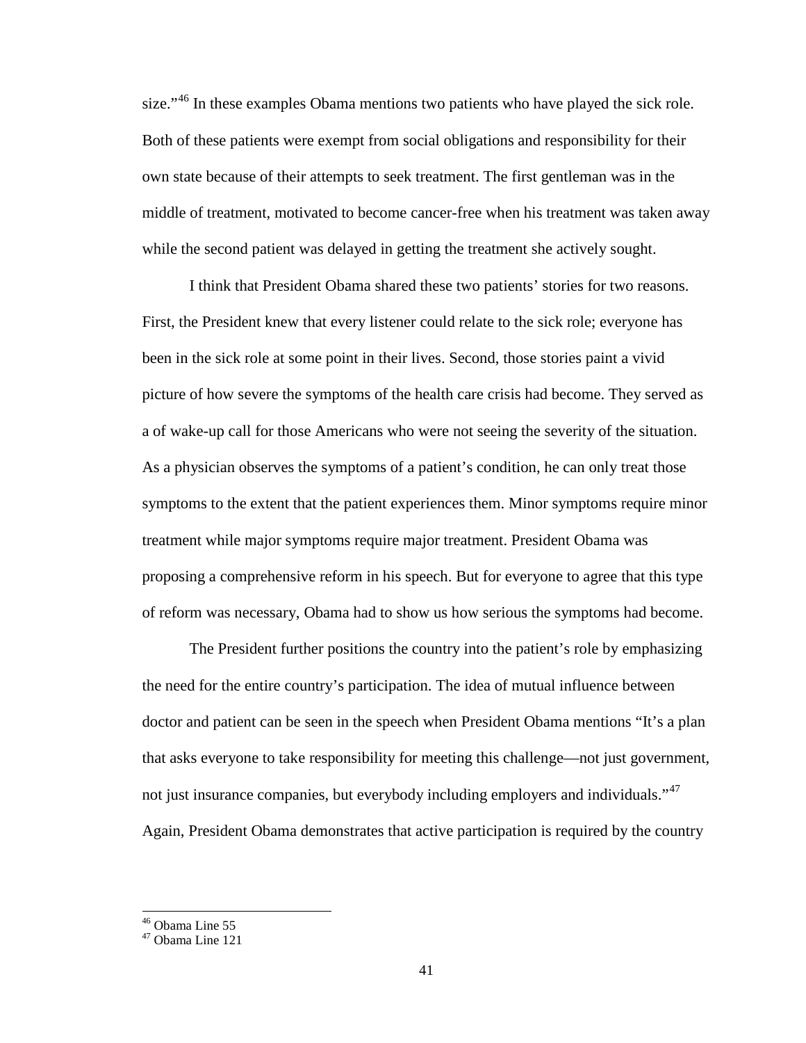size."[46] In these examples Obama mentions two patients who have played the sick role. Both of these patients were exempt from social obligations and responsibility for their own state because of their attempts to seek treatment. The first gentleman was in the middle of treatment, motivated to become cancer-free when his treatment was taken away while the second patient was delayed in getting the treatment she actively sought.

I think that President Obama shared these two patients' stories for two reasons. First, the President knew that every listener could relate to the sick role; everyone has been in the sick role at some point in their lives. Second, those stories paint a vivid picture of how severe the symptoms of the health care crisis had become. They served as a of wake-up call for those Americans who were not seeing the severity of the situation. As a physician observes the symptoms of a patient's condition, he can only treat those symptoms to the extent that the patient experiences them. Minor symptoms require minor treatment while major symptoms require major treatment. President Obama was proposing a comprehensive reform in his speech. But for everyone to agree that this type of reform was necessary, Obama had to show us how serious the symptoms had become.

The President further positions the country into the patient's role by emphasizing the need for the entire country's participation. The idea of mutual influence between doctor and patient can be seen in the speech when President Obama mentions "It's a plan that asks everyone to take responsibility for meeting this challenge—not just government, not just insurance companies, but everybody including employers and individuals."[47] Again, President Obama demonstrates that active participation is required by the country

---

[46] Obama Line 55

[47] Obama Line 121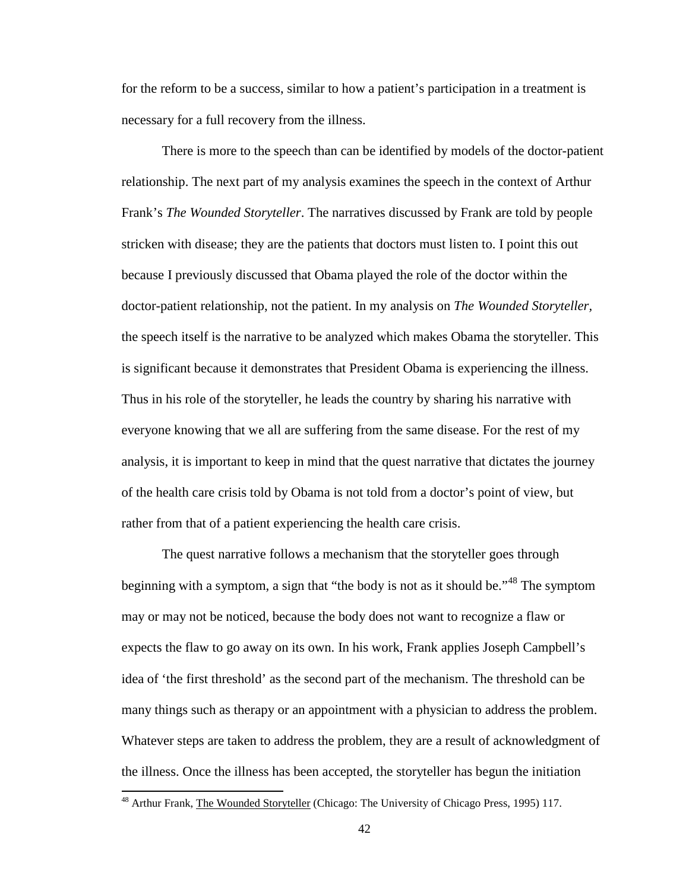for the reform to be a success, similar to how a patient's participation in a treatment is necessary for a full recovery from the illness.

There is more to the speech than can be identified by models of the doctor-patient relationship. The next part of my analysis examines the speech in the context of Arthur Frank's *The Wounded Storyteller*. The narratives discussed by Frank are told by people stricken with disease; they are the patients that doctors must listen to. I point this out because I previously discussed that Obama played the role of the doctor within the doctor-patient relationship, not the patient. In my analysis on *The Wounded Storyteller*, the speech itself is the narrative to be analyzed which makes Obama the storyteller. This is significant because it demonstrates that President Obama is experiencing the illness. Thus in his role of the storyteller, he leads the country by sharing his narrative with everyone knowing that we all are suffering from the same disease. For the rest of my analysis, it is important to keep in mind that the quest narrative that dictates the journey of the health care crisis told by Obama is not told from a doctor's point of view, but rather from that of a patient experiencing the health care crisis.

The quest narrative follows a mechanism that the storyteller goes through beginning with a symptom, a sign that "the body is not as it should be."[48] The symptom may or may not be noticed, because the body does not want to recognize a flaw or expects the flaw to go away on its own. In his work, Frank applies Joseph Campbell's idea of 'the first threshold' as the second part of the mechanism. The threshold can be many things such as therapy or an appointment with a physician to address the problem. Whatever steps are taken to address the problem, they are a result of acknowledgment of the illness. Once the illness has been accepted, the storyteller has begun the initiation

---

[48] Arthur Frank, The Wounded Storyteller (Chicago: The University of Chicago Press, 1995) 117.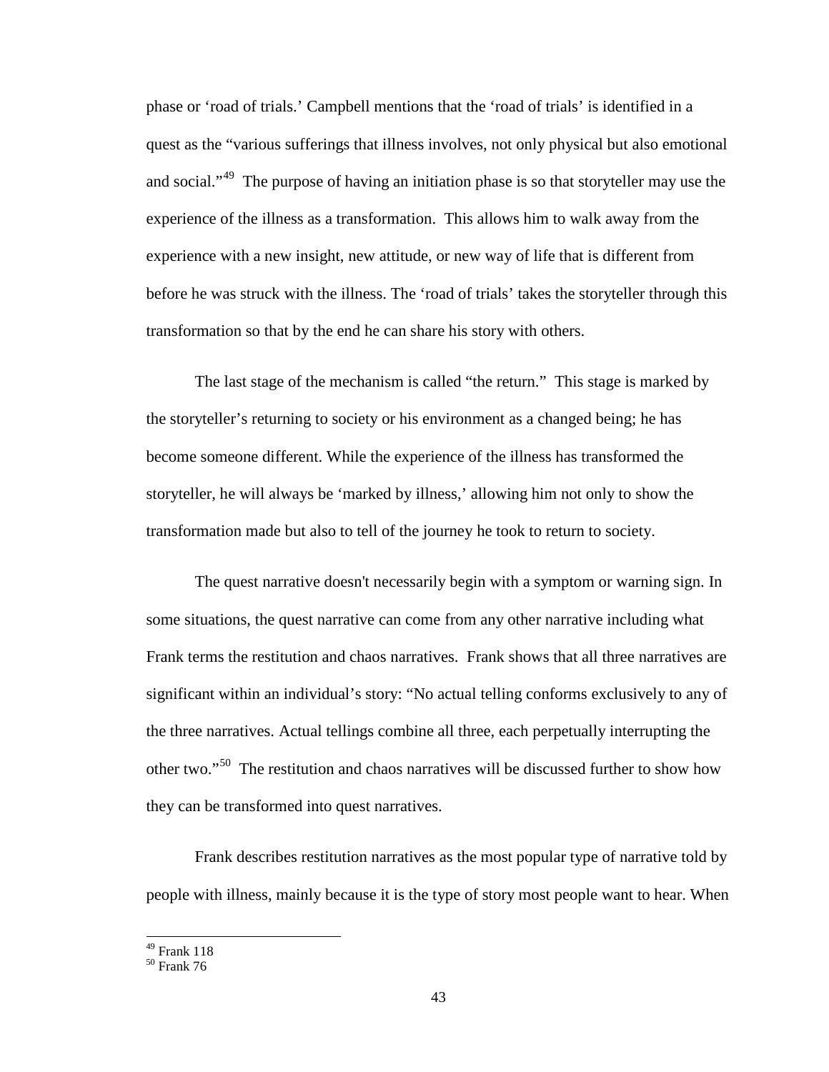phase or 'road of trials.' Campbell mentions that the 'road of trials' is identified in a quest as the "various sufferings that illness involves, not only physical but also emotional and social."[49] The purpose of having an initiation phase is so that storyteller may use the experience of the illness as a transformation. This allows him to walk away from the experience with a new insight, new attitude, or new way of life that is different from before he was struck with the illness. The 'road of trials' takes the storyteller through this transformation so that by the end he can share his story with others.

The last stage of the mechanism is called "the return." This stage is marked by the storyteller's returning to society or his environment as a changed being; he has become someone different. While the experience of the illness has transformed the storyteller, he will always be 'marked by illness,' allowing him not only to show the transformation made but also to tell of the journey he took to return to society.

The quest narrative doesn't necessarily begin with a symptom or warning sign. In some situations, the quest narrative can come from any other narrative including what Frank terms the restitution and chaos narratives. Frank shows that all three narratives are significant within an individual's story: "No actual telling conforms exclusively to any of the three narratives. Actual tellings combine all three, each perpetually interrupting the other two."[50] The restitution and chaos narratives will be discussed further to show how they can be transformed into quest narratives.

Frank describes restitution narratives as the most popular type of narrative told by people with illness, mainly because it is the type of story most people want to hear. When

---

[49] Frank 118

[50] Frank 76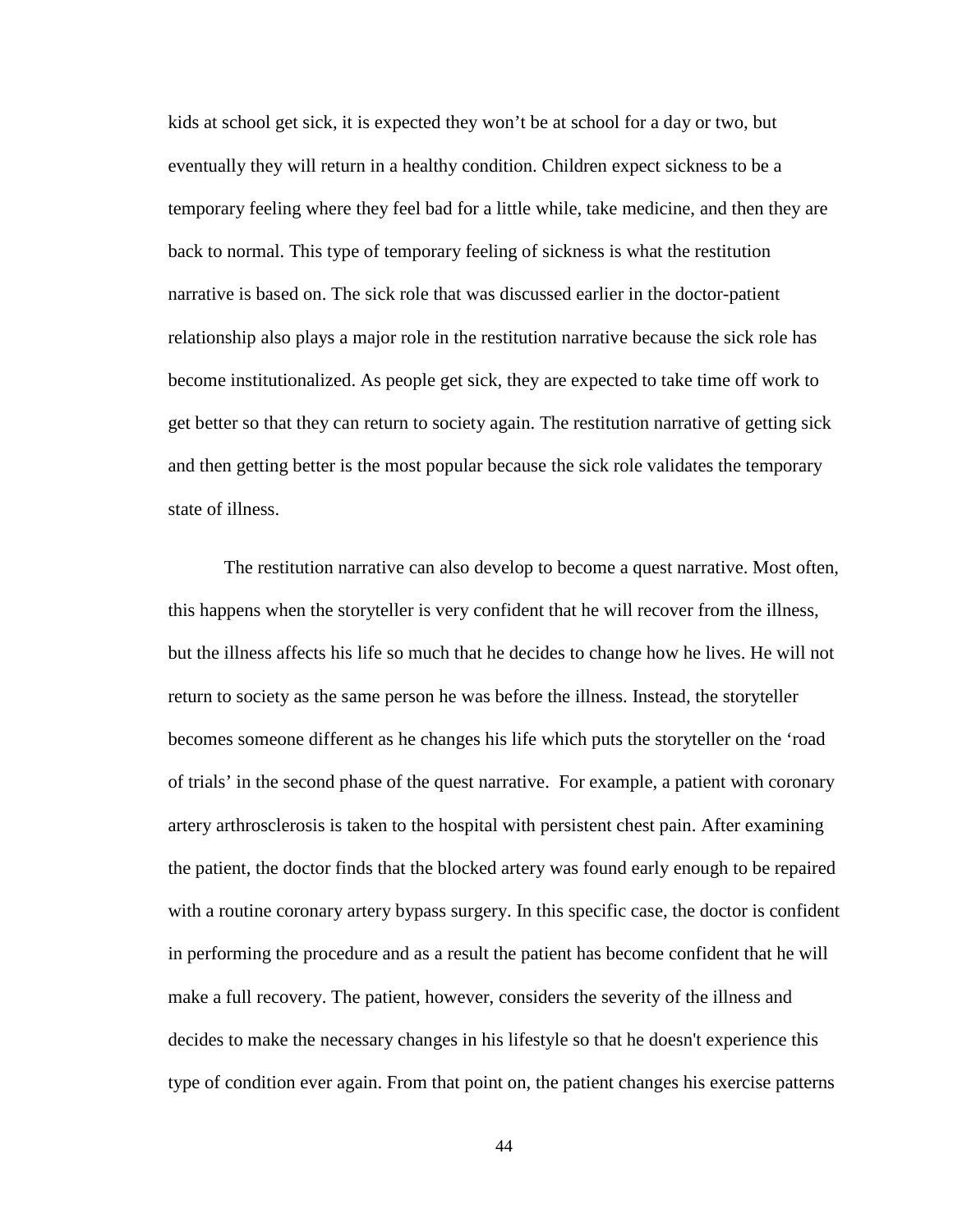kids at school get sick, it is expected they won't be at school for a day or two, but eventually they will return in a healthy condition. Children expect sickness to be a temporary feeling where they feel bad for a little while, take medicine, and then they are back to normal. This type of temporary feeling of sickness is what the restitution narrative is based on. The sick role that was discussed earlier in the doctor-patient relationship also plays a major role in the restitution narrative because the sick role has become institutionalized. As people get sick, they are expected to take time off work to get better so that they can return to society again. The restitution narrative of getting sick and then getting better is the most popular because the sick role validates the temporary state of illness.

The restitution narrative can also develop to become a quest narrative. Most often, this happens when the storyteller is very confident that he will recover from the illness, but the illness affects his life so much that he decides to change how he lives. He will not return to society as the same person he was before the illness. Instead, the storyteller becomes someone different as he changes his life which puts the storyteller on the 'road of trials' in the second phase of the quest narrative. For example, a patient with coronary artery arthrosclerosis is taken to the hospital with persistent chest pain. After examining the patient, the doctor finds that the blocked artery was found early enough to be repaired with a routine coronary artery bypass surgery. In this specific case, the doctor is confident in performing the procedure and as a result the patient has become confident that he will make a full recovery. The patient, however, considers the severity of the illness and decides to make the necessary changes in his lifestyle so that he doesn't experience this type of condition ever again. From that point on, the patient changes his exercise patterns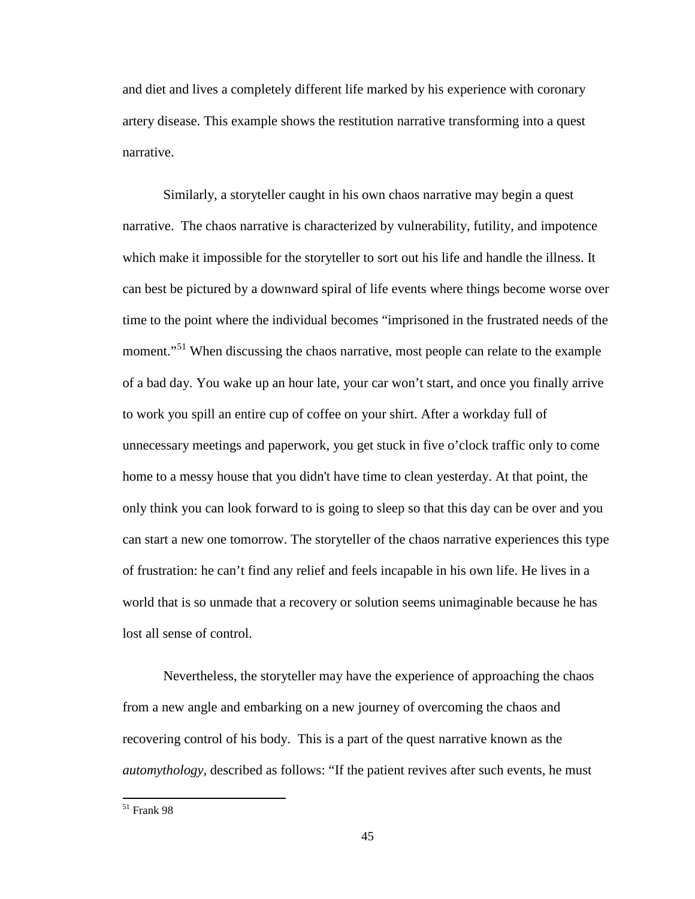and diet and lives a completely different life marked by his experience with coronary artery disease. This example shows the restitution narrative transforming into a quest narrative.

Similarly, a storyteller caught in his own chaos narrative may begin a quest narrative. The chaos narrative is characterized by vulnerability, futility, and impotence which make it impossible for the storyteller to sort out his life and handle the illness. It can best be pictured by a downward spiral of life events where things become worse over time to the point where the individual becomes "imprisoned in the frustrated needs of the moment."[51] When discussing the chaos narrative, most people can relate to the example of a bad day. You wake up an hour late, your car won't start, and once you finally arrive to work you spill an entire cup of coffee on your shirt. After a workday full of unnecessary meetings and paperwork, you get stuck in five o'clock traffic only to come home to a messy house that you didn't have time to clean yesterday. At that point, the only think you can look forward to is going to sleep so that this day can be over and you can start a new one tomorrow. The storyteller of the chaos narrative experiences this type of frustration: he can't find any relief and feels incapable in his own life. He lives in a world that is so unmade that a recovery or solution seems unimaginable because he has lost all sense of control.

Nevertheless, the storyteller may have the experience of approaching the chaos from a new angle and embarking on a new journey of overcoming the chaos and recovering control of his body. This is a part of the quest narrative known as the *automythology*, described as follows: "If the patient revives after such events, he must

---

[51] Frank 98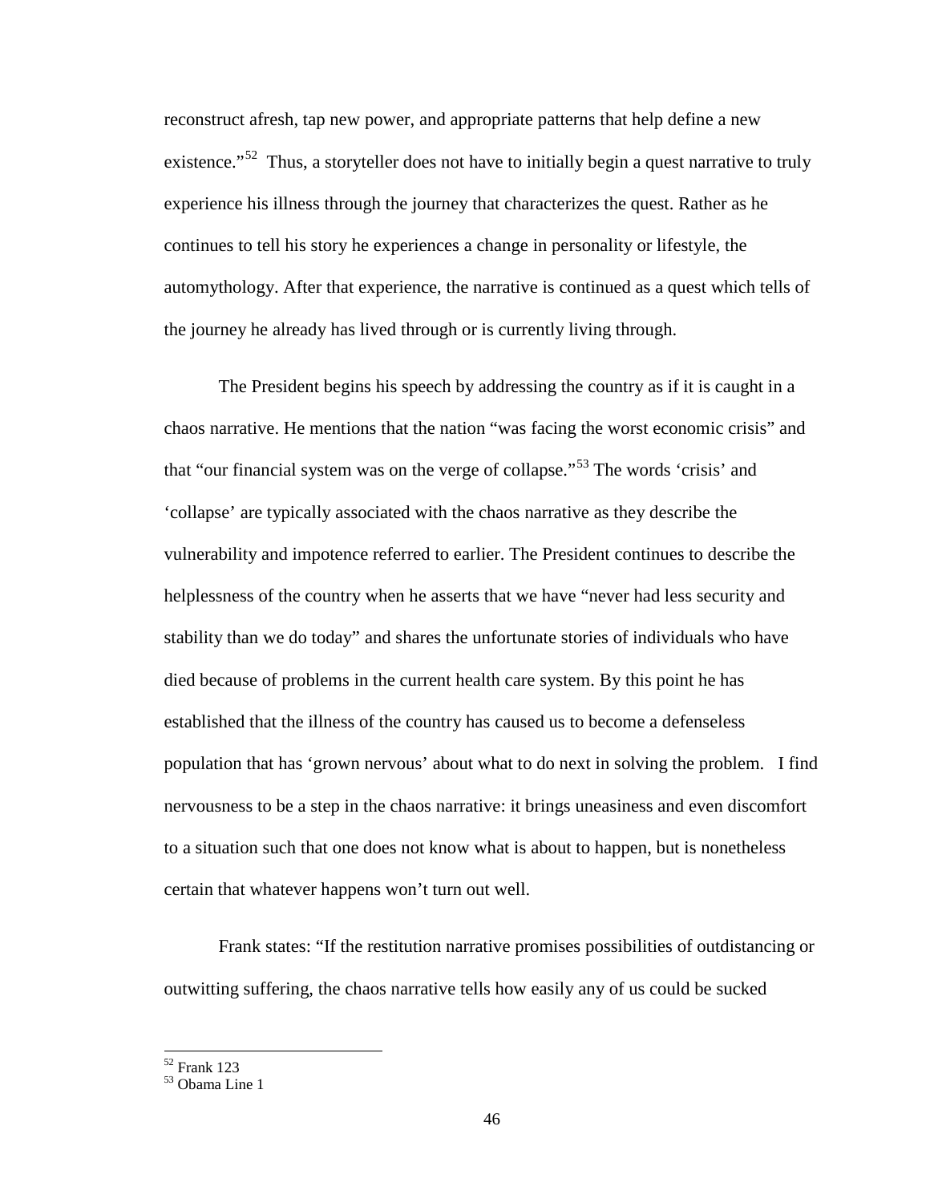reconstruct afresh, tap new power, and appropriate patterns that help define a new existence."[52] Thus, a storyteller does not have to initially begin a quest narrative to truly experience his illness through the journey that characterizes the quest. Rather as he continues to tell his story he experiences a change in personality or lifestyle, the automythology. After that experience, the narrative is continued as a quest which tells of the journey he already has lived through or is currently living through.

The President begins his speech by addressing the country as if it is caught in a chaos narrative. He mentions that the nation "was facing the worst economic crisis" and that "our financial system was on the verge of collapse."[53] The words 'crisis' and 'collapse' are typically associated with the chaos narrative as they describe the vulnerability and impotence referred to earlier. The President continues to describe the helplessness of the country when he asserts that we have "never had less security and stability than we do today" and shares the unfortunate stories of individuals who have died because of problems in the current health care system. By this point he has established that the illness of the country has caused us to become a defenseless population that has 'grown nervous' about what to do next in solving the problem. I find nervousness to be a step in the chaos narrative: it brings uneasiness and even discomfort to a situation such that one does not know what is about to happen, but is nonetheless certain that whatever happens won't turn out well.

Frank states: "If the restitution narrative promises possibilities of outdistancing or outwitting suffering, the chaos narrative tells how easily any of us could be sucked

---

[52] Frank 123

[53] Obama Line 1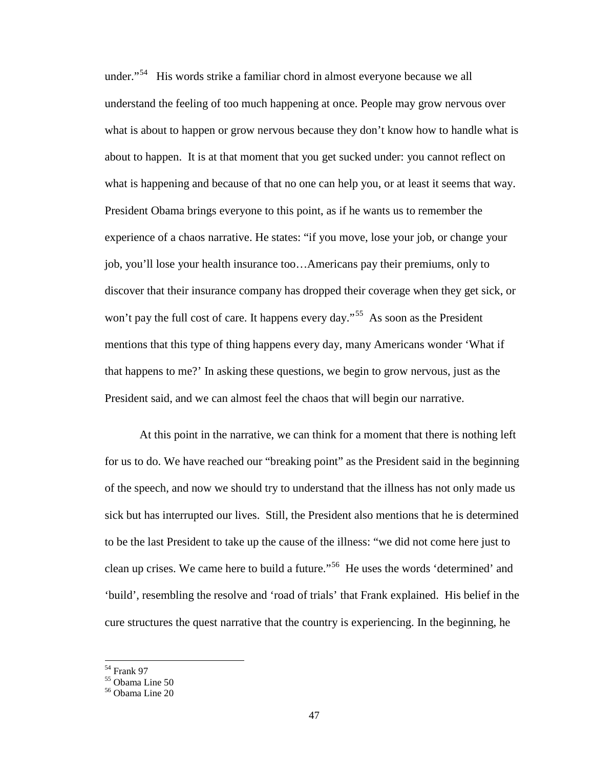under."[54] His words strike a familiar chord in almost everyone because we all understand the feeling of too much happening at once. People may grow nervous over what is about to happen or grow nervous because they don't know how to handle what is about to happen. It is at that moment that you get sucked under: you cannot reflect on what is happening and because of that no one can help you, or at least it seems that way. President Obama brings everyone to this point, as if he wants us to remember the experience of a chaos narrative. He states: "if you move, lose your job, or change your job, you'll lose your health insurance too…Americans pay their premiums, only to discover that their insurance company has dropped their coverage when they get sick, or won't pay the full cost of care. It happens every day."[55] As soon as the President mentions that this type of thing happens every day, many Americans wonder 'What if that happens to me?' In asking these questions, we begin to grow nervous, just as the President said, and we can almost feel the chaos that will begin our narrative.

At this point in the narrative, we can think for a moment that there is nothing left for us to do. We have reached our "breaking point" as the President said in the beginning of the speech, and now we should try to understand that the illness has not only made us sick but has interrupted our lives. Still, the President also mentions that he is determined to be the last President to take up the cause of the illness: "we did not come here just to clean up crises. We came here to build a future."[56] He uses the words 'determined' and 'build', resembling the resolve and 'road of trials' that Frank explained. His belief in the cure structures the quest narrative that the country is experiencing. In the beginning, he

---

[54] Frank 97
[55] Obama Line 50
[56] Obama Line 20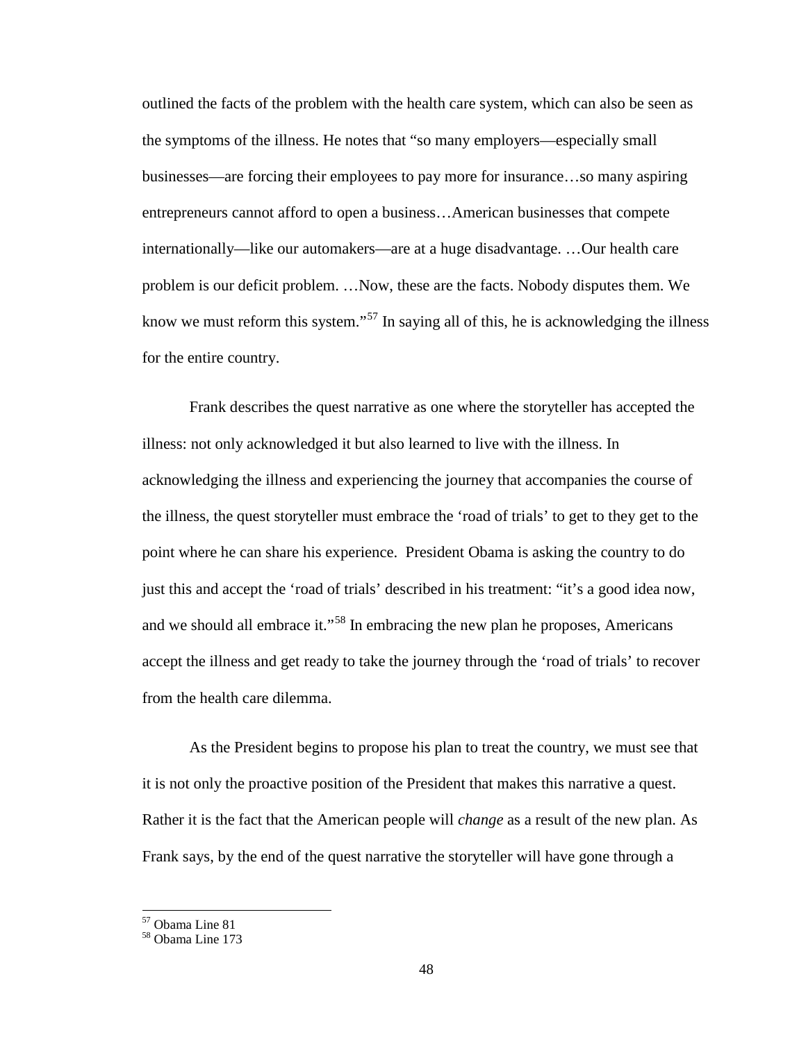outlined the facts of the problem with the health care system, which can also be seen as the symptoms of the illness. He notes that "so many employers—especially small businesses—are forcing their employees to pay more for insurance…so many aspiring entrepreneurs cannot afford to open a business…American businesses that compete internationally—like our automakers—are at a huge disadvantage. …Our health care problem is our deficit problem. …Now, these are the facts. Nobody disputes them. We know we must reform this system."[57] In saying all of this, he is acknowledging the illness for the entire country.

Frank describes the quest narrative as one where the storyteller has accepted the illness: not only acknowledged it but also learned to live with the illness. In acknowledging the illness and experiencing the journey that accompanies the course of the illness, the quest storyteller must embrace the 'road of trials' to get to they get to the point where he can share his experience. President Obama is asking the country to do just this and accept the 'road of trials' described in his treatment: "it's a good idea now, and we should all embrace it."[58] In embracing the new plan he proposes, Americans accept the illness and get ready to take the journey through the 'road of trials' to recover from the health care dilemma.

As the President begins to propose his plan to treat the country, we must see that it is not only the proactive position of the President that makes this narrative a quest. Rather it is the fact that the American people will *change* as a result of the new plan. As Frank says, by the end of the quest narrative the storyteller will have gone through a

---

[57] Obama Line 81

[58] Obama Line 173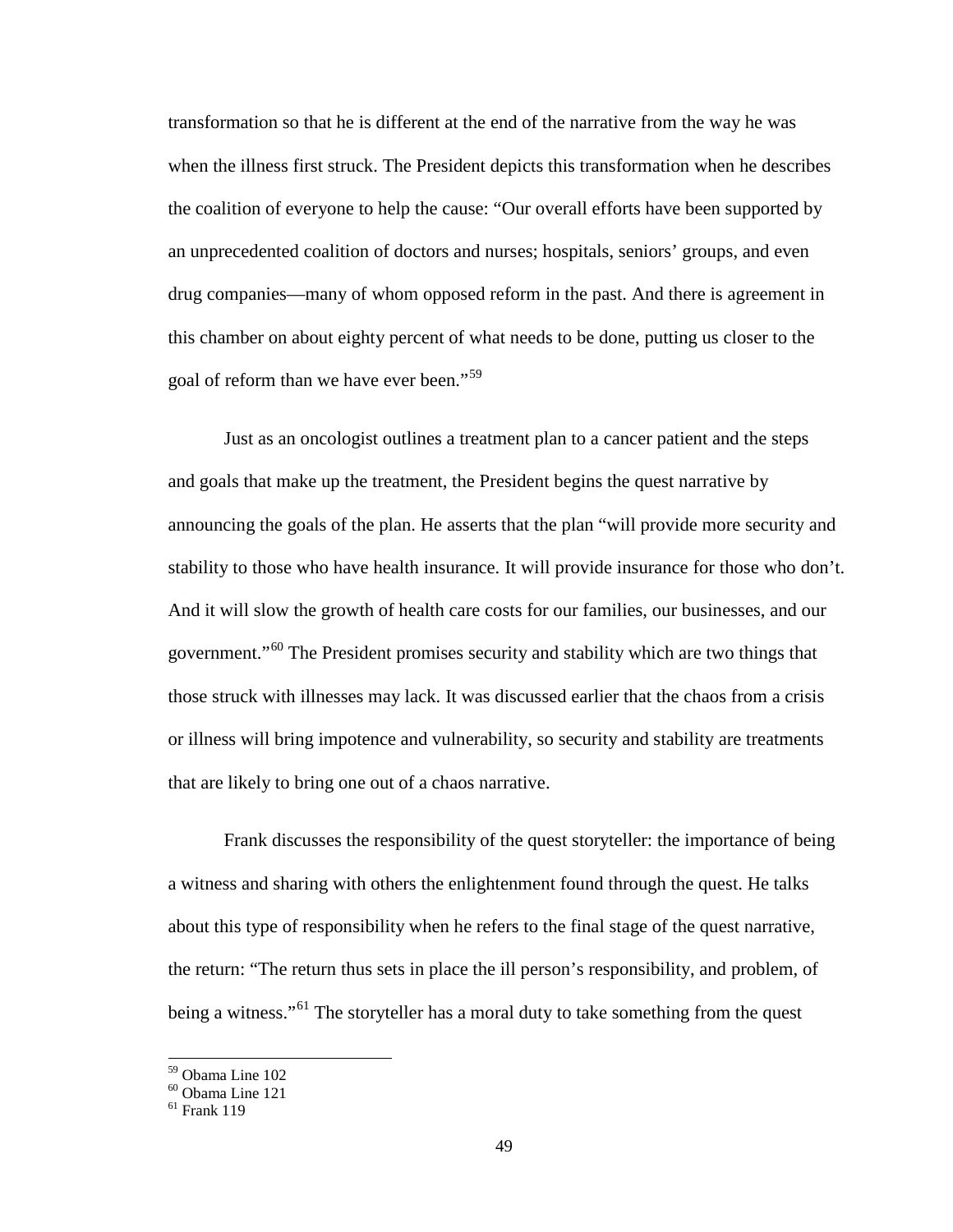transformation so that he is different at the end of the narrative from the way he was when the illness first struck. The President depicts this transformation when he describes the coalition of everyone to help the cause: "Our overall efforts have been supported by an unprecedented coalition of doctors and nurses; hospitals, seniors' groups, and even drug companies—many of whom opposed reform in the past. And there is agreement in this chamber on about eighty percent of what needs to be done, putting us closer to the goal of reform than we have ever been."[59]

Just as an oncologist outlines a treatment plan to a cancer patient and the steps and goals that make up the treatment, the President begins the quest narrative by announcing the goals of the plan. He asserts that the plan "will provide more security and stability to those who have health insurance. It will provide insurance for those who don't. And it will slow the growth of health care costs for our families, our businesses, and our government."[60] The President promises security and stability which are two things that those struck with illnesses may lack. It was discussed earlier that the chaos from a crisis or illness will bring impotence and vulnerability, so security and stability are treatments that are likely to bring one out of a chaos narrative.

Frank discusses the responsibility of the quest storyteller: the importance of being a witness and sharing with others the enlightenment found through the quest. He talks about this type of responsibility when he refers to the final stage of the quest narrative, the return: "The return thus sets in place the ill person's responsibility, and problem, of being a witness."[61] The storyteller has a moral duty to take something from the quest

---

[59] Obama Line 102
[60] Obama Line 121
[61] Frank 119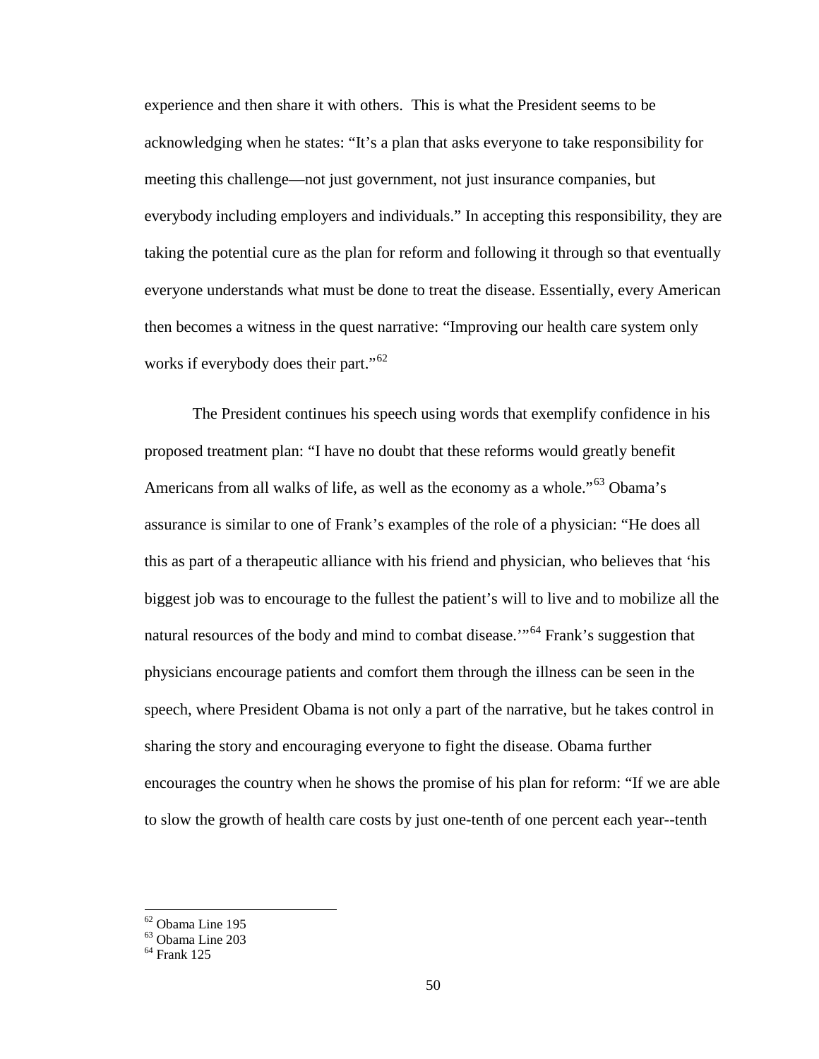experience and then share it with others. This is what the President seems to be acknowledging when he states: "It's a plan that asks everyone to take responsibility for meeting this challenge—not just government, not just insurance companies, but everybody including employers and individuals." In accepting this responsibility, they are taking the potential cure as the plan for reform and following it through so that eventually everyone understands what must be done to treat the disease. Essentially, every American then becomes a witness in the quest narrative: "Improving our health care system only works if everybody does their part."[62]

The President continues his speech using words that exemplify confidence in his proposed treatment plan: "I have no doubt that these reforms would greatly benefit Americans from all walks of life, as well as the economy as a whole."[63] Obama's assurance is similar to one of Frank's examples of the role of a physician: "He does all this as part of a therapeutic alliance with his friend and physician, who believes that 'his biggest job was to encourage to the fullest the patient's will to live and to mobilize all the natural resources of the body and mind to combat disease.'"[64] Frank's suggestion that physicians encourage patients and comfort them through the illness can be seen in the speech, where President Obama is not only a part of the narrative, but he takes control in sharing the story and encouraging everyone to fight the disease. Obama further encourages the country when he shows the promise of his plan for reform: "If we are able to slow the growth of health care costs by just one-tenth of one percent each year--tenth

[62] Obama Line 195
[63] Obama Line 203
[64] Frank 125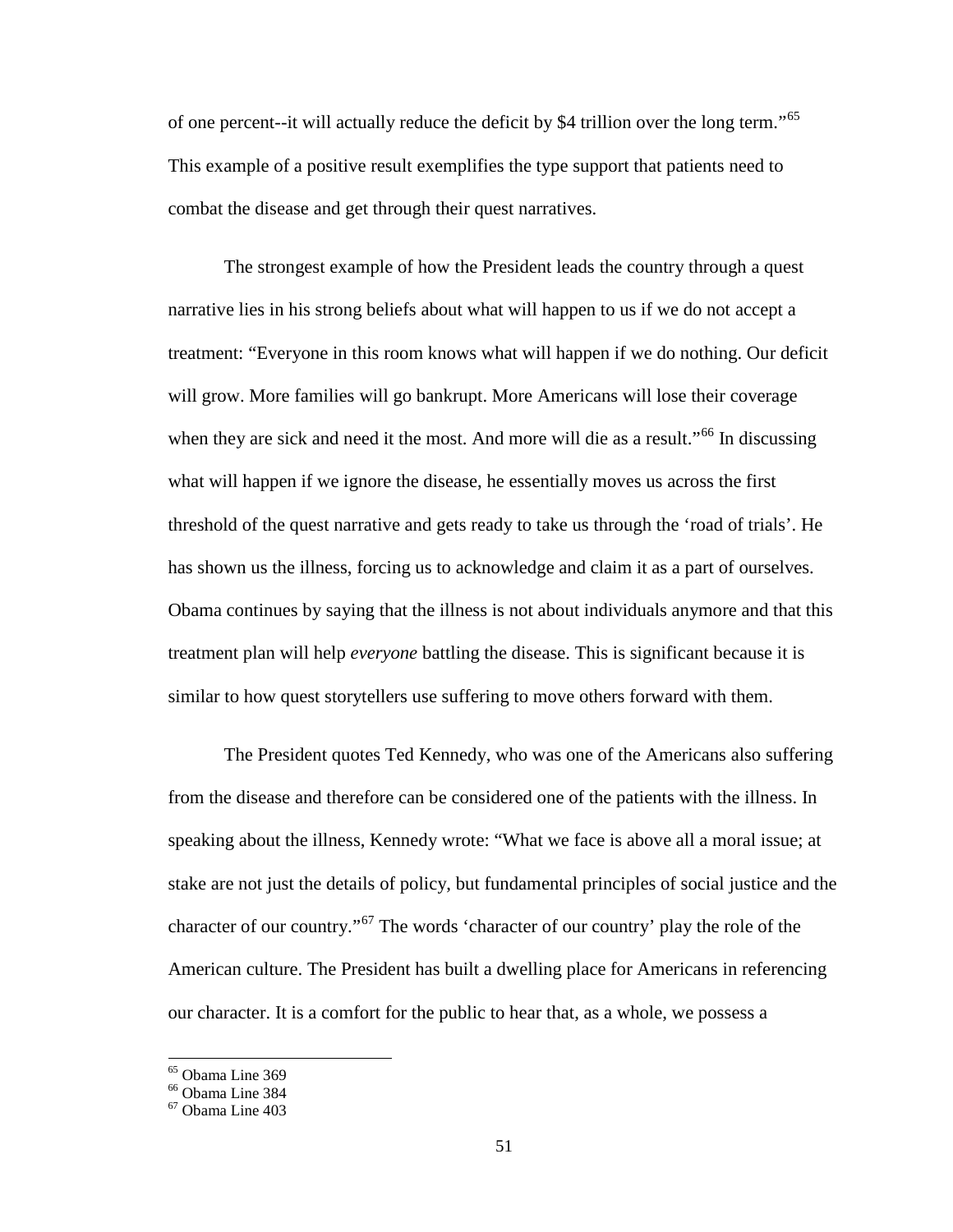of one percent--it will actually reduce the deficit by $4 trillion over the long term."[65] This example of a positive result exemplifies the type support that patients need to combat the disease and get through their quest narratives.

The strongest example of how the President leads the country through a quest narrative lies in his strong beliefs about what will happen to us if we do not accept a treatment: "Everyone in this room knows what will happen if we do nothing. Our deficit will grow. More families will go bankrupt. More Americans will lose their coverage when they are sick and need it the most. And more will die as a result."[66] In discussing what will happen if we ignore the disease, he essentially moves us across the first threshold of the quest narrative and gets ready to take us through the 'road of trials'. He has shown us the illness, forcing us to acknowledge and claim it as a part of ourselves. Obama continues by saying that the illness is not about individuals anymore and that this treatment plan will help *everyone* battling the disease. This is significant because it is similar to how quest storytellers use suffering to move others forward with them.

The President quotes Ted Kennedy, who was one of the Americans also suffering from the disease and therefore can be considered one of the patients with the illness. In speaking about the illness, Kennedy wrote: "What we face is above all a moral issue; at stake are not just the details of policy, but fundamental principles of social justice and the character of our country."[67] The words 'character of our country' play the role of the American culture. The President has built a dwelling place for Americans in referencing our character. It is a comfort for the public to hear that, as a whole, we possess a

[65] Obama Line 369
[66] Obama Line 384
[67] Obama Line 403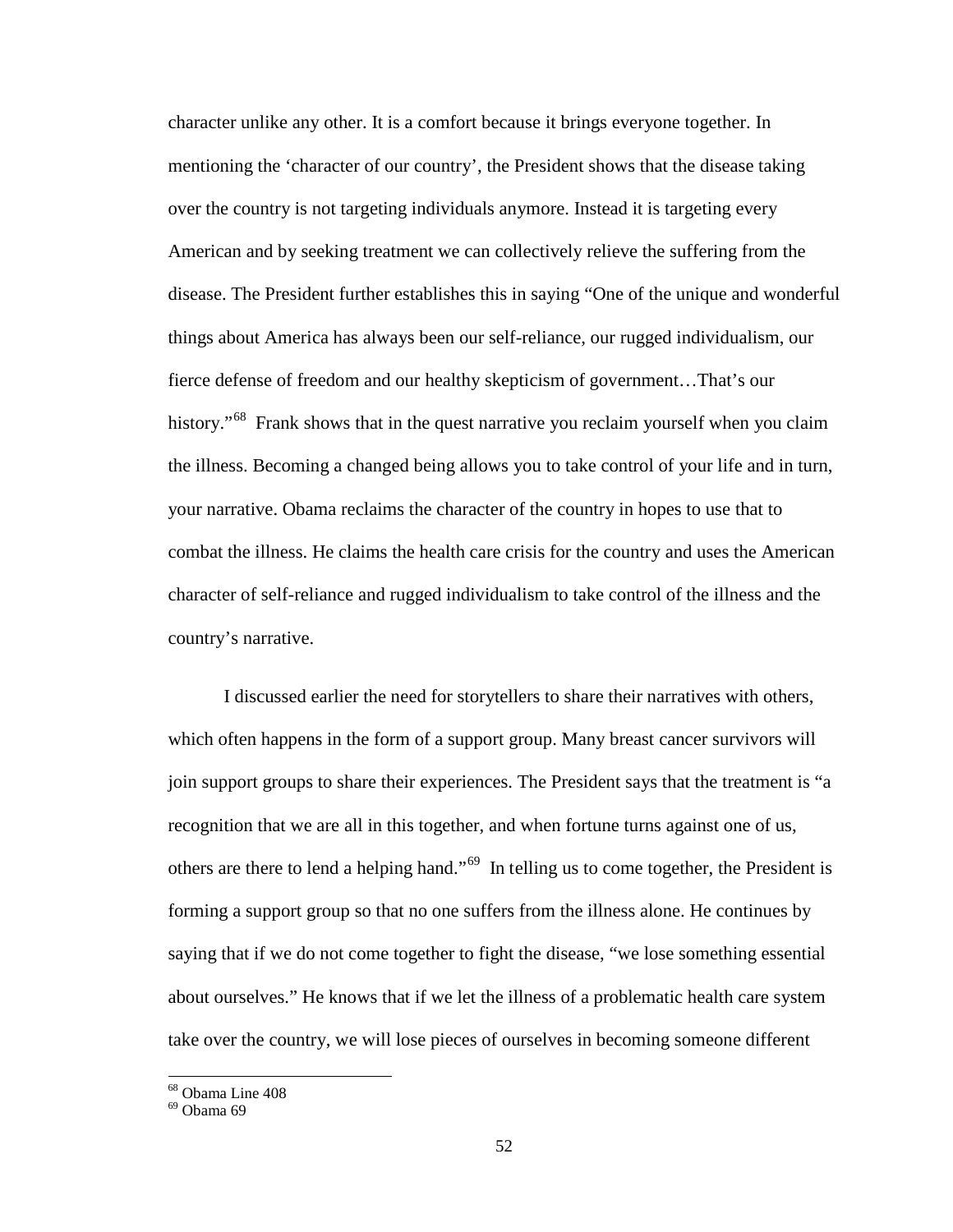character unlike any other. It is a comfort because it brings everyone together. In mentioning the 'character of our country', the President shows that the disease taking over the country is not targeting individuals anymore. Instead it is targeting every American and by seeking treatment we can collectively relieve the suffering from the disease. The President further establishes this in saying "One of the unique and wonderful things about America has always been our self-reliance, our rugged individualism, our fierce defense of freedom and our healthy skepticism of government…That's our history."[68] Frank shows that in the quest narrative you reclaim yourself when you claim the illness. Becoming a changed being allows you to take control of your life and in turn, your narrative. Obama reclaims the character of the country in hopes to use that to combat the illness. He claims the health care crisis for the country and uses the American character of self-reliance and rugged individualism to take control of the illness and the country's narrative.

I discussed earlier the need for storytellers to share their narratives with others, which often happens in the form of a support group. Many breast cancer survivors will join support groups to share their experiences. The President says that the treatment is "a recognition that we are all in this together, and when fortune turns against one of us, others are there to lend a helping hand."[69] In telling us to come together, the President is forming a support group so that no one suffers from the illness alone. He continues by saying that if we do not come together to fight the disease, "we lose something essential about ourselves." He knows that if we let the illness of a problematic health care system take over the country, we will lose pieces of ourselves in becoming someone different

[68] Obama Line 408
[69] Obama 69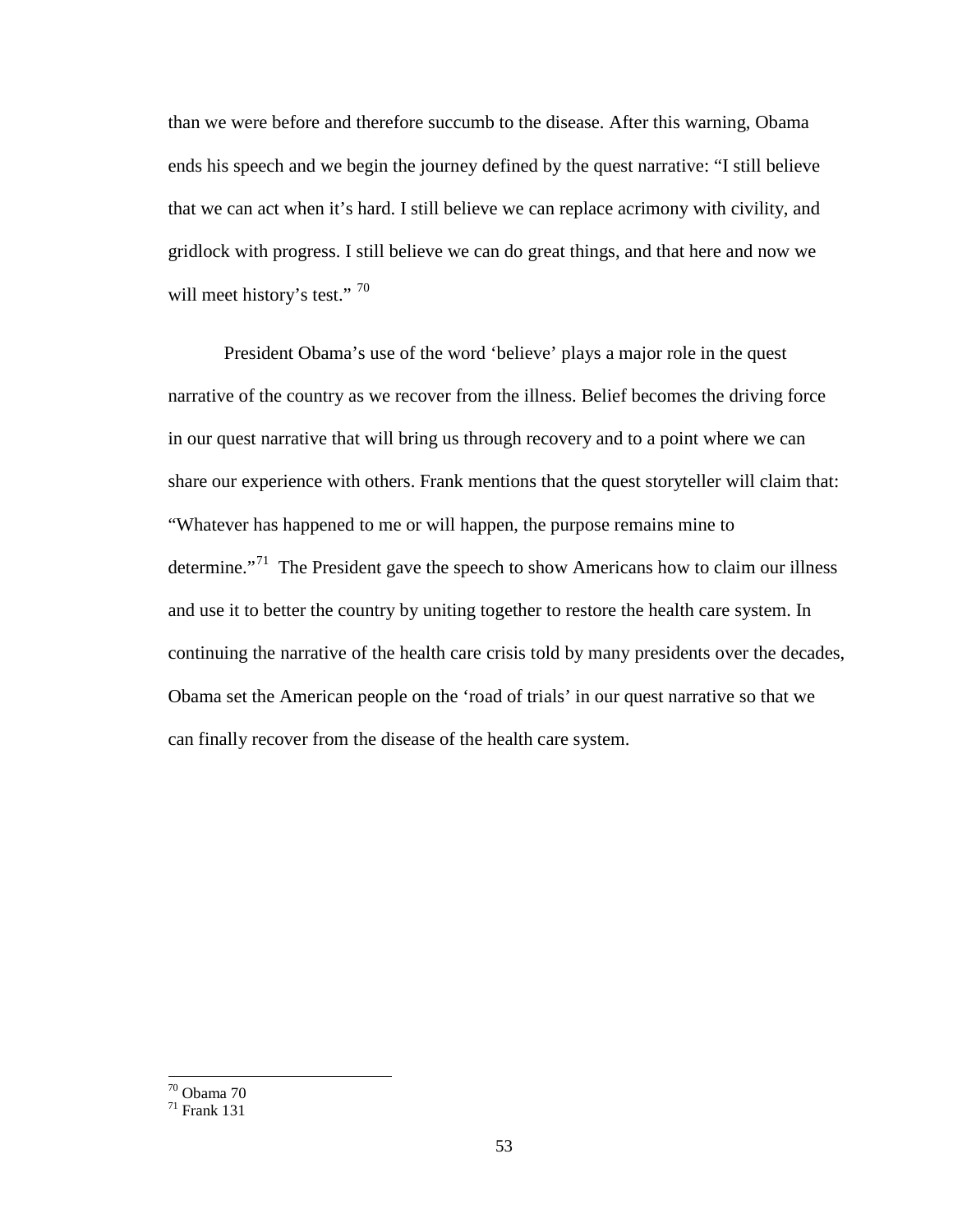than we were before and therefore succumb to the disease. After this warning, Obama ends his speech and we begin the journey defined by the quest narrative: "I still believe that we can act when it's hard. I still believe we can replace acrimony with civility, and gridlock with progress. I still believe we can do great things, and that here and now we will meet history's test." [70]

President Obama's use of the word 'believe' plays a major role in the quest narrative of the country as we recover from the illness. Belief becomes the driving force in our quest narrative that will bring us through recovery and to a point where we can share our experience with others. Frank mentions that the quest storyteller will claim that: "Whatever has happened to me or will happen, the purpose remains mine to determine."[71] The President gave the speech to show Americans how to claim our illness and use it to better the country by uniting together to restore the health care system. In continuing the narrative of the health care crisis told by many presidents over the decades, Obama set the American people on the 'road of trials' in our quest narrative so that we can finally recover from the disease of the health care system.

---

[70] Obama 70
[71] Frank 131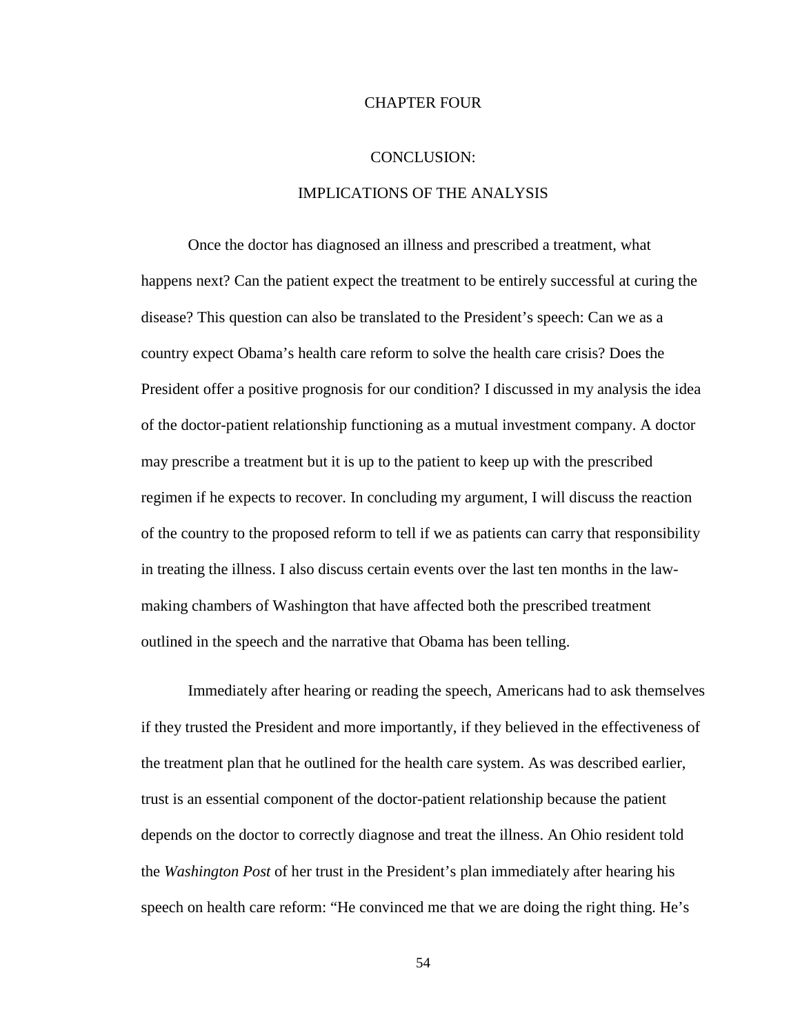# CHAPTER FOUR

## CONCLUSION:

## IMPLICATIONS OF THE ANALYSIS

Once the doctor has diagnosed an illness and prescribed a treatment, what happens next? Can the patient expect the treatment to be entirely successful at curing the disease? This question can also be translated to the President's speech: Can we as a country expect Obama's health care reform to solve the health care crisis? Does the President offer a positive prognosis for our condition? I discussed in my analysis the idea of the doctor-patient relationship functioning as a mutual investment company. A doctor may prescribe a treatment but it is up to the patient to keep up with the prescribed regimen if he expects to recover. In concluding my argument, I will discuss the reaction of the country to the proposed reform to tell if we as patients can carry that responsibility in treating the illness. I also discuss certain events over the last ten months in the law-making chambers of Washington that have affected both the prescribed treatment outlined in the speech and the narrative that Obama has been telling.

Immediately after hearing or reading the speech, Americans had to ask themselves if they trusted the President and more importantly, if they believed in the effectiveness of the treatment plan that he outlined for the health care system. As was described earlier, trust is an essential component of the doctor-patient relationship because the patient depends on the doctor to correctly diagnose and treat the illness. An Ohio resident told the *Washington Post* of her trust in the President's plan immediately after hearing his speech on health care reform: "He convinced me that we are doing the right thing. He's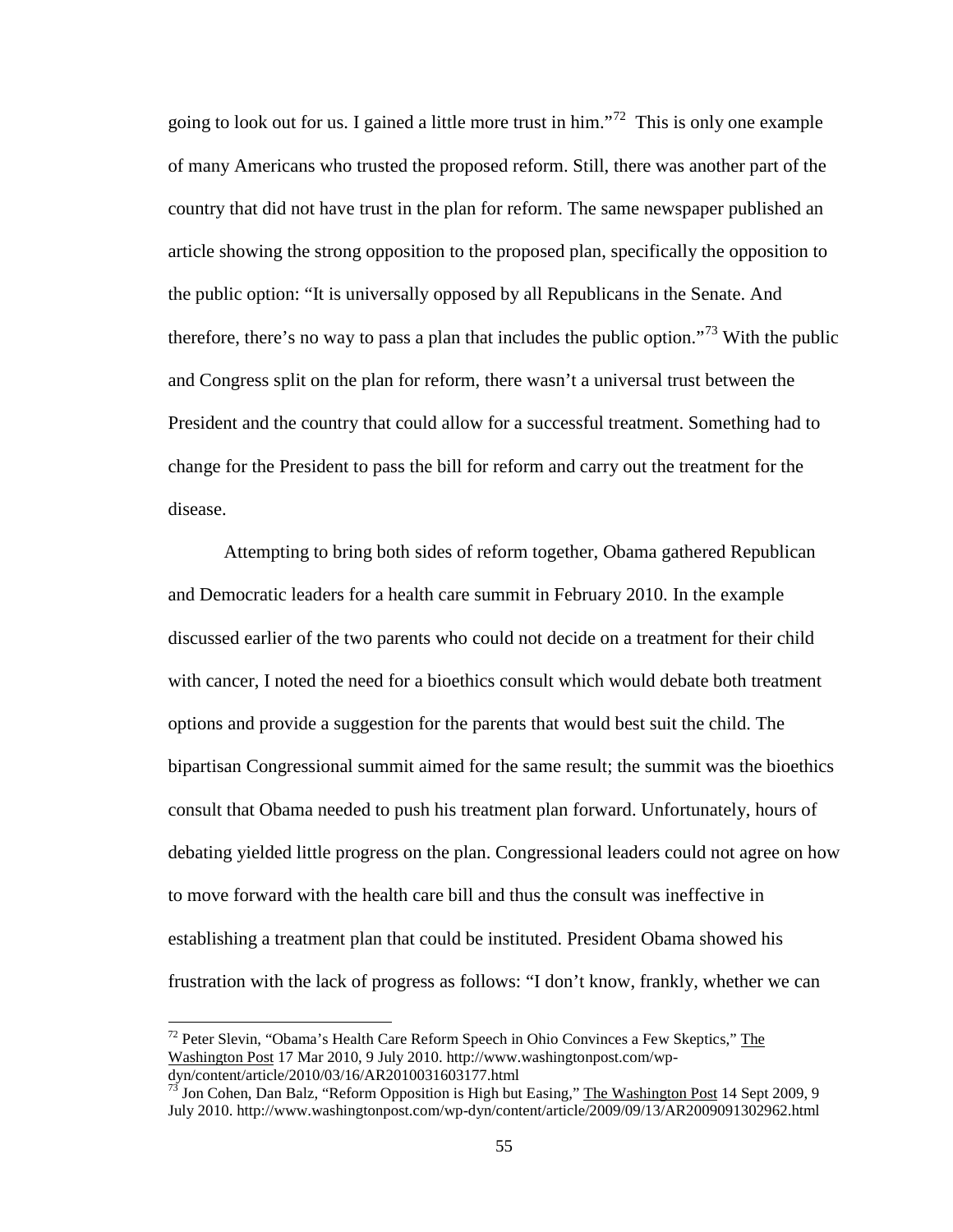going to look out for us. I gained a little more trust in him."[72] This is only one example of many Americans who trusted the proposed reform. Still, there was another part of the country that did not have trust in the plan for reform. The same newspaper published an article showing the strong opposition to the proposed plan, specifically the opposition to the public option: "It is universally opposed by all Republicans in the Senate. And therefore, there's no way to pass a plan that includes the public option."[73] With the public and Congress split on the plan for reform, there wasn't a universal trust between the President and the country that could allow for a successful treatment. Something had to change for the President to pass the bill for reform and carry out the treatment for the disease.

Attempting to bring both sides of reform together, Obama gathered Republican and Democratic leaders for a health care summit in February 2010. In the example discussed earlier of the two parents who could not decide on a treatment for their child with cancer, I noted the need for a bioethics consult which would debate both treatment options and provide a suggestion for the parents that would best suit the child. The bipartisan Congressional summit aimed for the same result; the summit was the bioethics consult that Obama needed to push his treatment plan forward. Unfortunately, hours of debating yielded little progress on the plan. Congressional leaders could not agree on how to move forward with the health care bill and thus the consult was ineffective in establishing a treatment plan that could be instituted. President Obama showed his frustration with the lack of progress as follows: "I don't know, frankly, whether we can

---

[72] Peter Slevin, "Obama's Health Care Reform Speech in Ohio Convinces a Few Skeptics," The Washington Post 17 Mar 2010, 9 July 2010. http://www.washingtonpost.com/wp-dyn/content/article/2010/03/16/AR2010031603177.html

[73] Jon Cohen, Dan Balz, "Reform Opposition is High but Easing," The Washington Post 14 Sept 2009, 9 July 2010. http://www.washingtonpost.com/wp-dyn/content/article/2009/09/13/AR2009091302962.html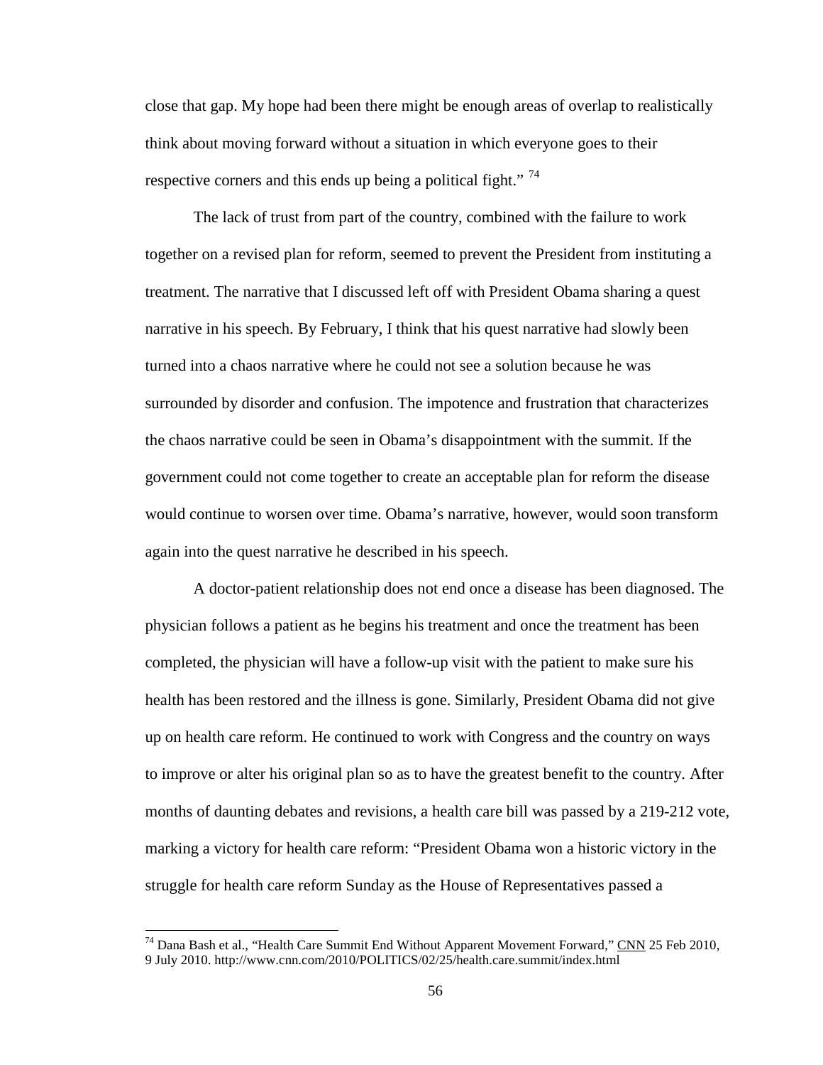close that gap. My hope had been there might be enough areas of overlap to realistically think about moving forward without a situation in which everyone goes to their respective corners and this ends up being a political fight." [74]

The lack of trust from part of the country, combined with the failure to work together on a revised plan for reform, seemed to prevent the President from instituting a treatment. The narrative that I discussed left off with President Obama sharing a quest narrative in his speech. By February, I think that his quest narrative had slowly been turned into a chaos narrative where he could not see a solution because he was surrounded by disorder and confusion. The impotence and frustration that characterizes the chaos narrative could be seen in Obama's disappointment with the summit. If the government could not come together to create an acceptable plan for reform the disease would continue to worsen over time. Obama's narrative, however, would soon transform again into the quest narrative he described in his speech.

A doctor-patient relationship does not end once a disease has been diagnosed. The physician follows a patient as he begins his treatment and once the treatment has been completed, the physician will have a follow-up visit with the patient to make sure his health has been restored and the illness is gone. Similarly, President Obama did not give up on health care reform. He continued to work with Congress and the country on ways to improve or alter his original plan so as to have the greatest benefit to the country. After months of daunting debates and revisions, a health care bill was passed by a 219-212 vote, marking a victory for health care reform: "President Obama won a historic victory in the struggle for health care reform Sunday as the House of Representatives passed a

---

[74] Dana Bash et al., "Health Care Summit End Without Apparent Movement Forward," CNN 25 Feb 2010, 9 July 2010. http://www.cnn.com/2010/POLITICS/02/25/health.care.summit/index.html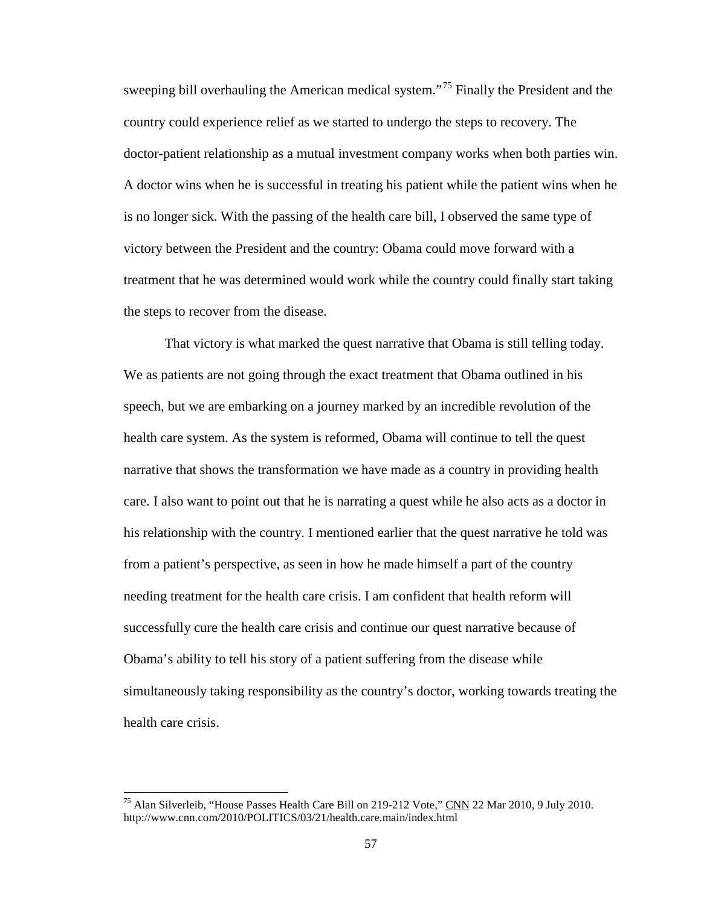sweeping bill overhauling the American medical system."[75] Finally the President and the country could experience relief as we started to undergo the steps to recovery. The doctor-patient relationship as a mutual investment company works when both parties win. A doctor wins when he is successful in treating his patient while the patient wins when he is no longer sick. With the passing of the health care bill, I observed the same type of victory between the President and the country: Obama could move forward with a treatment that he was determined would work while the country could finally start taking the steps to recover from the disease.

That victory is what marked the quest narrative that Obama is still telling today. We as patients are not going through the exact treatment that Obama outlined in his speech, but we are embarking on a journey marked by an incredible revolution of the health care system. As the system is reformed, Obama will continue to tell the quest narrative that shows the transformation we have made as a country in providing health care. I also want to point out that he is narrating a quest while he also acts as a doctor in his relationship with the country. I mentioned earlier that the quest narrative he told was from a patient's perspective, as seen in how he made himself a part of the country needing treatment for the health care crisis. I am confident that health reform will successfully cure the health care crisis and continue our quest narrative because of Obama's ability to tell his story of a patient suffering from the disease while simultaneously taking responsibility as the country's doctor, working towards treating the health care crisis.

---

[75] Alan Silverleib, "House Passes Health Care Bill on 219-212 Vote," CNN 22 Mar 2010, 9 July 2010. http://www.cnn.com/2010/POLITICS/03/21/health.care.main/index.html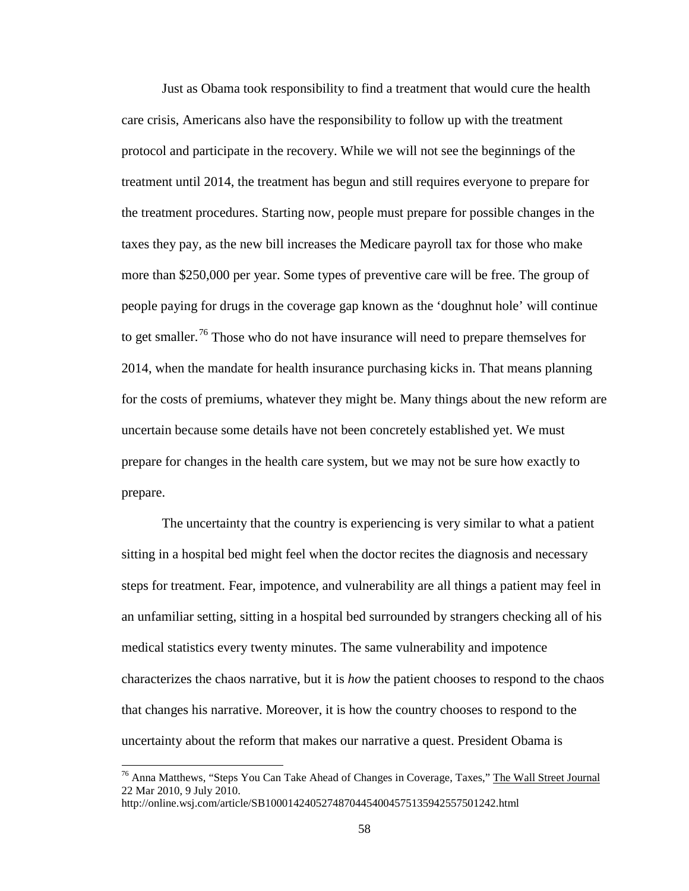Just as Obama took responsibility to find a treatment that would cure the health care crisis, Americans also have the responsibility to follow up with the treatment protocol and participate in the recovery. While we will not see the beginnings of the treatment until 2014, the treatment has begun and still requires everyone to prepare for the treatment procedures. Starting now, people must prepare for possible changes in the taxes they pay, as the new bill increases the Medicare payroll tax for those who make more than $250,000 per year. Some types of preventive care will be free. The group of people paying for drugs in the coverage gap known as the 'doughnut hole' will continue to get smaller.[76] Those who do not have insurance will need to prepare themselves for 2014, when the mandate for health insurance purchasing kicks in. That means planning for the costs of premiums, whatever they might be. Many things about the new reform are uncertain because some details have not been concretely established yet. We must prepare for changes in the health care system, but we may not be sure how exactly to prepare.

The uncertainty that the country is experiencing is very similar to what a patient sitting in a hospital bed might feel when the doctor recites the diagnosis and necessary steps for treatment. Fear, impotence, and vulnerability are all things a patient may feel in an unfamiliar setting, sitting in a hospital bed surrounded by strangers checking all of his medical statistics every twenty minutes. The same vulnerability and impotence characterizes the chaos narrative, but it is *how* the patient chooses to respond to the chaos that changes his narrative. Moreover, it is how the country chooses to respond to the uncertainty about the reform that makes our narrative a quest. President Obama is

---

[76] Anna Matthews, "Steps You Can Take Ahead of Changes in Coverage, Taxes," The Wall Street Journal 22 Mar 2010, 9 July 2010.
http://online.wsj.com/article/SB10001424052748704454004575135942557501242.html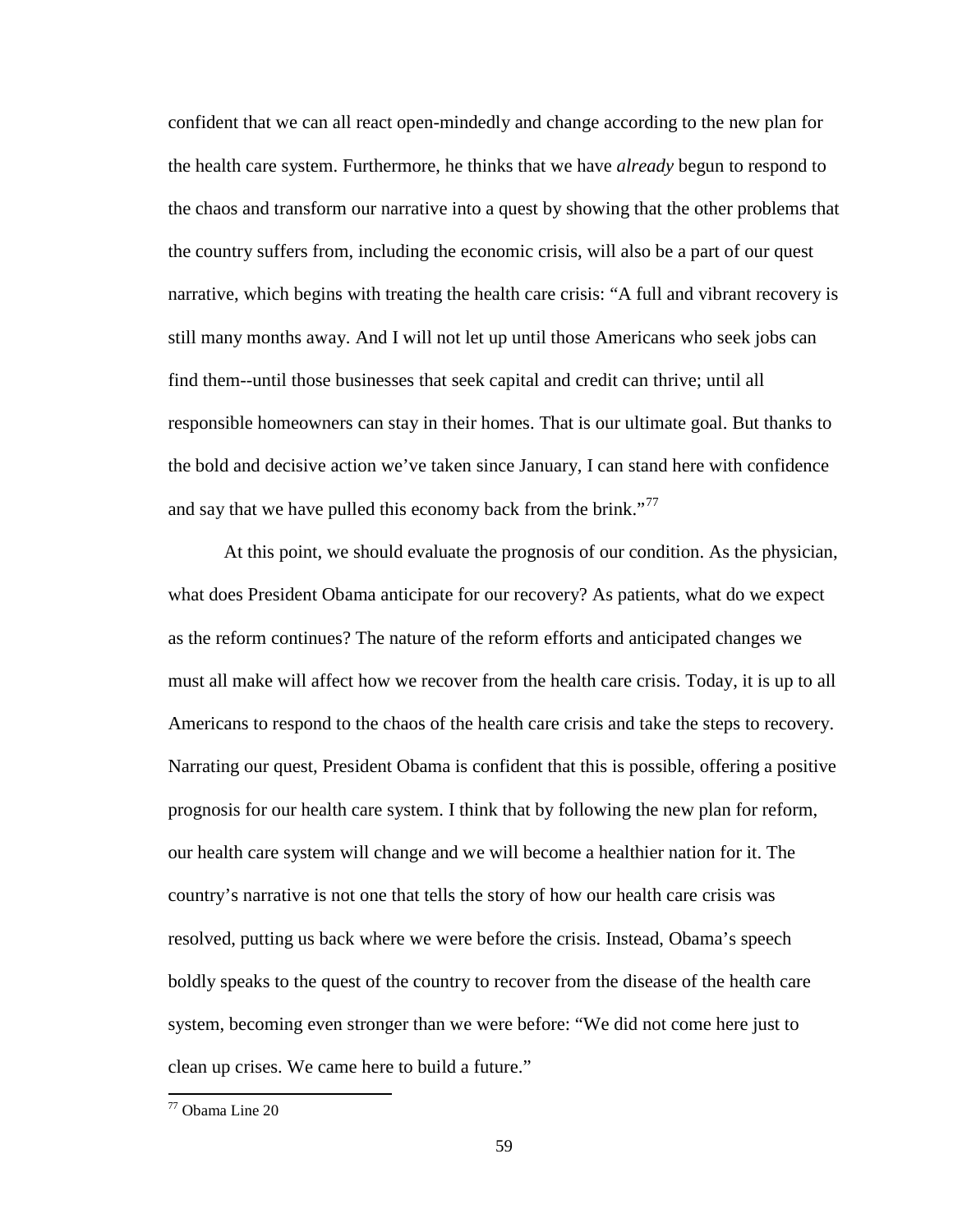confident that we can all react open-mindedly and change according to the new plan for the health care system. Furthermore, he thinks that we have *already* begun to respond to the chaos and transform our narrative into a quest by showing that the other problems that the country suffers from, including the economic crisis, will also be a part of our quest narrative, which begins with treating the health care crisis: "A full and vibrant recovery is still many months away. And I will not let up until those Americans who seek jobs can find them--until those businesses that seek capital and credit can thrive; until all responsible homeowners can stay in their homes. That is our ultimate goal. But thanks to the bold and decisive action we've taken since January, I can stand here with confidence and say that we have pulled this economy back from the brink."[77]

At this point, we should evaluate the prognosis of our condition. As the physician, what does President Obama anticipate for our recovery? As patients, what do we expect as the reform continues? The nature of the reform efforts and anticipated changes we must all make will affect how we recover from the health care crisis. Today, it is up to all Americans to respond to the chaos of the health care crisis and take the steps to recovery. Narrating our quest, President Obama is confident that this is possible, offering a positive prognosis for our health care system. I think that by following the new plan for reform, our health care system will change and we will become a healthier nation for it. The country's narrative is not one that tells the story of how our health care crisis was resolved, putting us back where we were before the crisis. Instead, Obama's speech boldly speaks to the quest of the country to recover from the disease of the health care system, becoming even stronger than we were before: "We did not come here just to clean up crises. We came here to build a future."

[77] Obama Line 20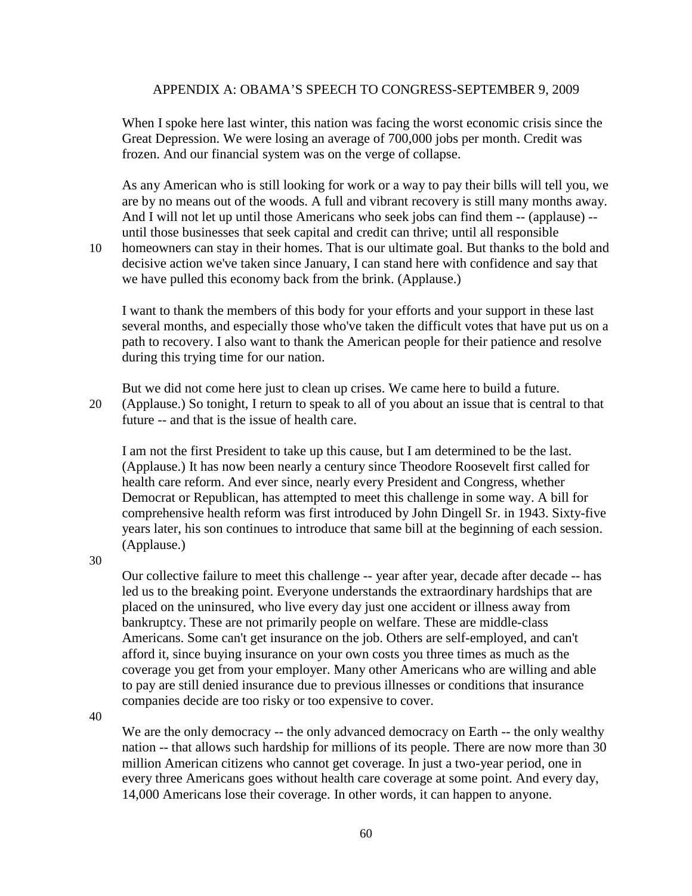## APPENDIX A: OBAMA'S SPEECH TO CONGRESS-SEPTEMBER 9, 2009

When I spoke here last winter, this nation was facing the worst economic crisis since the Great Depression. We were losing an average of 700,000 jobs per month. Credit was frozen. And our financial system was on the verge of collapse.

As any American who is still looking for work or a way to pay their bills will tell you, we are by no means out of the woods. A full and vibrant recovery is still many months away. And I will not let up until those Americans who seek jobs can find them -- (applause) -- until those businesses that seek capital and credit can thrive; until all responsible homeowners can stay in their homes. That is our ultimate goal. But thanks to the bold and decisive action we've taken since January, I can stand here with confidence and say that we have pulled this economy back from the brink. (Applause.)

I want to thank the members of this body for your efforts and your support in these last several months, and especially those who've taken the difficult votes that have put us on a path to recovery. I also want to thank the American people for their patience and resolve during this trying time for our nation.

But we did not come here just to clean up crises. We came here to build a future. (Applause.) So tonight, I return to speak to all of you about an issue that is central to that future -- and that is the issue of health care.

I am not the first President to take up this cause, but I am determined to be the last. (Applause.) It has now been nearly a century since Theodore Roosevelt first called for health care reform. And ever since, nearly every President and Congress, whether Democrat or Republican, has attempted to meet this challenge in some way. A bill for comprehensive health reform was first introduced by John Dingell Sr. in 1943. Sixty-five years later, his son continues to introduce that same bill at the beginning of each session. (Applause.)

Our collective failure to meet this challenge -- year after year, decade after decade -- has led us to the breaking point. Everyone understands the extraordinary hardships that are placed on the uninsured, who live every day just one accident or illness away from bankruptcy. These are not primarily people on welfare. These are middle-class Americans. Some can't get insurance on the job. Others are self-employed, and can't afford it, since buying insurance on your own costs you three times as much as the coverage you get from your employer. Many other Americans who are willing and able to pay are still denied insurance due to previous illnesses or conditions that insurance companies decide are too risky or too expensive to cover.

We are the only democracy -- the only advanced democracy on Earth -- the only wealthy nation -- that allows such hardship for millions of its people. There are now more than 30 million American citizens who cannot get coverage. In just a two-year period, one in every three Americans goes without health care coverage at some point. And every day, 14,000 Americans lose their coverage. In other words, it can happen to anyone.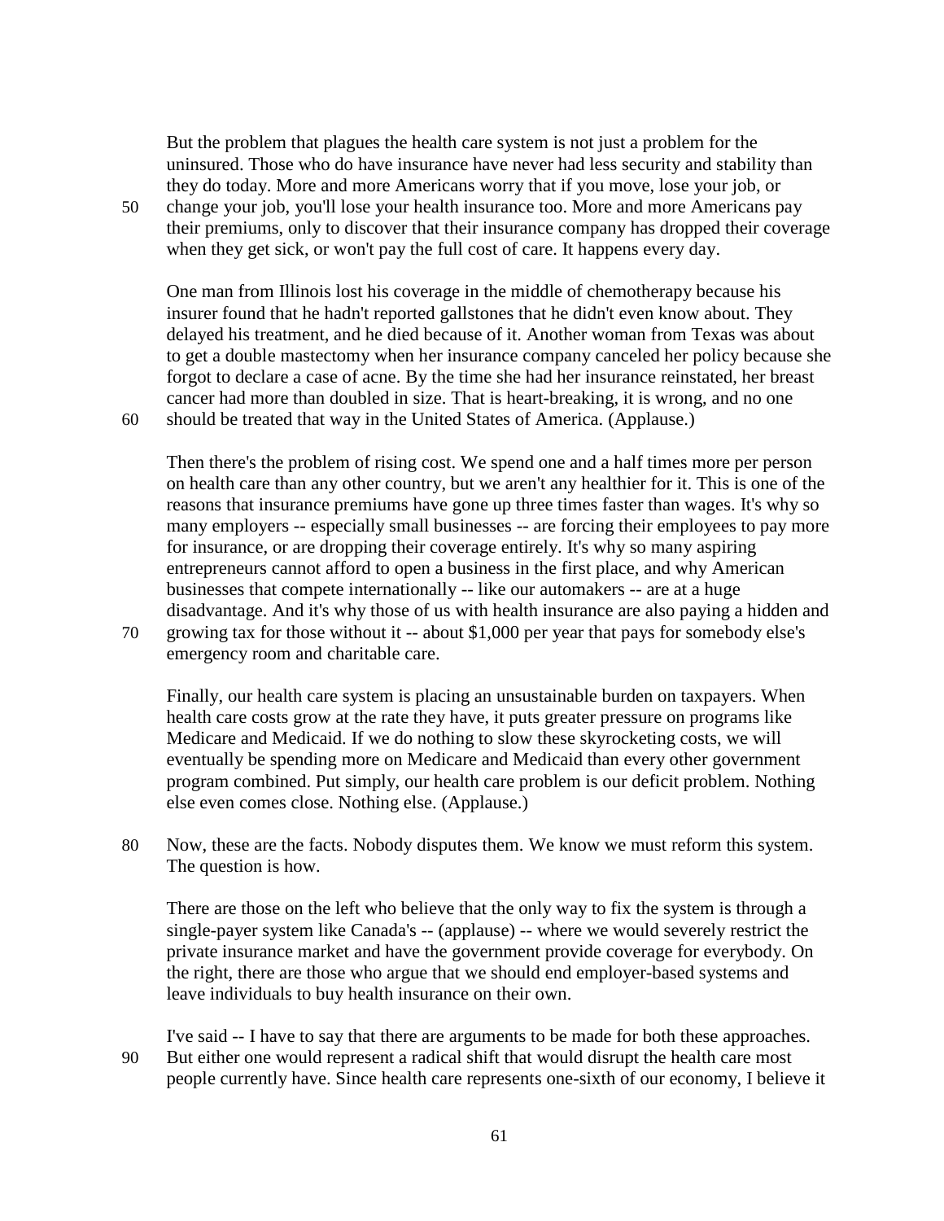But the problem that plagues the health care system is not just a problem for the uninsured. Those who do have insurance have never had less security and stability than they do today. More and more Americans worry that if you move, lose your job, or change your job, you'll lose your health insurance too. More and more Americans pay their premiums, only to discover that their insurance company has dropped their coverage when they get sick, or won't pay the full cost of care. It happens every day.

One man from Illinois lost his coverage in the middle of chemotherapy because his insurer found that he hadn't reported gallstones that he didn't even know about. They delayed his treatment, and he died because of it. Another woman from Texas was about to get a double mastectomy when her insurance company canceled her policy because she forgot to declare a case of acne. By the time she had her insurance reinstated, her breast cancer had more than doubled in size. That is heart-breaking, it is wrong, and no one should be treated that way in the United States of America. (Applause.)

Then there's the problem of rising cost. We spend one and a half times more per person on health care than any other country, but we aren't any healthier for it. This is one of the reasons that insurance premiums have gone up three times faster than wages. It's why so many employers -- especially small businesses -- are forcing their employees to pay more for insurance, or are dropping their coverage entirely. It's why so many aspiring entrepreneurs cannot afford to open a business in the first place, and why American businesses that compete internationally -- like our automakers -- are at a huge disadvantage. And it's why those of us with health insurance are also paying a hidden and growing tax for those without it -- about $1,000 per year that pays for somebody else's emergency room and charitable care.

Finally, our health care system is placing an unsustainable burden on taxpayers. When health care costs grow at the rate they have, it puts greater pressure on programs like Medicare and Medicaid. If we do nothing to slow these skyrocketing costs, we will eventually be spending more on Medicare and Medicaid than every other government program combined. Put simply, our health care problem is our deficit problem. Nothing else even comes close. Nothing else. (Applause.)

Now, these are the facts. Nobody disputes them. We know we must reform this system. The question is how.

There are those on the left who believe that the only way to fix the system is through a single-payer system like Canada's -- (applause) -- where we would severely restrict the private insurance market and have the government provide coverage for everybody. On the right, there are those who argue that we should end employer-based systems and leave individuals to buy health insurance on their own.

I've said -- I have to say that there are arguments to be made for both these approaches. But either one would represent a radical shift that would disrupt the health care most people currently have. Since health care represents one-sixth of our economy, I believe it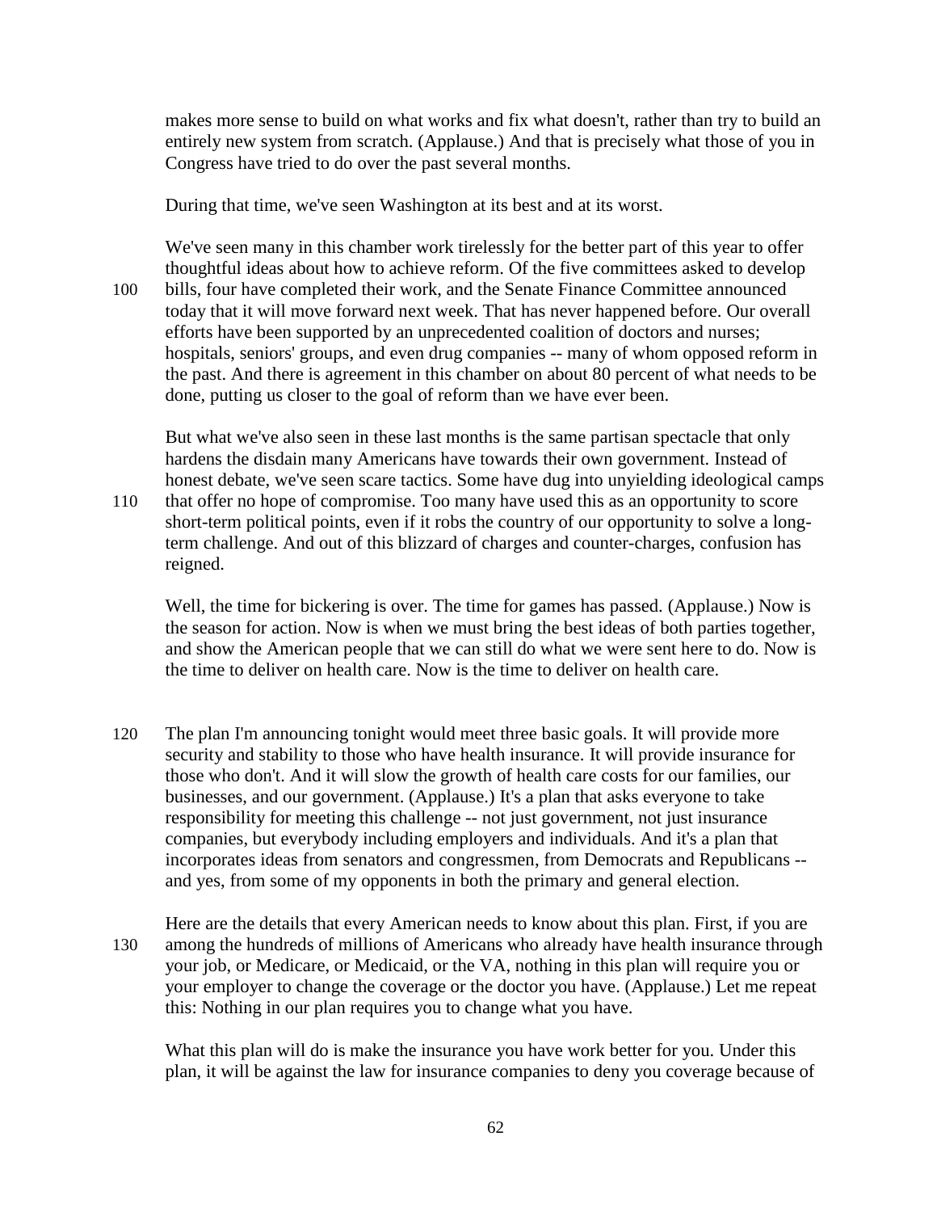makes more sense to build on what works and fix what doesn't, rather than try to build an entirely new system from scratch. (Applause.) And that is precisely what those of you in Congress have tried to do over the past several months.

During that time, we've seen Washington at its best and at its worst.

We've seen many in this chamber work tirelessly for the better part of this year to offer thoughtful ideas about how to achieve reform. Of the five committees asked to develop bills, four have completed their work, and the Senate Finance Committee announced today that it will move forward next week. That has never happened before. Our overall efforts have been supported by an unprecedented coalition of doctors and nurses; hospitals, seniors' groups, and even drug companies -- many of whom opposed reform in the past. And there is agreement in this chamber on about 80 percent of what needs to be done, putting us closer to the goal of reform than we have ever been.

But what we've also seen in these last months is the same partisan spectacle that only hardens the disdain many Americans have towards their own government. Instead of honest debate, we've seen scare tactics. Some have dug into unyielding ideological camps that offer no hope of compromise. Too many have used this as an opportunity to score short-term political points, even if it robs the country of our opportunity to solve a long-term challenge. And out of this blizzard of charges and counter-charges, confusion has reigned.

Well, the time for bickering is over. The time for games has passed. (Applause.) Now is the season for action. Now is when we must bring the best ideas of both parties together, and show the American people that we can still do what we were sent here to do. Now is the time to deliver on health care. Now is the time to deliver on health care.

The plan I'm announcing tonight would meet three basic goals. It will provide more security and stability to those who have health insurance. It will provide insurance for those who don't. And it will slow the growth of health care costs for our families, our businesses, and our government. (Applause.) It's a plan that asks everyone to take responsibility for meeting this challenge -- not just government, not just insurance companies, but everybody including employers and individuals. And it's a plan that incorporates ideas from senators and congressmen, from Democrats and Republicans -- and yes, from some of my opponents in both the primary and general election.

Here are the details that every American needs to know about this plan. First, if you are among the hundreds of millions of Americans who already have health insurance through your job, or Medicare, or Medicaid, or the VA, nothing in this plan will require you or your employer to change the coverage or the doctor you have. (Applause.) Let me repeat this: Nothing in our plan requires you to change what you have.

What this plan will do is make the insurance you have work better for you. Under this plan, it will be against the law for insurance companies to deny you coverage because of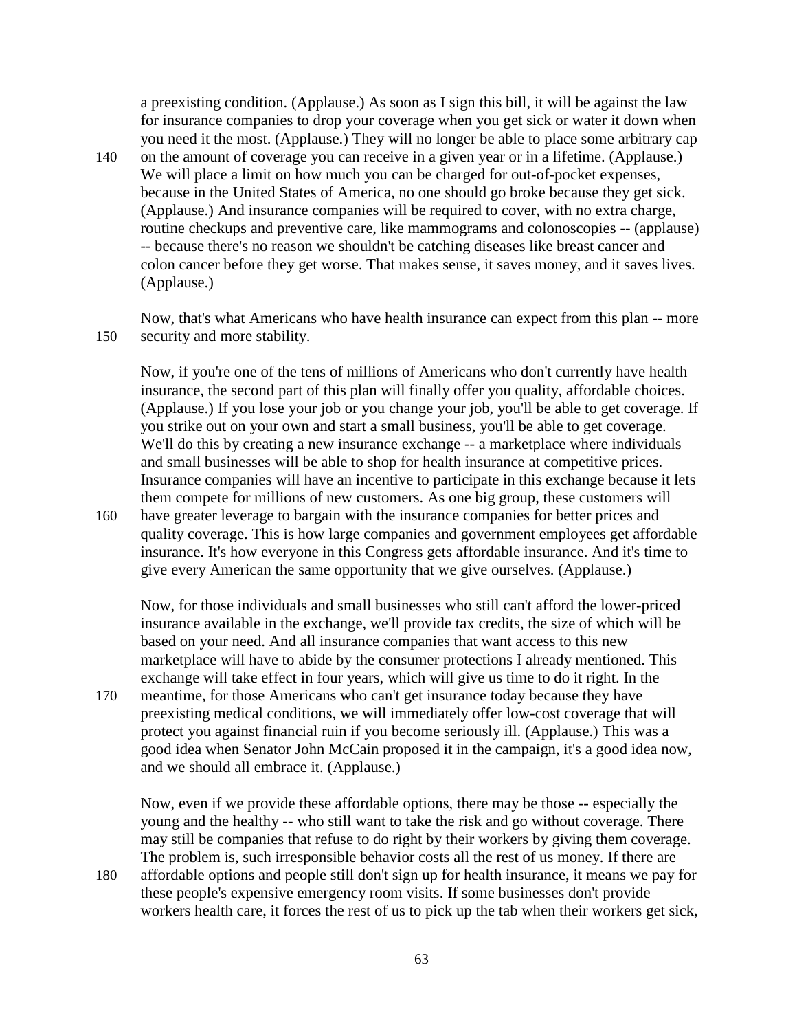a preexisting condition. (Applause.) As soon as I sign this bill, it will be against the law for insurance companies to drop your coverage when you get sick or water it down when you need it the most. (Applause.) They will no longer be able to place some arbitrary cap on the amount of coverage you can receive in a given year or in a lifetime. (Applause.) We will place a limit on how much you can be charged for out-of-pocket expenses, because in the United States of America, no one should go broke because they get sick. (Applause.) And insurance companies will be required to cover, with no extra charge, routine checkups and preventive care, like mammograms and colonoscopies -- (applause) -- because there's no reason we shouldn't be catching diseases like breast cancer and colon cancer before they get worse. That makes sense, it saves money, and it saves lives. (Applause.)

Now, that's what Americans who have health insurance can expect from this plan -- more security and more stability.

Now, if you're one of the tens of millions of Americans who don't currently have health insurance, the second part of this plan will finally offer you quality, affordable choices. (Applause.) If you lose your job or you change your job, you'll be able to get coverage. If you strike out on your own and start a small business, you'll be able to get coverage. We'll do this by creating a new insurance exchange -- a marketplace where individuals and small businesses will be able to shop for health insurance at competitive prices. Insurance companies will have an incentive to participate in this exchange because it lets them compete for millions of new customers. As one big group, these customers will have greater leverage to bargain with the insurance companies for better prices and quality coverage. This is how large companies and government employees get affordable insurance. It's how everyone in this Congress gets affordable insurance. And it's time to give every American the same opportunity that we give ourselves. (Applause.)

Now, for those individuals and small businesses who still can't afford the lower-priced insurance available in the exchange, we'll provide tax credits, the size of which will be based on your need. And all insurance companies that want access to this new marketplace will have to abide by the consumer protections I already mentioned. This exchange will take effect in four years, which will give us time to do it right. In the meantime, for those Americans who can't get insurance today because they have preexisting medical conditions, we will immediately offer low-cost coverage that will protect you against financial ruin if you become seriously ill. (Applause.) This was a good idea when Senator John McCain proposed it in the campaign, it's a good idea now, and we should all embrace it. (Applause.)

Now, even if we provide these affordable options, there may be those -- especially the young and the healthy -- who still want to take the risk and go without coverage. There may still be companies that refuse to do right by their workers by giving them coverage. The problem is, such irresponsible behavior costs all the rest of us money. If there are affordable options and people still don't sign up for health insurance, it means we pay for these people's expensive emergency room visits. If some businesses don't provide workers health care, it forces the rest of us to pick up the tab when their workers get sick,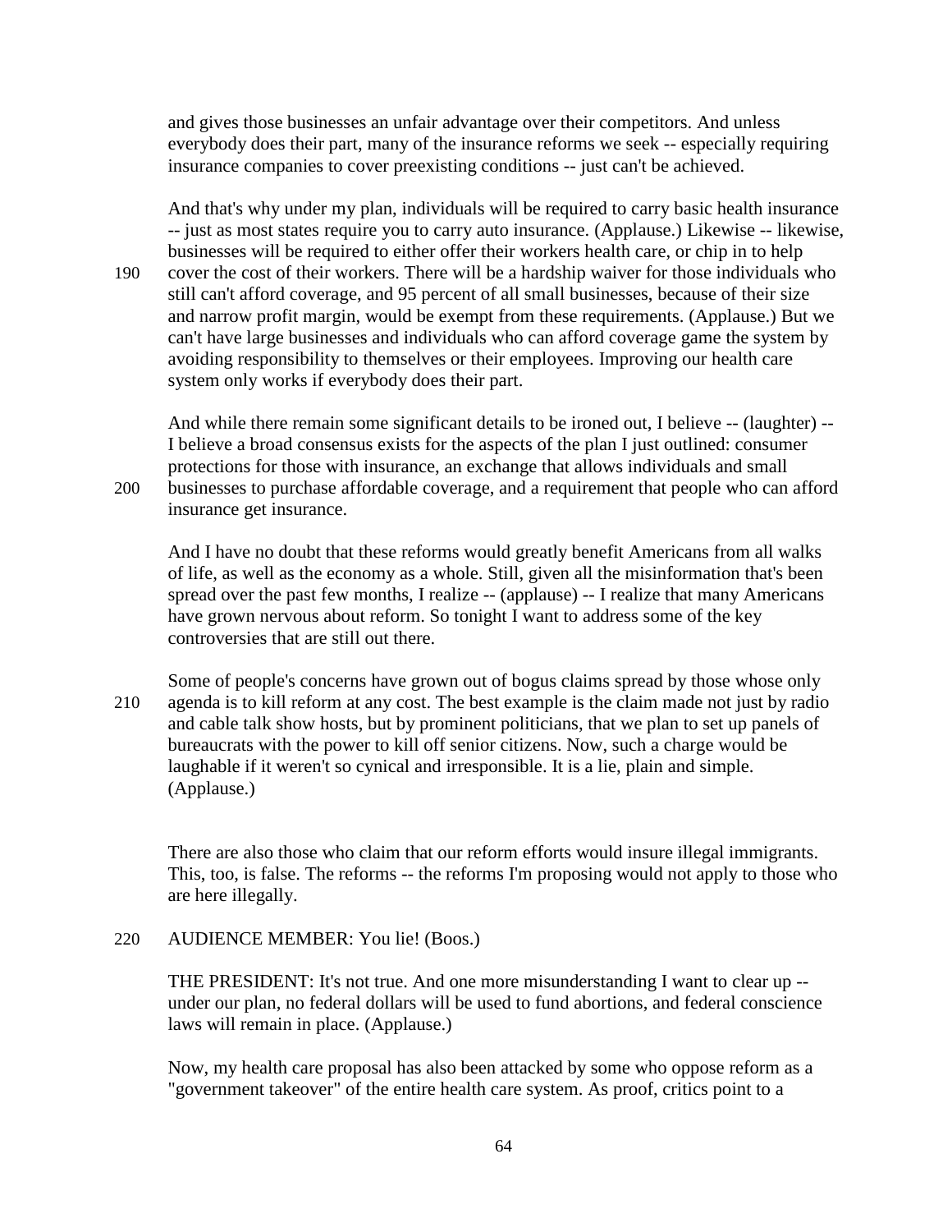and gives those businesses an unfair advantage over their competitors. And unless everybody does their part, many of the insurance reforms we seek -- especially requiring insurance companies to cover preexisting conditions -- just can't be achieved.

And that's why under my plan, individuals will be required to carry basic health insurance -- just as most states require you to carry auto insurance. (Applause.) Likewise -- likewise, businesses will be required to either offer their workers health care, or chip in to help cover the cost of their workers. There will be a hardship waiver for those individuals who still can't afford coverage, and 95 percent of all small businesses, because of their size and narrow profit margin, would be exempt from these requirements. (Applause.) But we can't have large businesses and individuals who can afford coverage game the system by avoiding responsibility to themselves or their employees. Improving our health care system only works if everybody does their part.

And while there remain some significant details to be ironed out, I believe -- (laughter) -- I believe a broad consensus exists for the aspects of the plan I just outlined: consumer protections for those with insurance, an exchange that allows individuals and small businesses to purchase affordable coverage, and a requirement that people who can afford insurance get insurance.

And I have no doubt that these reforms would greatly benefit Americans from all walks of life, as well as the economy as a whole. Still, given all the misinformation that's been spread over the past few months, I realize -- (applause) -- I realize that many Americans have grown nervous about reform. So tonight I want to address some of the key controversies that are still out there.

Some of people's concerns have grown out of bogus claims spread by those whose only agenda is to kill reform at any cost. The best example is the claim made not just by radio and cable talk show hosts, but by prominent politicians, that we plan to set up panels of bureaucrats with the power to kill off senior citizens. Now, such a charge would be laughable if it weren't so cynical and irresponsible. It is a lie, plain and simple. (Applause.)

There are also those who claim that our reform efforts would insure illegal immigrants. This, too, is false. The reforms -- the reforms I'm proposing would not apply to those who are here illegally.

AUDIENCE MEMBER: You lie! (Boos.)

THE PRESIDENT: It's not true. And one more misunderstanding I want to clear up -- under our plan, no federal dollars will be used to fund abortions, and federal conscience laws will remain in place. (Applause.)

Now, my health care proposal has also been attacked by some who oppose reform as a "government takeover" of the entire health care system. As proof, critics point to a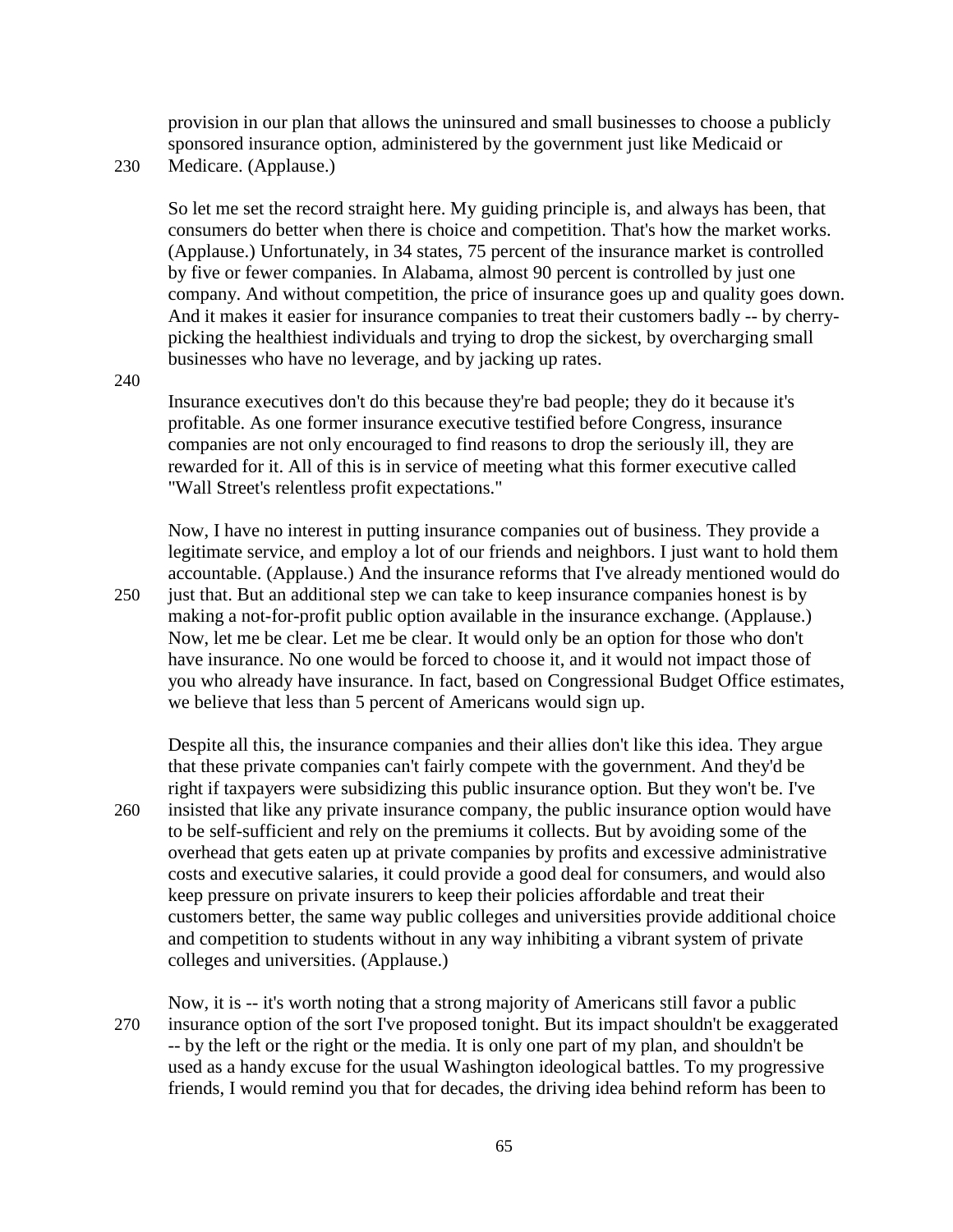provision in our plan that allows the uninsured and small businesses to choose a publicly sponsored insurance option, administered by the government just like Medicaid or Medicare. (Applause.)

So let me set the record straight here. My guiding principle is, and always has been, that consumers do better when there is choice and competition. That's how the market works. (Applause.) Unfortunately, in 34 states, 75 percent of the insurance market is controlled by five or fewer companies. In Alabama, almost 90 percent is controlled by just one company. And without competition, the price of insurance goes up and quality goes down. And it makes it easier for insurance companies to treat their customers badly -- by cherry-picking the healthiest individuals and trying to drop the sickest, by overcharging small businesses who have no leverage, and by jacking up rates.

Insurance executives don't do this because they're bad people; they do it because it's profitable. As one former insurance executive testified before Congress, insurance companies are not only encouraged to find reasons to drop the seriously ill, they are rewarded for it. All of this is in service of meeting what this former executive called "Wall Street's relentless profit expectations."

Now, I have no interest in putting insurance companies out of business. They provide a legitimate service, and employ a lot of our friends and neighbors. I just want to hold them accountable. (Applause.) And the insurance reforms that I've already mentioned would do just that. But an additional step we can take to keep insurance companies honest is by making a not-for-profit public option available in the insurance exchange. (Applause.) Now, let me be clear. Let me be clear. It would only be an option for those who don't have insurance. No one would be forced to choose it, and it would not impact those of you who already have insurance. In fact, based on Congressional Budget Office estimates, we believe that less than 5 percent of Americans would sign up.

Despite all this, the insurance companies and their allies don't like this idea. They argue that these private companies can't fairly compete with the government. And they'd be right if taxpayers were subsidizing this public insurance option. But they won't be. I've insisted that like any private insurance company, the public insurance option would have to be self-sufficient and rely on the premiums it collects. But by avoiding some of the overhead that gets eaten up at private companies by profits and excessive administrative costs and executive salaries, it could provide a good deal for consumers, and would also keep pressure on private insurers to keep their policies affordable and treat their customers better, the same way public colleges and universities provide additional choice and competition to students without in any way inhibiting a vibrant system of private colleges and universities. (Applause.)

Now, it is -- it's worth noting that a strong majority of Americans still favor a public insurance option of the sort I've proposed tonight. But its impact shouldn't be exaggerated -- by the left or the right or the media. It is only one part of my plan, and shouldn't be used as a handy excuse for the usual Washington ideological battles. To my progressive friends, I would remind you that for decades, the driving idea behind reform has been to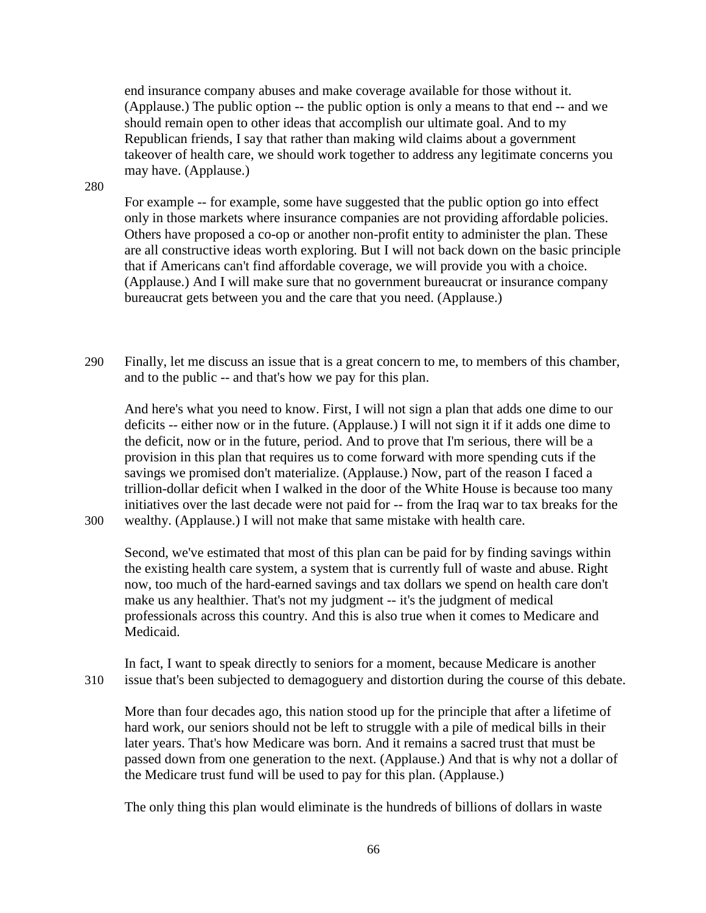end insurance company abuses and make coverage available for those without it. (Applause.) The public option -- the public option is only a means to that end -- and we should remain open to other ideas that accomplish our ultimate goal. And to my Republican friends, I say that rather than making wild claims about a government takeover of health care, we should work together to address any legitimate concerns you may have. (Applause.)

For example -- for example, some have suggested that the public option go into effect only in those markets where insurance companies are not providing affordable policies. Others have proposed a co-op or another non-profit entity to administer the plan. These are all constructive ideas worth exploring. But I will not back down on the basic principle that if Americans can't find affordable coverage, we will provide you with a choice. (Applause.) And I will make sure that no government bureaucrat or insurance company bureaucrat gets between you and the care that you need. (Applause.)

Finally, let me discuss an issue that is a great concern to me, to members of this chamber, and to the public -- and that's how we pay for this plan.

And here's what you need to know. First, I will not sign a plan that adds one dime to our deficits -- either now or in the future. (Applause.) I will not sign it if it adds one dime to the deficit, now or in the future, period. And to prove that I'm serious, there will be a provision in this plan that requires us to come forward with more spending cuts if the savings we promised don't materialize. (Applause.) Now, part of the reason I faced a trillion-dollar deficit when I walked in the door of the White House is because too many initiatives over the last decade were not paid for -- from the Iraq war to tax breaks for the wealthy. (Applause.) I will not make that same mistake with health care.

Second, we've estimated that most of this plan can be paid for by finding savings within the existing health care system, a system that is currently full of waste and abuse. Right now, too much of the hard-earned savings and tax dollars we spend on health care don't make us any healthier. That's not my judgment -- it's the judgment of medical professionals across this country. And this is also true when it comes to Medicare and Medicaid.

In fact, I want to speak directly to seniors for a moment, because Medicare is another issue that's been subjected to demagoguery and distortion during the course of this debate.

More than four decades ago, this nation stood up for the principle that after a lifetime of hard work, our seniors should not be left to struggle with a pile of medical bills in their later years. That's how Medicare was born. And it remains a sacred trust that must be passed down from one generation to the next. (Applause.) And that is why not a dollar of the Medicare trust fund will be used to pay for this plan. (Applause.)

The only thing this plan would eliminate is the hundreds of billions of dollars in waste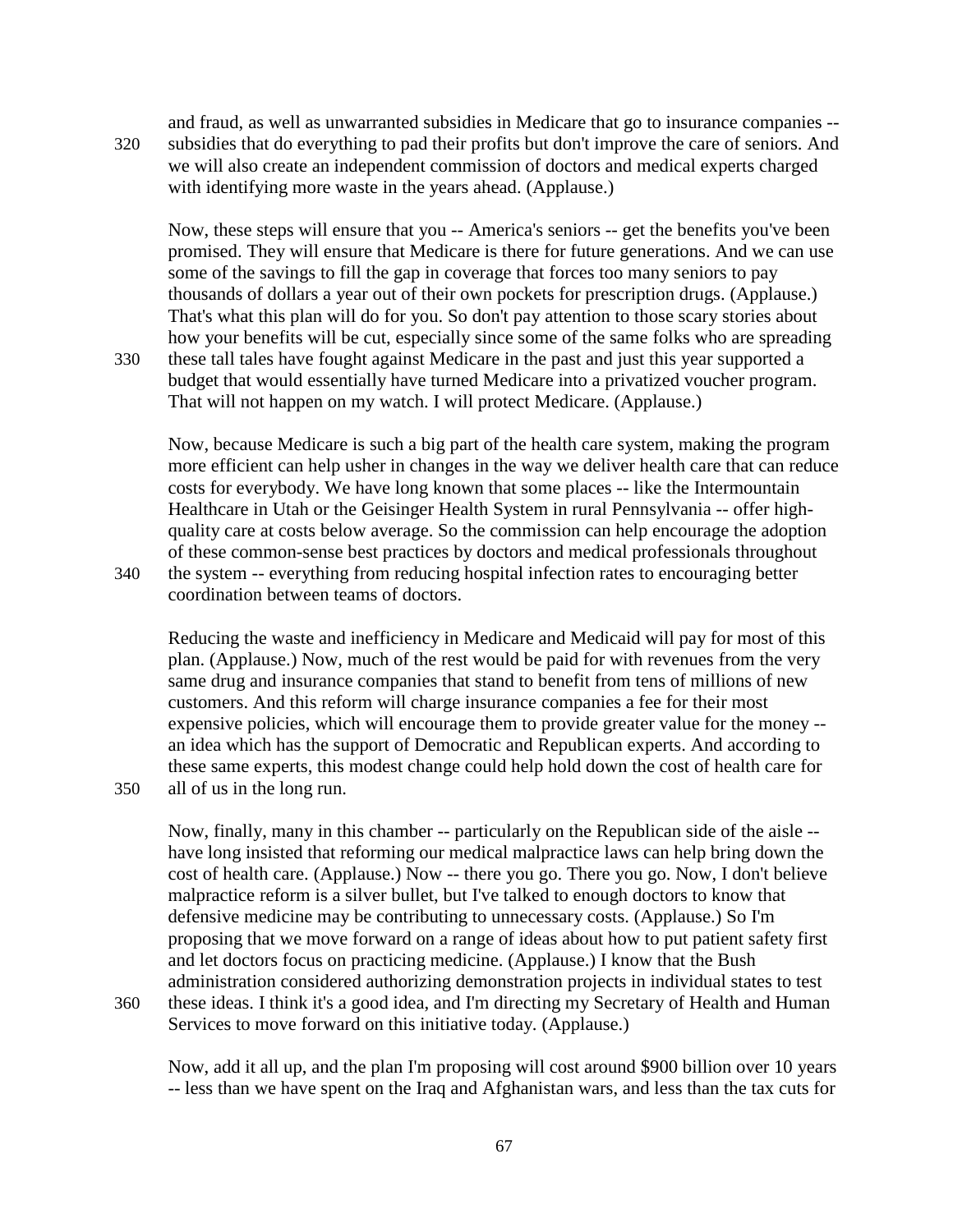and fraud, as well as unwarranted subsidies in Medicare that go to insurance companies -- subsidies that do everything to pad their profits but don't improve the care of seniors. And we will also create an independent commission of doctors and medical experts charged with identifying more waste in the years ahead. (Applause.)

Now, these steps will ensure that you -- America's seniors -- get the benefits you've been promised. They will ensure that Medicare is there for future generations. And we can use some of the savings to fill the gap in coverage that forces too many seniors to pay thousands of dollars a year out of their own pockets for prescription drugs. (Applause.) That's what this plan will do for you. So don't pay attention to those scary stories about how your benefits will be cut, especially since some of the same folks who are spreading these tall tales have fought against Medicare in the past and just this year supported a budget that would essentially have turned Medicare into a privatized voucher program. That will not happen on my watch. I will protect Medicare. (Applause.)

Now, because Medicare is such a big part of the health care system, making the program more efficient can help usher in changes in the way we deliver health care that can reduce costs for everybody. We have long known that some places -- like the Intermountain Healthcare in Utah or the Geisinger Health System in rural Pennsylvania -- offer high-quality care at costs below average. So the commission can help encourage the adoption of these common-sense best practices by doctors and medical professionals throughout the system -- everything from reducing hospital infection rates to encouraging better coordination between teams of doctors.

Reducing the waste and inefficiency in Medicare and Medicaid will pay for most of this plan. (Applause.) Now, much of the rest would be paid for with revenues from the very same drug and insurance companies that stand to benefit from tens of millions of new customers. And this reform will charge insurance companies a fee for their most expensive policies, which will encourage them to provide greater value for the money -- an idea which has the support of Democratic and Republican experts. And according to these same experts, this modest change could help hold down the cost of health care for all of us in the long run.

Now, finally, many in this chamber -- particularly on the Republican side of the aisle -- have long insisted that reforming our medical malpractice laws can help bring down the cost of health care. (Applause.) Now -- there you go. There you go. Now, I don't believe malpractice reform is a silver bullet, but I've talked to enough doctors to know that defensive medicine may be contributing to unnecessary costs. (Applause.) So I'm proposing that we move forward on a range of ideas about how to put patient safety first and let doctors focus on practicing medicine. (Applause.) I know that the Bush administration considered authorizing demonstration projects in individual states to test these ideas. I think it's a good idea, and I'm directing my Secretary of Health and Human Services to move forward on this initiative today. (Applause.)

Now, add it all up, and the plan I'm proposing will cost around $900 billion over 10 years -- less than we have spent on the Iraq and Afghanistan wars, and less than the tax cuts for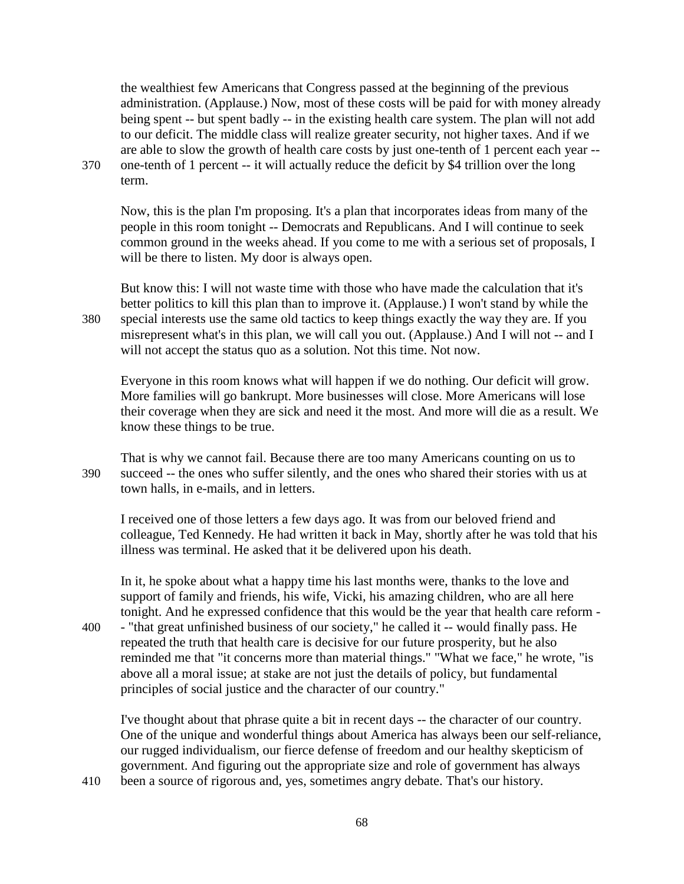the wealthiest few Americans that Congress passed at the beginning of the previous administration. (Applause.) Now, most of these costs will be paid for with money already being spent -- but spent badly -- in the existing health care system. The plan will not add to our deficit. The middle class will realize greater security, not higher taxes. And if we are able to slow the growth of health care costs by just one-tenth of 1 percent each year -- one-tenth of 1 percent -- it will actually reduce the deficit by $4 trillion over the long term.

Now, this is the plan I'm proposing. It's a plan that incorporates ideas from many of the people in this room tonight -- Democrats and Republicans. And I will continue to seek common ground in the weeks ahead. If you come to me with a serious set of proposals, I will be there to listen. My door is always open.

But know this: I will not waste time with those who have made the calculation that it's better politics to kill this plan than to improve it. (Applause.) I won't stand by while the special interests use the same old tactics to keep things exactly the way they are. If you misrepresent what's in this plan, we will call you out. (Applause.) And I will not -- and I will not accept the status quo as a solution. Not this time. Not now.

Everyone in this room knows what will happen if we do nothing. Our deficit will grow. More families will go bankrupt. More businesses will close. More Americans will lose their coverage when they are sick and need it the most. And more will die as a result. We know these things to be true.

That is why we cannot fail. Because there are too many Americans counting on us to succeed -- the ones who suffer silently, and the ones who shared their stories with us at town halls, in e-mails, and in letters.

I received one of those letters a few days ago. It was from our beloved friend and colleague, Ted Kennedy. He had written it back in May, shortly after he was told that his illness was terminal. He asked that it be delivered upon his death.

In it, he spoke about what a happy time his last months were, thanks to the love and support of family and friends, his wife, Vicki, his amazing children, who are all here tonight. And he expressed confidence that this would be the year that health care reform -- "that great unfinished business of our society," he called it -- would finally pass. He repeated the truth that health care is decisive for our future prosperity, but he also reminded me that "it concerns more than material things." "What we face," he wrote, "is above all a moral issue; at stake are not just the details of policy, but fundamental principles of social justice and the character of our country."

I've thought about that phrase quite a bit in recent days -- the character of our country. One of the unique and wonderful things about America has always been our self-reliance, our rugged individualism, our fierce defense of freedom and our healthy skepticism of government. And figuring out the appropriate size and role of government has always been a source of rigorous and, yes, sometimes angry debate. That's our history.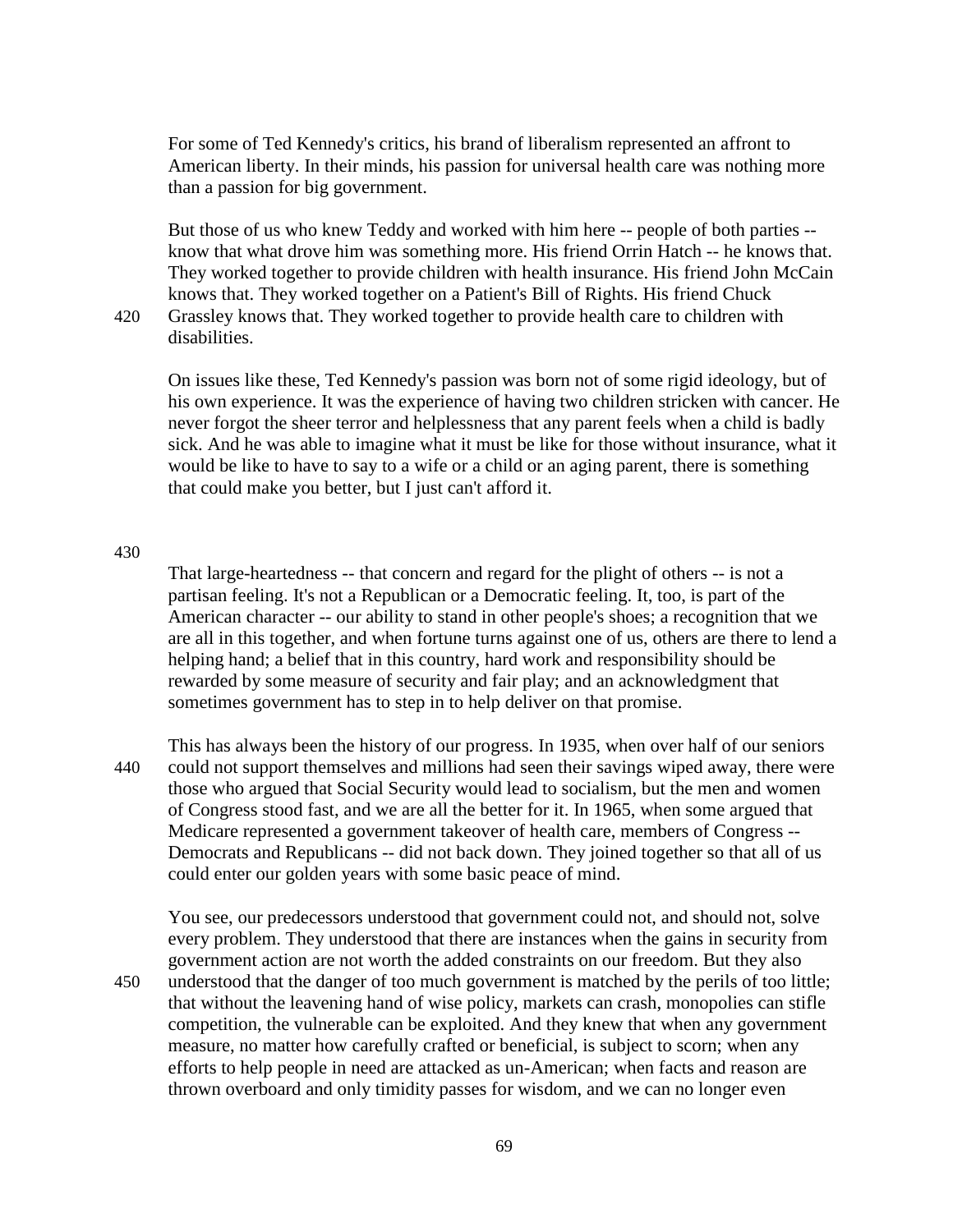For some of Ted Kennedy's critics, his brand of liberalism represented an affront to American liberty. In their minds, his passion for universal health care was nothing more than a passion for big government.

But those of us who knew Teddy and worked with him here -- people of both parties -- know that what drove him was something more. His friend Orrin Hatch -- he knows that. They worked together to provide children with health insurance. His friend John McCain knows that. They worked together on a Patient's Bill of Rights. His friend Chuck Grassley knows that. They worked together to provide health care to children with disabilities.

On issues like these, Ted Kennedy's passion was born not of some rigid ideology, but of his own experience. It was the experience of having two children stricken with cancer. He never forgot the sheer terror and helplessness that any parent feels when a child is badly sick. And he was able to imagine what it must be like for those without insurance, what it would be like to have to say to a wife or a child or an aging parent, there is something that could make you better, but I just can't afford it.

That large-heartedness -- that concern and regard for the plight of others -- is not a partisan feeling. It's not a Republican or a Democratic feeling. It, too, is part of the American character -- our ability to stand in other people's shoes; a recognition that we are all in this together, and when fortune turns against one of us, others are there to lend a helping hand; a belief that in this country, hard work and responsibility should be rewarded by some measure of security and fair play; and an acknowledgment that sometimes government has to step in to help deliver on that promise.

This has always been the history of our progress. In 1935, when over half of our seniors could not support themselves and millions had seen their savings wiped away, there were those who argued that Social Security would lead to socialism, but the men and women of Congress stood fast, and we are all the better for it. In 1965, when some argued that Medicare represented a government takeover of health care, members of Congress -- Democrats and Republicans -- did not back down. They joined together so that all of us could enter our golden years with some basic peace of mind.

You see, our predecessors understood that government could not, and should not, solve every problem. They understood that there are instances when the gains in security from government action are not worth the added constraints on our freedom. But they also understood that the danger of too much government is matched by the perils of too little; that without the leavening hand of wise policy, markets can crash, monopolies can stifle competition, the vulnerable can be exploited. And they knew that when any government measure, no matter how carefully crafted or beneficial, is subject to scorn; when any efforts to help people in need are attacked as un-American; when facts and reason are thrown overboard and only timidity passes for wisdom, and we can no longer even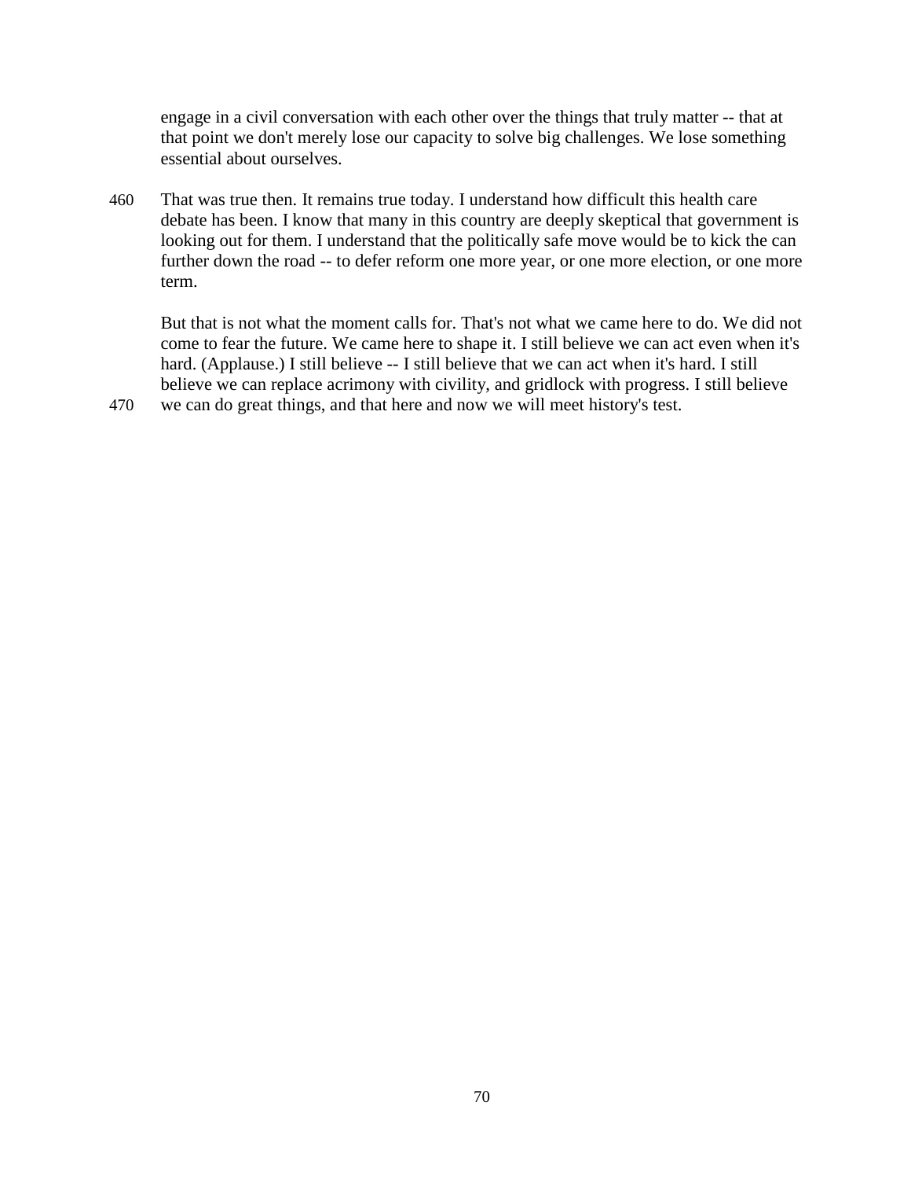engage in a civil conversation with each other over the things that truly matter -- that at that point we don't merely lose our capacity to solve big challenges. We lose something essential about ourselves.

That was true then. It remains true today. I understand how difficult this health care debate has been. I know that many in this country are deeply skeptical that government is looking out for them. I understand that the politically safe move would be to kick the can further down the road -- to defer reform one more year, or one more election, or one more term.

But that is not what the moment calls for. That's not what we came here to do. We did not come to fear the future. We came here to shape it. I still believe we can act even when it's hard. (Applause.) I still believe -- I still believe that we can act when it's hard. I still believe we can replace acrimony with civility, and gridlock with progress. I still believe we can do great things, and that here and now we will meet history's test.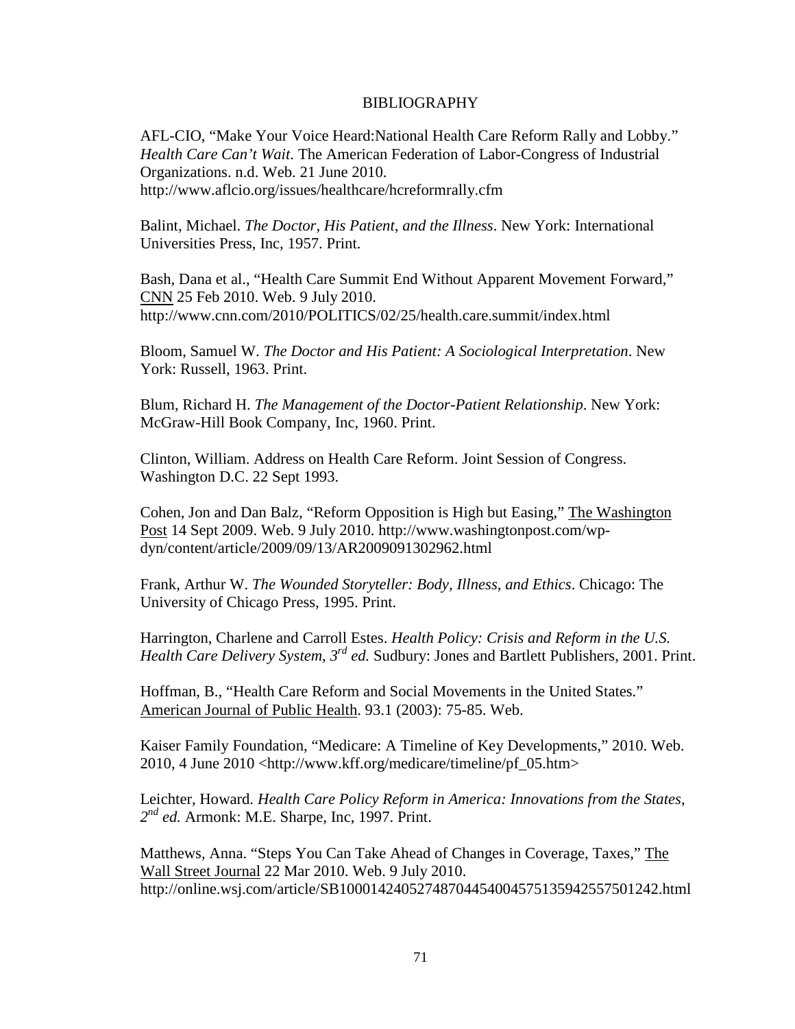# BIBLIOGRAPHY

AFL-CIO, "Make Your Voice Heard:National Health Care Reform Rally and Lobby." *Health Care Can't Wait.* The American Federation of Labor-Congress of Industrial Organizations. n.d. Web. 21 June 2010. http://www.aflcio.org/issues/healthcare/hcreformrally.cfm

Balint, Michael. *The Doctor, His Patient, and the Illness*. New York: International Universities Press, Inc, 1957. Print.

Bash, Dana et al., "Health Care Summit End Without Apparent Movement Forward," CNN 25 Feb 2010. Web. 9 July 2010. http://www.cnn.com/2010/POLITICS/02/25/health.care.summit/index.html

Bloom, Samuel W. *The Doctor and His Patient: A Sociological Interpretation*. New York: Russell, 1963. Print.

Blum, Richard H. *The Management of the Doctor-Patient Relationship*. New York: McGraw-Hill Book Company, Inc, 1960. Print.

Clinton, William. Address on Health Care Reform. Joint Session of Congress. Washington D.C. 22 Sept 1993.

Cohen, Jon and Dan Balz, "Reform Opposition is High but Easing," The Washington Post 14 Sept 2009. Web. 9 July 2010. http://www.washingtonpost.com/wp-dyn/content/article/2009/09/13/AR2009091302962.html

Frank, Arthur W. *The Wounded Storyteller: Body, Illness, and Ethics*. Chicago: The University of Chicago Press, 1995. Print.

Harrington, Charlene and Carroll Estes. *Health Policy: Crisis and Reform in the U.S. Health Care Delivery System, 3rd ed.* Sudbury: Jones and Bartlett Publishers, 2001. Print.

Hoffman, B., "Health Care Reform and Social Movements in the United States." American Journal of Public Health. 93.1 (2003): 75-85. Web.

Kaiser Family Foundation, "Medicare: A Timeline of Key Developments," 2010. Web. 2010, 4 June 2010 <http://www.kff.org/medicare/timeline/pf_05.htm>

Leichter, Howard. *Health Care Policy Reform in America: Innovations from the States, 2nd ed.* Armonk: M.E. Sharpe, Inc, 1997. Print.

Matthews, Anna. "Steps You Can Take Ahead of Changes in Coverage, Taxes," The Wall Street Journal 22 Mar 2010. Web. 9 July 2010. http://online.wsj.com/article/SB10001424052748704454004575135942557501242.html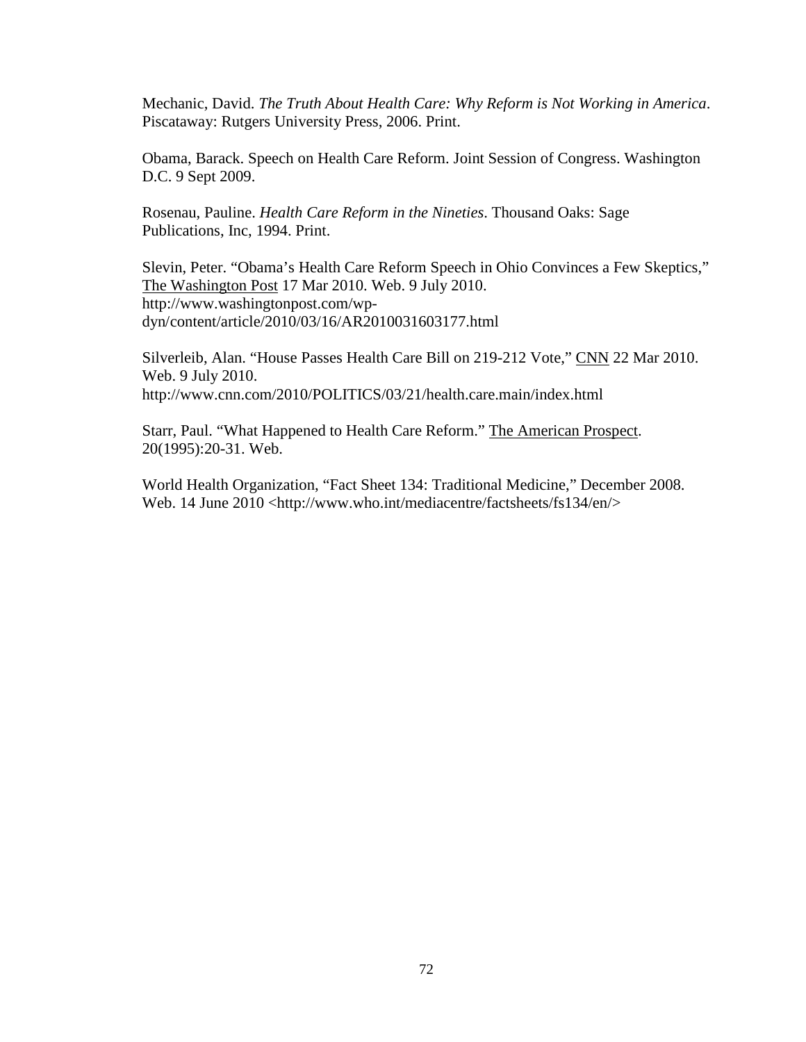Mechanic, David. *The Truth About Health Care: Why Reform is Not Working in America*. Piscataway: Rutgers University Press, 2006. Print.

Obama, Barack. Speech on Health Care Reform. Joint Session of Congress. Washington D.C. 9 Sept 2009.

Rosenau, Pauline. *Health Care Reform in the Nineties*. Thousand Oaks: Sage Publications, Inc, 1994. Print.

Slevin, Peter. "Obama's Health Care Reform Speech in Ohio Convinces a Few Skeptics," The Washington Post 17 Mar 2010. Web. 9 July 2010. http://www.washingtonpost.com/wp-dyn/content/article/2010/03/16/AR2010031603177.html

Silverleib, Alan. "House Passes Health Care Bill on 219-212 Vote," CNN 22 Mar 2010. Web. 9 July 2010. http://www.cnn.com/2010/POLITICS/03/21/health.care.main/index.html

Starr, Paul. "What Happened to Health Care Reform." The American Prospect. 20(1995):20-31. Web.

World Health Organization, "Fact Sheet 134: Traditional Medicine," December 2008. Web. 14 June 2010 <http://www.who.int/mediacentre/factsheets/fs134/en/>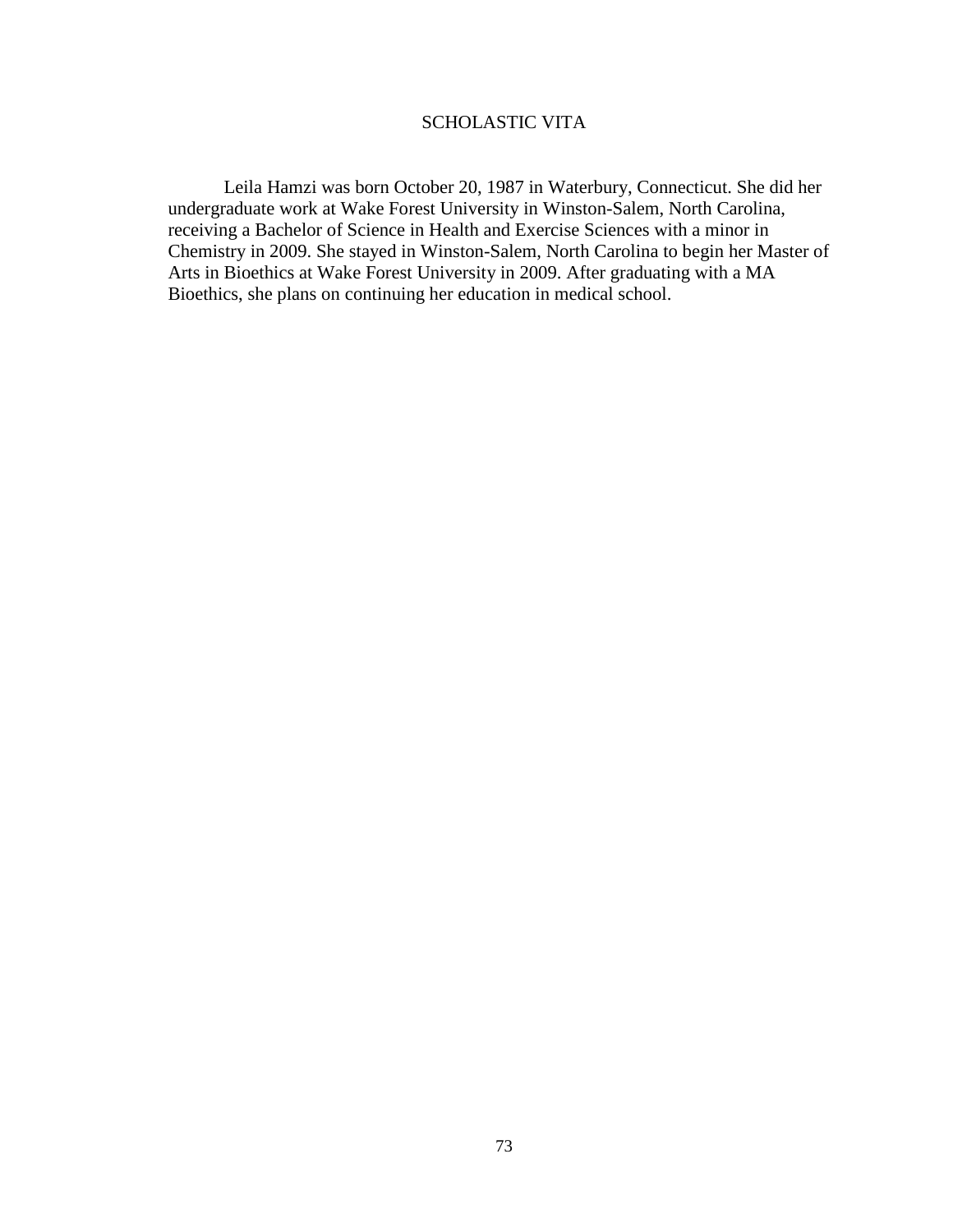# SCHOLASTIC VITA

Leila Hamzi was born October 20, 1987 in Waterbury, Connecticut. She did her undergraduate work at Wake Forest University in Winston-Salem, North Carolina, receiving a Bachelor of Science in Health and Exercise Sciences with a minor in Chemistry in 2009. She stayed in Winston-Salem, North Carolina to begin her Master of Arts in Bioethics at Wake Forest University in 2009. After graduating with a MA Bioethics, she plans on continuing her education in medical school.